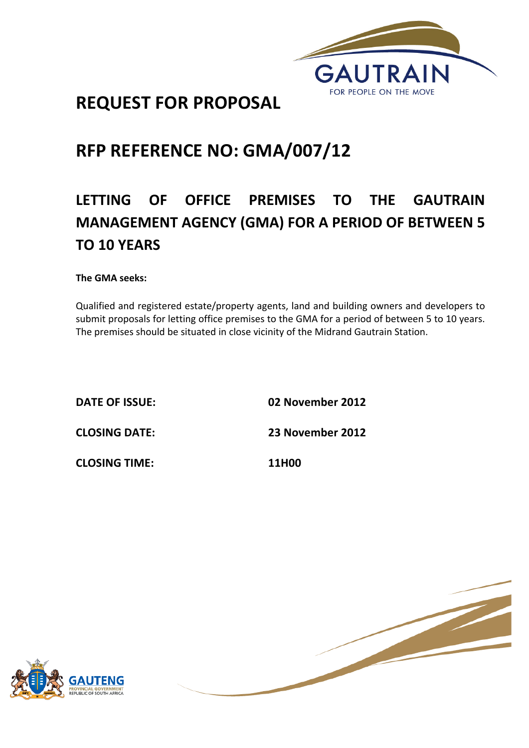# REQUEST FOR PROPOSAL

# RFP REFERENCE NO: GMA/007/12

## LETTING OF OFFICE PREMISES TO THE GAUTRAIN MANAGEMENT AGENCY (GMA) FOR A PERIOD OF BETWEEN 5 TO 10 YEARS

**The GMA seeks:**

Qualified and registered estate/property agents, land and building owners and developers to submit proposals for letting office premises to the GMA for a period of between 5 to 10 years. The premises should be situated in close vicinity of the Midrand Gautrain Station.

| | |
|---|---|
| **DATE OF ISSUE:** | **02 November 2012** |
| **CLOSING DATE:** | **23 November 2012** |
| **CLOSING TIME:** | **11H00** |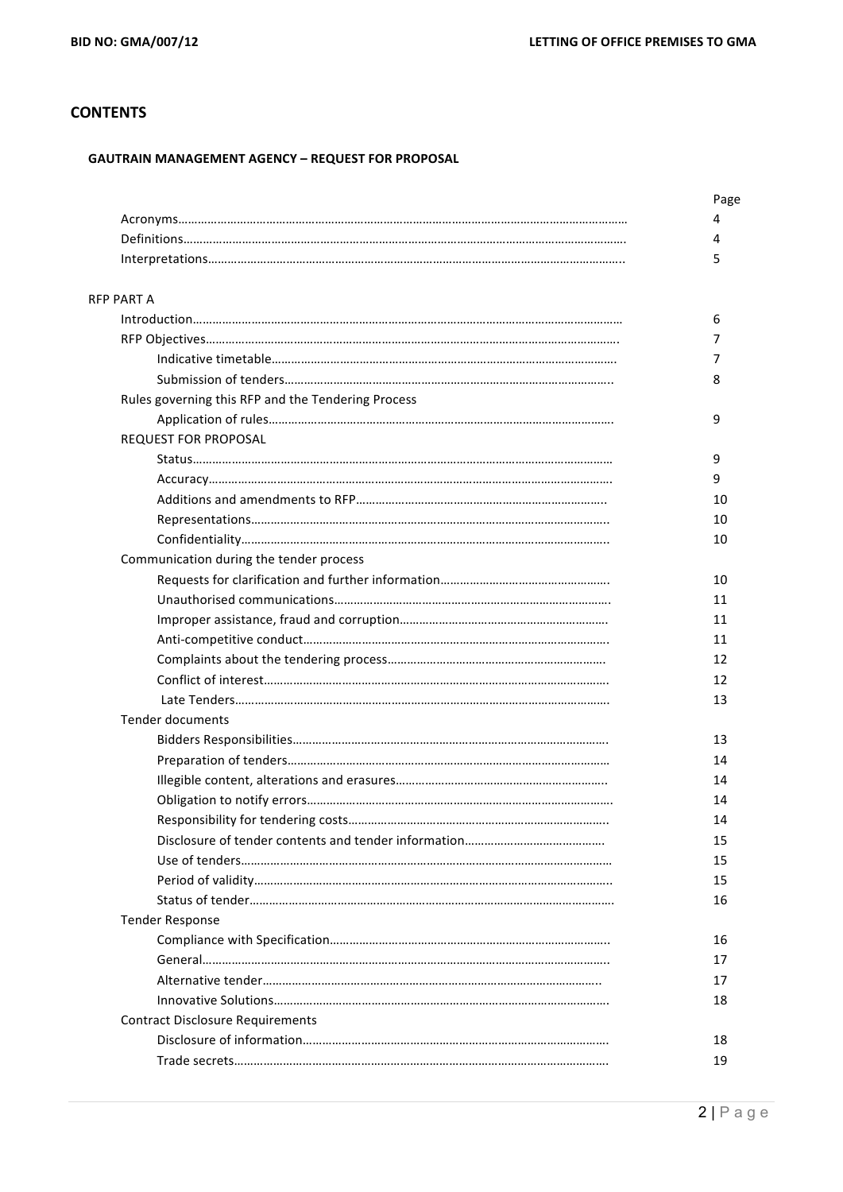## CONTENTS

### GAUTRAIN MANAGEMENT AGENCY – REQUEST FOR PROPOSAL

| | Page |
|---|---|
| Acronyms | 4 |
| Definitions | 4 |
| Interpretations | 5 |
| **RFP PART A** | |
| Introduction | 6 |
| RFP Objectives | 7 |
| Indicative timetable | 7 |
| Submission of tenders | 8 |
| Rules governing this RFP and the Tendering Process | |
| Application of rules | 9 |
| REQUEST FOR PROPOSAL | |
| Status | 9 |
| Accuracy | 9 |
| Additions and amendments to RFP | 10 |
| Representations | 10 |
| Confidentiality | 10 |
| Communication during the tender process | |
| Requests for clarification and further information | 10 |
| Unauthorised communications | 11 |
| Improper assistance, fraud and corruption | 11 |
| Anti-competitive conduct | 11 |
| Complaints about the tendering process | 12 |
| Conflict of interest | 12 |
| Late Tenders | 13 |
| Tender documents | |
| Bidders Responsibilities | 13 |
| Preparation of tenders | 14 |
| Illegible content, alterations and erasures | 14 |
| Obligation to notify errors | 14 |
| Responsibility for tendering costs | 14 |
| Disclosure of tender contents and tender information | 15 |
| Use of tenders | 15 |
| Period of validity | 15 |
| Status of tender | 16 |
| Tender Response | |
| Compliance with Specification | 16 |
| General | 17 |
| Alternative tender | 17 |
| Innovative Solutions | 18 |
| Contract Disclosure Requirements | |
| Disclosure of information | 18 |
| Trade secrets | 19 |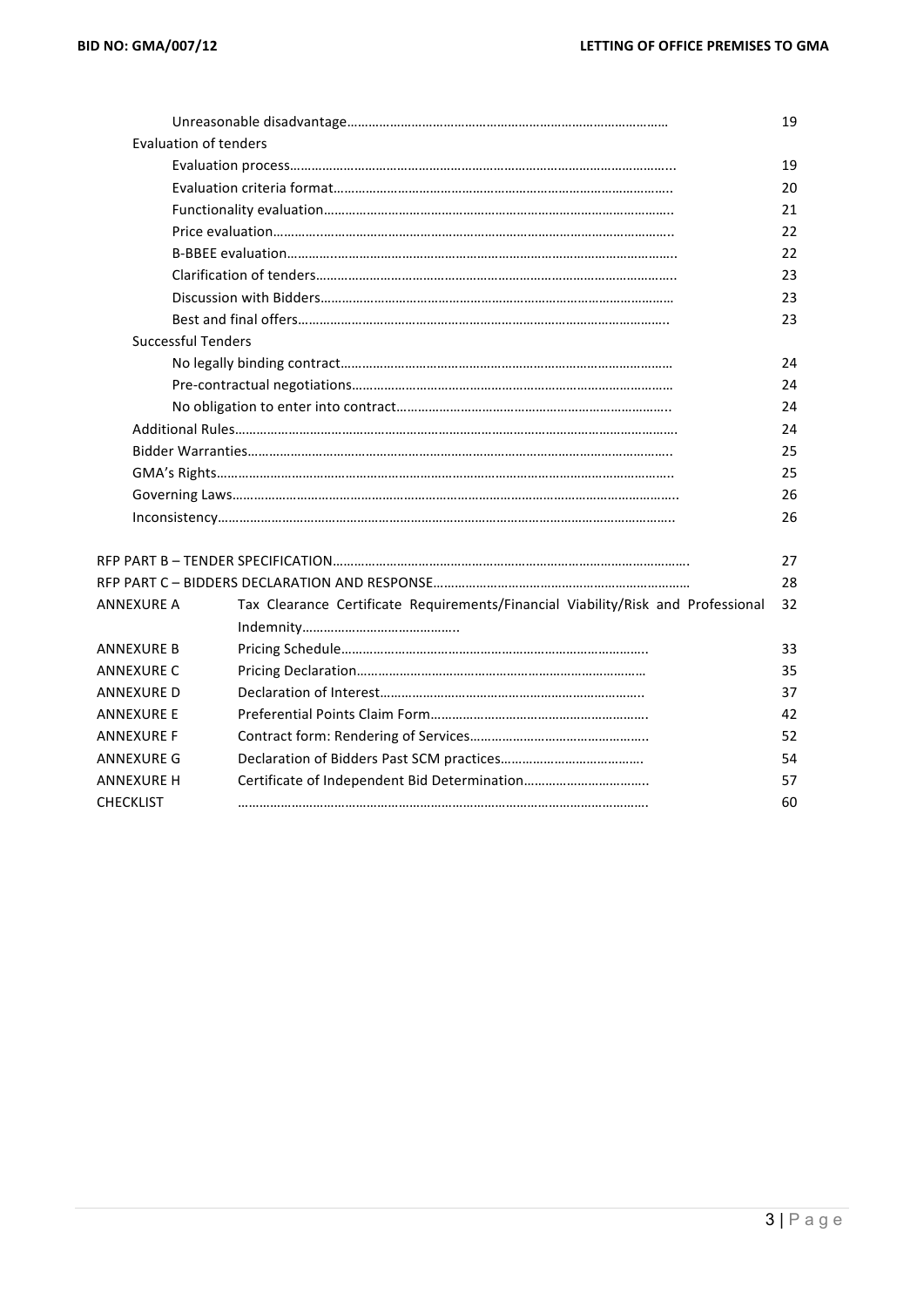| | | |
|---|---|---|
| Unreasonable disadvantage……………………………………………………………………… | | 19 |
| Evaluation of tenders | | |
| Evaluation process……………………………………………………………………………………... | | 19 |
| Evaluation criteria format………………………………………………………………………….. | | 20 |
| Functionality evaluation……………………………………………………………………………….. | | 21 |
| Price evaluation……………………………………………………………………………………….. | | 22 |
| B-BBEE evaluation………………………………………………………………………………………. | | 22 |
| Clarification of tenders……………………………………………………………………………….. | | 23 |
| Discussion with Bidders……………………………………………………………………………… | | 23 |
| Best and final offers………………………………………………………………………………….. | | 23 |
| Successful Tenders | | |
| No legally binding contract………………………………………………………………………… | | 24 |
| Pre-contractual negotiations……………………………………………………………………… | | 24 |
| No obligation to enter into contract……………………………………………………………….. | | 24 |
| Additional Rules……………………………………………………………………………………………. | | 24 |
| Bidder Warranties………………………………………………………………………………………….. | | 25 |
| GMA's Rights………………………………………………………………………………………………….. | | 25 |
| Governing Laws……………………………………………………………………………………………….. | | 26 |
| Inconsistency………………………………………………………………………………………………….. | | 26 |
| RFP PART B – TENDER SPECIFICATION………………………………………………………………………. | | 27 |
| RFP PART C – BIDDERS DECLARATION AND RESPONSE……………………………………………………… | | 28 |
| ANNEXURE A | Tax Clearance Certificate Requirements/Financial Viability/Risk and Professional Indemnity…………………………………….. | 32 |
| ANNEXURE B | Pricing Schedule………………………………………………………………………….. | 33 |
| ANNEXURE C | Pricing Declaration……………………………………………………………………… | 35 |
| ANNEXURE D | Declaration of Interest……………………………………………………………….. | 37 |
| ANNEXURE E | Preferential Points Claim Form…………………………………………………….. | 42 |
| ANNEXURE F | Contract form: Rendering of Services………………………………………….. | 52 |
| ANNEXURE G | Declaration of Bidders Past SCM practices………………………………… | 54 |
| ANNEXURE H | Certificate of Independent Bid Determination…………………………….. | 57 |
| CHECKLIST | ……………………………………………………………………………………………. | 60 |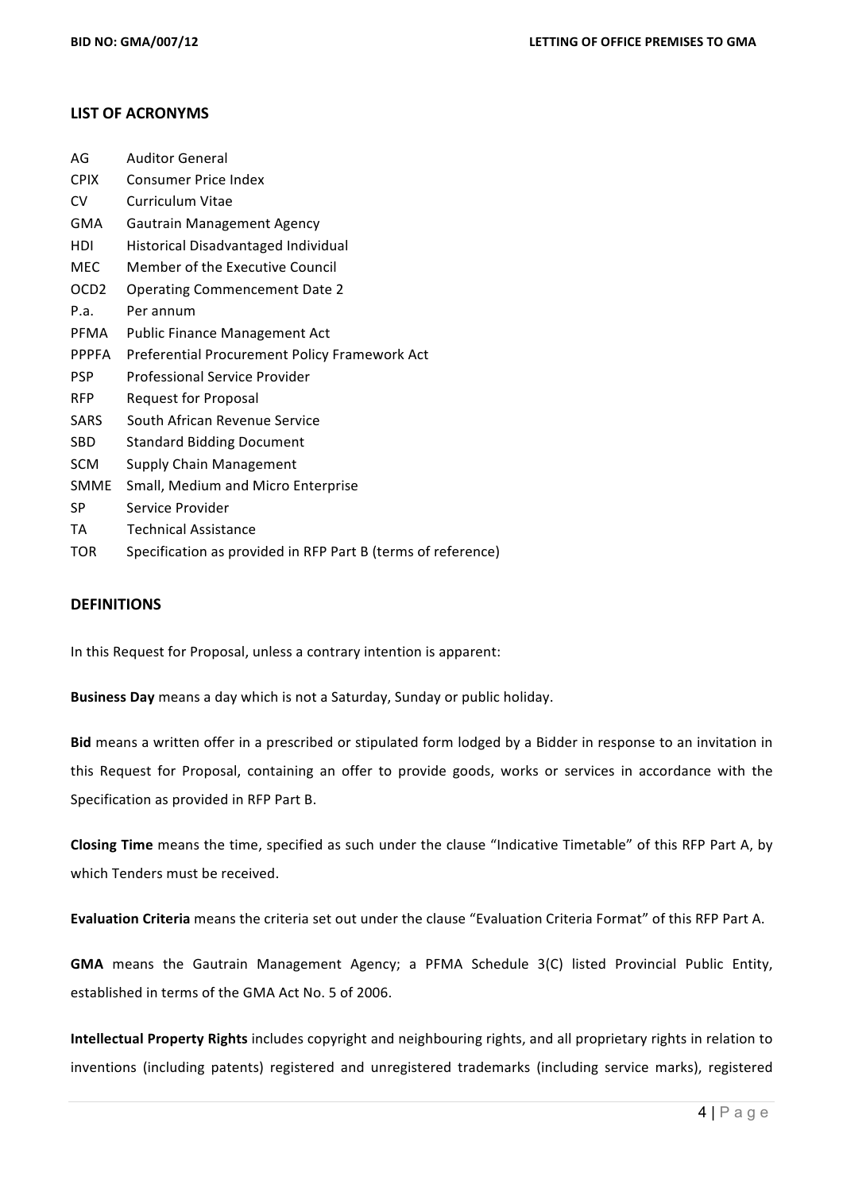## LIST OF ACRONYMS

| | |
|---|---|
| AG | Auditor General |
| CPIX | Consumer Price Index |
| CV | Curriculum Vitae |
| GMA | Gautrain Management Agency |
| HDI | Historical Disadvantaged Individual |
| MEC | Member of the Executive Council |
| OCD2 | Operating Commencement Date 2 |
| P.a. | Per annum |
| PFMA | Public Finance Management Act |
| PPPFA | Preferential Procurement Policy Framework Act |
| PSP | Professional Service Provider |
| RFP | Request for Proposal |
| SARS | South African Revenue Service |
| SBD | Standard Bidding Document |
| SCM | Supply Chain Management |
| SMME | Small, Medium and Micro Enterprise |
| SP | Service Provider |
| TA | Technical Assistance |
| TOR | Specification as provided in RFP Part B (terms of reference) |

## DEFINITIONS

In this Request for Proposal, unless a contrary intention is apparent:

**Business Day** means a day which is not a Saturday, Sunday or public holiday.

**Bid** means a written offer in a prescribed or stipulated form lodged by a Bidder in response to an invitation in this Request for Proposal, containing an offer to provide goods, works or services in accordance with the Specification as provided in RFP Part B.

**Closing Time** means the time, specified as such under the clause "Indicative Timetable" of this RFP Part A, by which Tenders must be received.

**Evaluation Criteria** means the criteria set out under the clause "Evaluation Criteria Format" of this RFP Part A.

**GMA** means the Gautrain Management Agency; a PFMA Schedule 3(C) listed Provincial Public Entity, established in terms of the GMA Act No. 5 of 2006.

**Intellectual Property Rights** includes copyright and neighbouring rights, and all proprietary rights in relation to inventions (including patents) registered and unregistered trademarks (including service marks), registered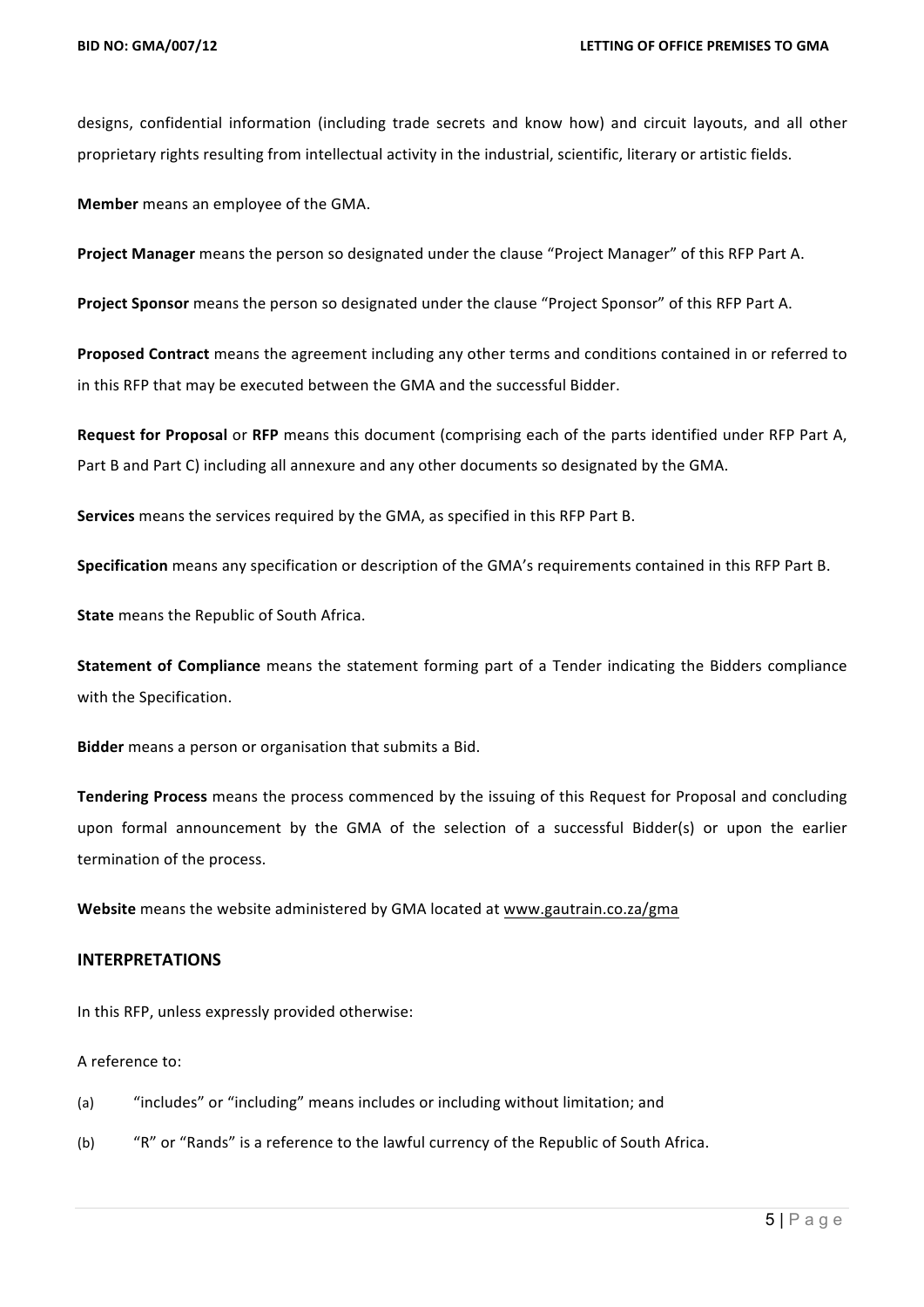designs, confidential information (including trade secrets and know how) and circuit layouts, and all other proprietary rights resulting from intellectual activity in the industrial, scientific, literary or artistic fields.

**Member** means an employee of the GMA.

**Project Manager** means the person so designated under the clause “Project Manager” of this RFP Part A.

**Project Sponsor** means the person so designated under the clause “Project Sponsor” of this RFP Part A.

**Proposed Contract** means the agreement including any other terms and conditions contained in or referred to in this RFP that may be executed between the GMA and the successful Bidder.

**Request for Proposal** or **RFP** means this document (comprising each of the parts identified under RFP Part A, Part B and Part C) including all annexure and any other documents so designated by the GMA.

**Services** means the services required by the GMA, as specified in this RFP Part B.

**Specification** means any specification or description of the GMA’s requirements contained in this RFP Part B.

**State** means the Republic of South Africa.

**Statement of Compliance** means the statement forming part of a Tender indicating the Bidders compliance with the Specification.

**Bidder** means a person or organisation that submits a Bid.

**Tendering Process** means the process commenced by the issuing of this Request for Proposal and concluding upon formal announcement by the GMA of the selection of a successful Bidder(s) or upon the earlier termination of the process.

**Website** means the website administered by GMA located at www.gautrain.co.za/gma

## INTERPRETATIONS

In this RFP, unless expressly provided otherwise:

A reference to:

(a) “includes” or “including” means includes or including without limitation; and

(b) “R” or “Rands” is a reference to the lawful currency of the Republic of South Africa.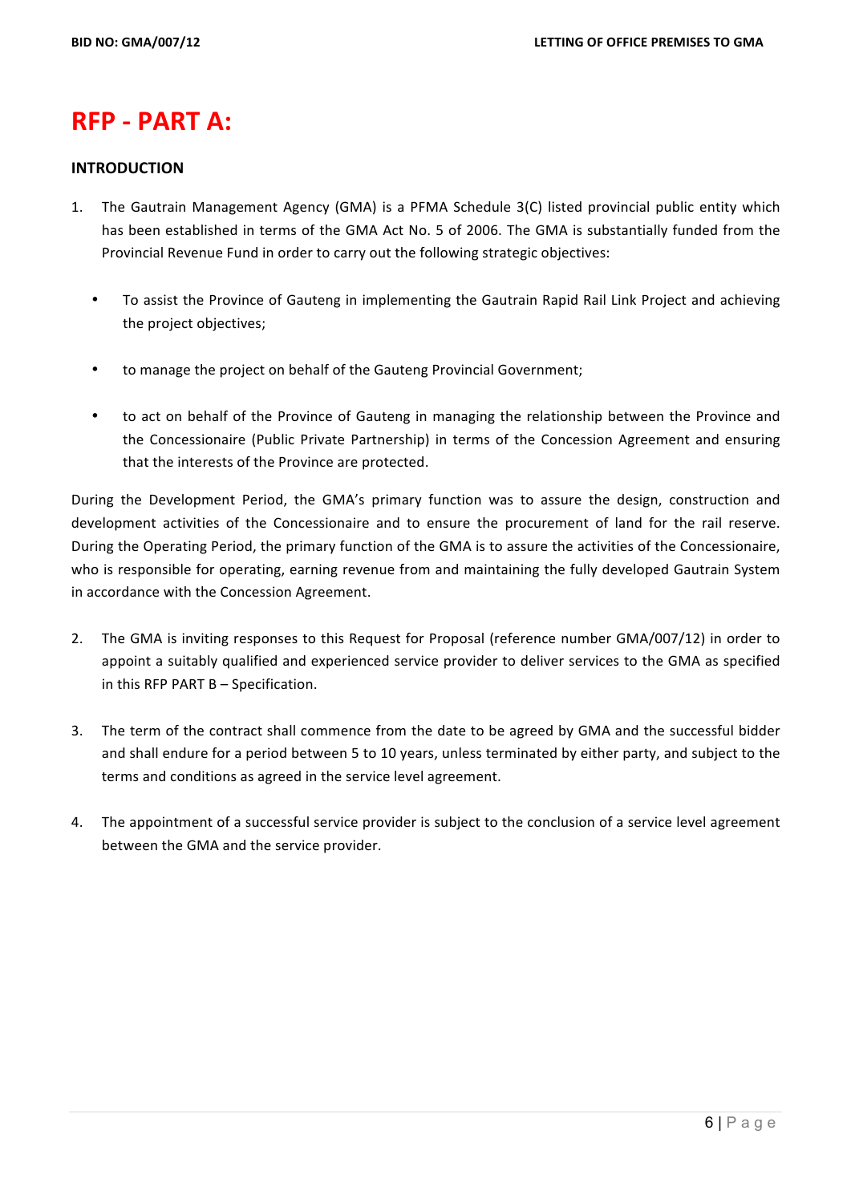# RFP - PART A:

## INTRODUCTION

1. The Gautrain Management Agency (GMA) is a PFMA Schedule 3(C) listed provincial public entity which has been established in terms of the GMA Act No. 5 of 2006. The GMA is substantially funded from the Provincial Revenue Fund in order to carry out the following strategic objectives:

   - To assist the Province of Gauteng in implementing the Gautrain Rapid Rail Link Project and achieving the project objectives;
   - to manage the project on behalf of the Gauteng Provincial Government;
   - to act on behalf of the Province of Gauteng in managing the relationship between the Province and the Concessionaire (Public Private Partnership) in terms of the Concession Agreement and ensuring that the interests of the Province are protected.

During the Development Period, the GMA's primary function was to assure the design, construction and development activities of the Concessionaire and to ensure the procurement of land for the rail reserve. During the Operating Period, the primary function of the GMA is to assure the activities of the Concessionaire, who is responsible for operating, earning revenue from and maintaining the fully developed Gautrain System in accordance with the Concession Agreement.

2. The GMA is inviting responses to this Request for Proposal (reference number GMA/007/12) in order to appoint a suitably qualified and experienced service provider to deliver services to the GMA as specified in this RFP PART B – Specification.

3. The term of the contract shall commence from the date to be agreed by GMA and the successful bidder and shall endure for a period between 5 to 10 years, unless terminated by either party, and subject to the terms and conditions as agreed in the service level agreement.

4. The appointment of a successful service provider is subject to the conclusion of a service level agreement between the GMA and the service provider.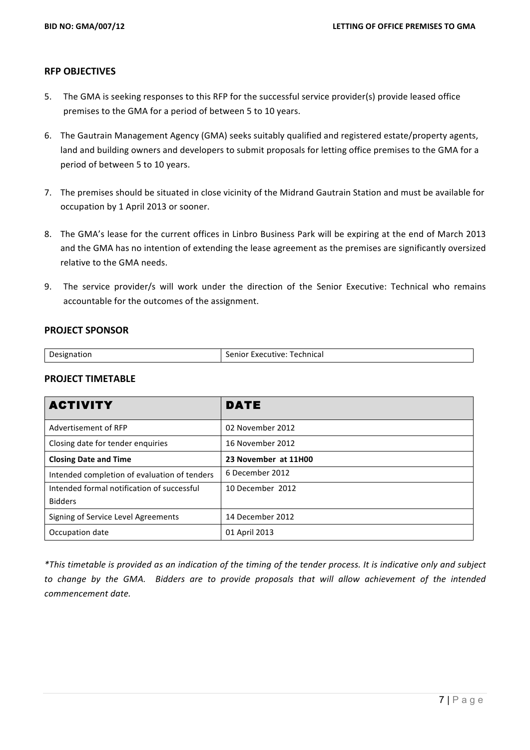## RFP OBJECTIVES

5. The GMA is seeking responses to this RFP for the successful service provider(s) provide leased office premises to the GMA for a period of between 5 to 10 years.

6. The Gautrain Management Agency (GMA) seeks suitably qualified and registered estate/property agents, land and building owners and developers to submit proposals for letting office premises to the GMA for a period of between 5 to 10 years.

7. The premises should be situated in close vicinity of the Midrand Gautrain Station and must be available for occupation by 1 April 2013 or sooner.

8. The GMA's lease for the current offices in Linbro Business Park will be expiring at the end of March 2013 and the GMA has no intention of extending the lease agreement as the premises are significantly oversized relative to the GMA needs.

9. The service provider/s will work under the direction of the Senior Executive: Technical who remains accountable for the outcomes of the assignment.

## PROJECT SPONSOR

| | |
|---|---|
| Designation | Senior Executive: Technical |

## PROJECT TIMETABLE

| ACTIVITY | DATE |
|---|---|
| Advertisement of RFP | 02 November 2012 |
| Closing date for tender enquiries | 16 November 2012 |
| **Closing Date and Time** | **23 November at 11H00** |
| Intended completion of evaluation of tenders | 6 December 2012 |
| Intended formal notification of successful Bidders | 10 December 2012 |
| Signing of Service Level Agreements | 14 December 2012 |
| Occupation date | 01 April 2013 |

*\*This timetable is provided as an indication of the timing of the tender process. It is indicative only and subject to change by the GMA. Bidders are to provide proposals that will allow achievement of the intended commencement date.*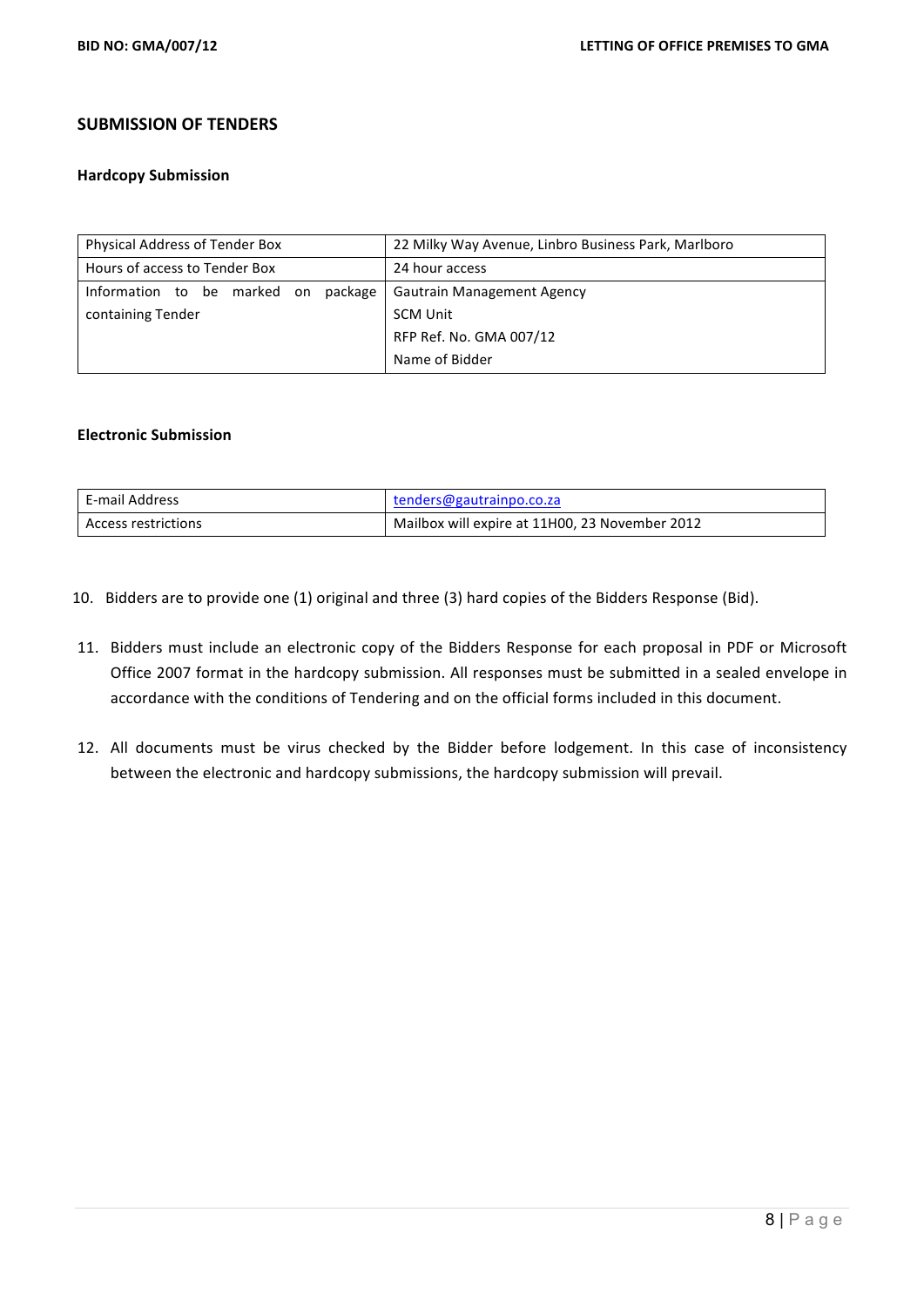## SUBMISSION OF TENDERS

### Hardcopy Submission

| | |
|---|---|
| Physical Address of Tender Box | 22 Milky Way Avenue, Linbro Business Park, Marlboro |
| Hours of access to Tender Box | 24 hour access |
| Information to be marked on package containing Tender | Gautrain Management Agency<br>SCM Unit<br>RFP Ref. No. GMA 007/12<br>Name of Bidder |

### Electronic Submission

| | |
|---|---|
| E-mail Address | tenders@gautrainpo.co.za |
| Access restrictions | Mailbox will expire at 11H00, 23 November 2012 |

10. Bidders are to provide one (1) original and three (3) hard copies of the Bidders Response (Bid).

11. Bidders must include an electronic copy of the Bidders Response for each proposal in PDF or Microsoft Office 2007 format in the hardcopy submission. All responses must be submitted in a sealed envelope in accordance with the conditions of Tendering and on the official forms included in this document.

12. All documents must be virus checked by the Bidder before lodgement. In this case of inconsistency between the electronic and hardcopy submissions, the hardcopy submission will prevail.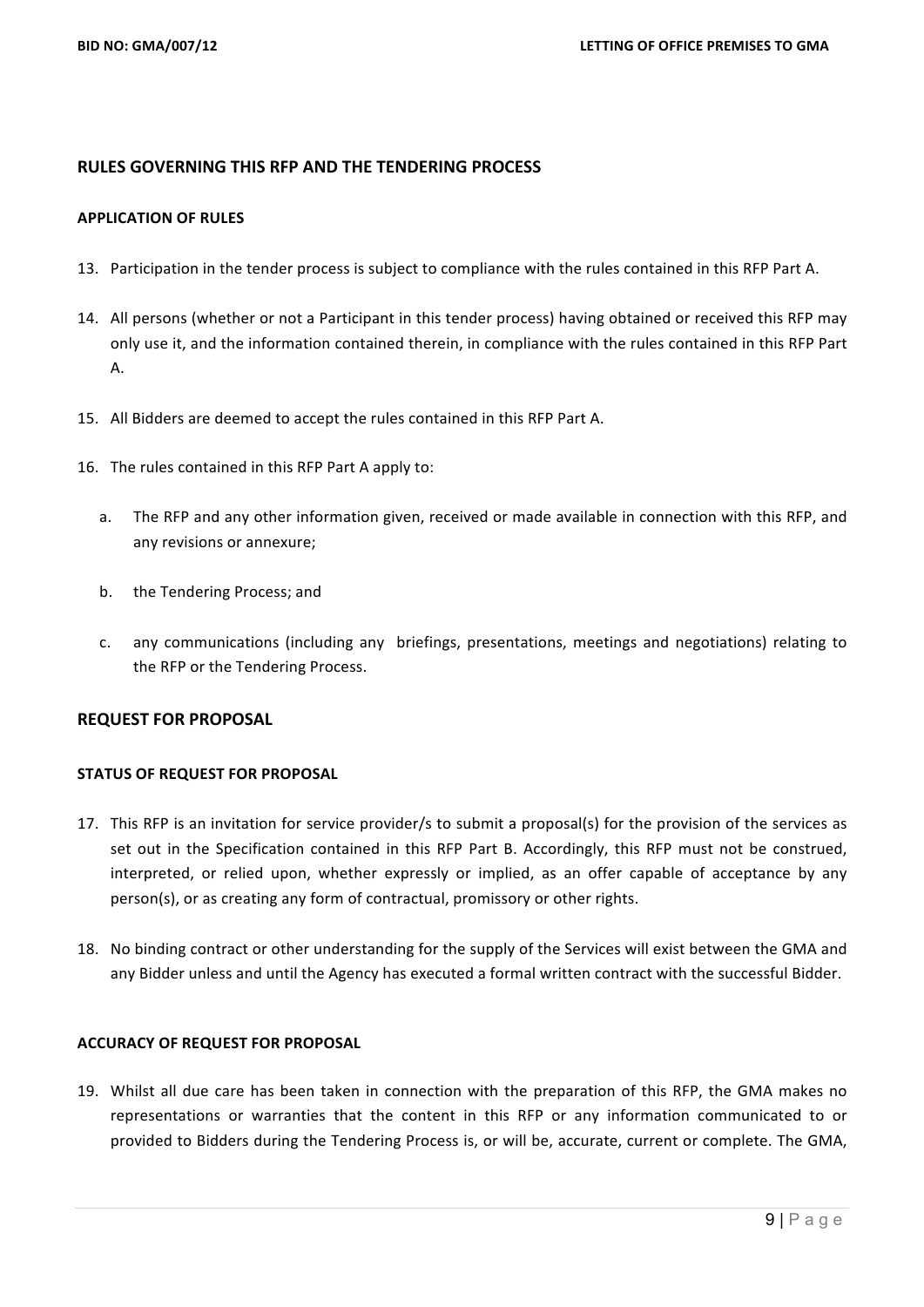## RULES GOVERNING THIS RFP AND THE TENDERING PROCESS

### APPLICATION OF RULES

13. Participation in the tender process is subject to compliance with the rules contained in this RFP Part A.

14. All persons (whether or not a Participant in this tender process) having obtained or received this RFP may only use it, and the information contained therein, in compliance with the rules contained in this RFP Part A.

15. All Bidders are deemed to accept the rules contained in this RFP Part A.

16. The rules contained in this RFP Part A apply to:

    a. The RFP and any other information given, received or made available in connection with this RFP, and any revisions or annexure;

    b. the Tendering Process; and

    c. any communications (including any briefings, presentations, meetings and negotiations) relating to the RFP or the Tendering Process.

## REQUEST FOR PROPOSAL

### STATUS OF REQUEST FOR PROPOSAL

17. This RFP is an invitation for service provider/s to submit a proposal(s) for the provision of the services as set out in the Specification contained in this RFP Part B. Accordingly, this RFP must not be construed, interpreted, or relied upon, whether expressly or implied, as an offer capable of acceptance by any person(s), or as creating any form of contractual, promissory or other rights.

18. No binding contract or other understanding for the supply of the Services will exist between the GMA and any Bidder unless and until the Agency has executed a formal written contract with the successful Bidder.

### ACCURACY OF REQUEST FOR PROPOSAL

19. Whilst all due care has been taken in connection with the preparation of this RFP, the GMA makes no representations or warranties that the content in this RFP or any information communicated to or provided to Bidders during the Tendering Process is, or will be, accurate, current or complete. The GMA,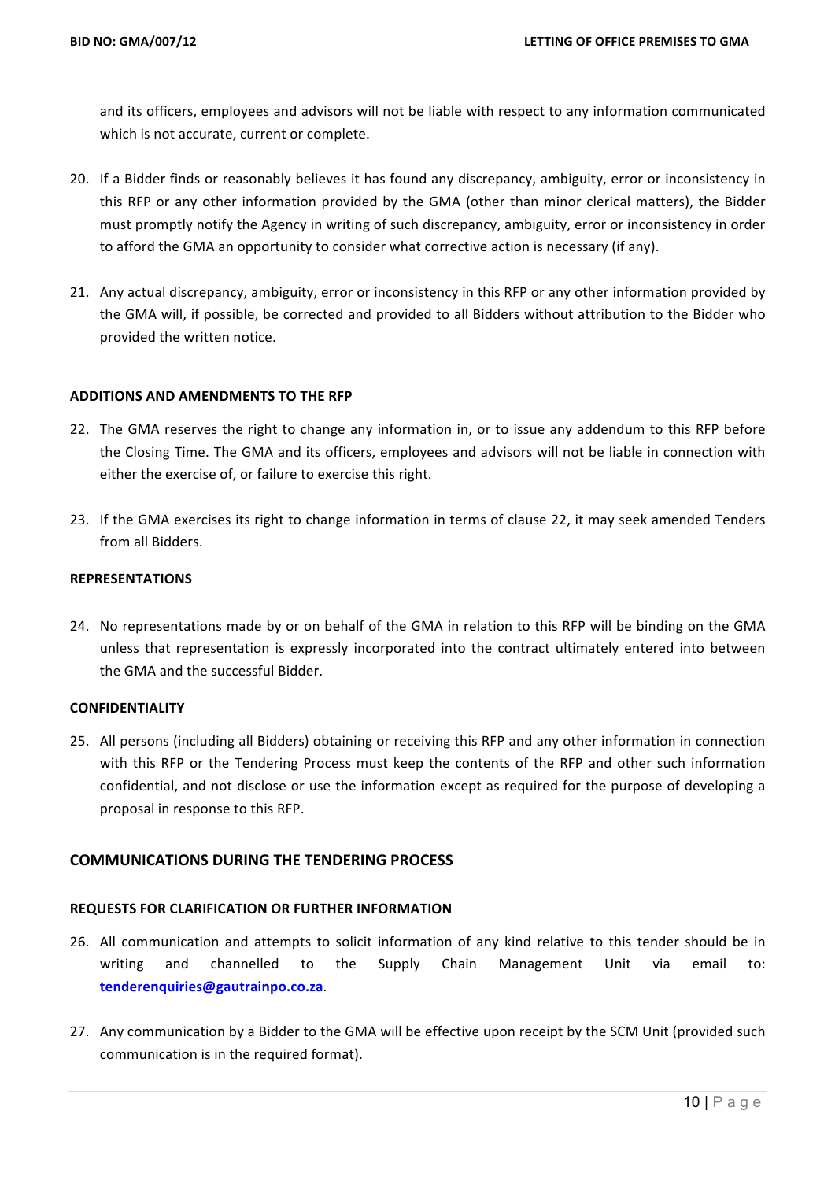and its officers, employees and advisors will not be liable with respect to any information communicated which is not accurate, current or complete.

20. If a Bidder finds or reasonably believes it has found any discrepancy, ambiguity, error or inconsistency in this RFP or any other information provided by the GMA (other than minor clerical matters), the Bidder must promptly notify the Agency in writing of such discrepancy, ambiguity, error or inconsistency in order to afford the GMA an opportunity to consider what corrective action is necessary (if any).

21. Any actual discrepancy, ambiguity, error or inconsistency in this RFP or any other information provided by the GMA will, if possible, be corrected and provided to all Bidders without attribution to the Bidder who provided the written notice.

#### ADDITIONS AND AMENDMENTS TO THE RFP

22. The GMA reserves the right to change any information in, or to issue any addendum to this RFP before the Closing Time. The GMA and its officers, employees and advisors will not be liable in connection with either the exercise of, or failure to exercise this right.

23. If the GMA exercises its right to change information in terms of clause 22, it may seek amended Tenders from all Bidders.

#### REPRESENTATIONS

24. No representations made by or on behalf of the GMA in relation to this RFP will be binding on the GMA unless that representation is expressly incorporated into the contract ultimately entered into between the GMA and the successful Bidder.

#### CONFIDENTIALITY

25. All persons (including all Bidders) obtaining or receiving this RFP and any other information in connection with this RFP or the Tendering Process must keep the contents of the RFP and other such information confidential, and not disclose or use the information except as required for the purpose of developing a proposal in response to this RFP.

## COMMUNICATIONS DURING THE TENDERING PROCESS

#### REQUESTS FOR CLARIFICATION OR FURTHER INFORMATION

26. All communication and attempts to solicit information of any kind relative to this tender should be in writing and channelled to the Supply Chain Management Unit via email to: **tenderenquiries@gautrainpo.co.za**.

27. Any communication by a Bidder to the GMA will be effective upon receipt by the SCM Unit (provided such communication is in the required format).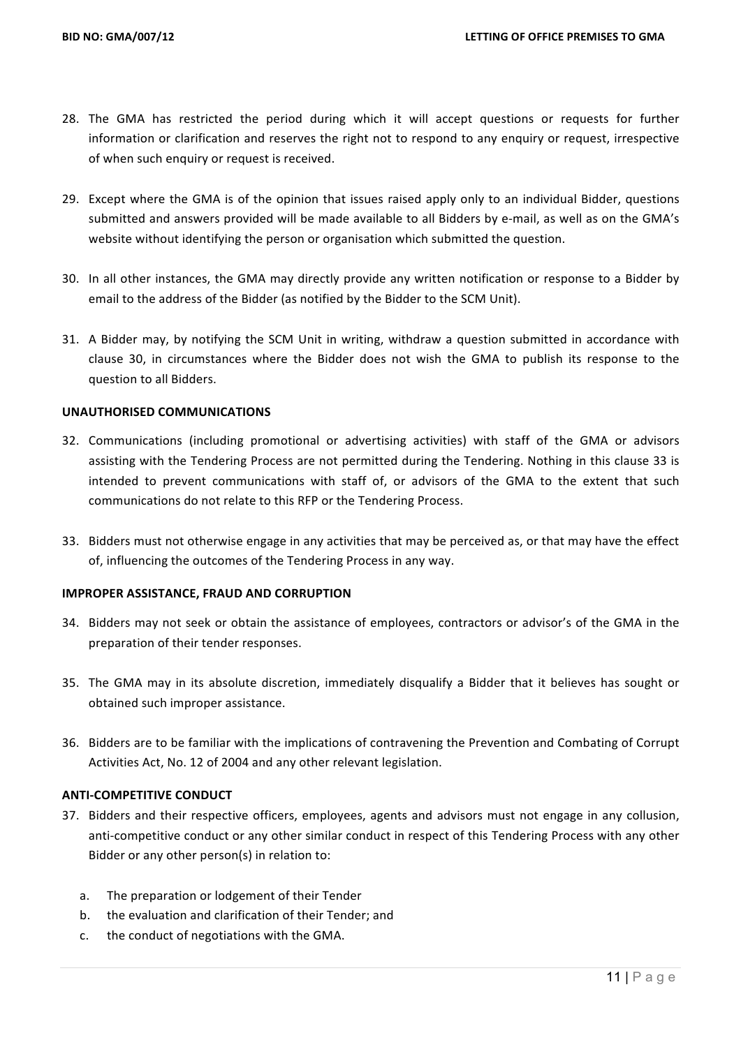28. The GMA has restricted the period during which it will accept questions or requests for further information or clarification and reserves the right not to respond to any enquiry or request, irrespective of when such enquiry or request is received.

29. Except where the GMA is of the opinion that issues raised apply only to an individual Bidder, questions submitted and answers provided will be made available to all Bidders by e-mail, as well as on the GMA's website without identifying the person or organisation which submitted the question.

30. In all other instances, the GMA may directly provide any written notification or response to a Bidder by email to the address of the Bidder (as notified by the Bidder to the SCM Unit).

31. A Bidder may, by notifying the SCM Unit in writing, withdraw a question submitted in accordance with clause 30, in circumstances where the Bidder does not wish the GMA to publish its response to the question to all Bidders.

**UNAUTHORISED COMMUNICATIONS**

32. Communications (including promotional or advertising activities) with staff of the GMA or advisors assisting with the Tendering Process are not permitted during the Tendering. Nothing in this clause 33 is intended to prevent communications with staff of, or advisors of the GMA to the extent that such communications do not relate to this RFP or the Tendering Process.

33. Bidders must not otherwise engage in any activities that may be perceived as, or that may have the effect of, influencing the outcomes of the Tendering Process in any way.

**IMPROPER ASSISTANCE, FRAUD AND CORRUPTION**

34. Bidders may not seek or obtain the assistance of employees, contractors or advisor's of the GMA in the preparation of their tender responses.

35. The GMA may in its absolute discretion, immediately disqualify a Bidder that it believes has sought or obtained such improper assistance.

36. Bidders are to be familiar with the implications of contravening the Prevention and Combating of Corrupt Activities Act, No. 12 of 2004 and any other relevant legislation.

**ANTI-COMPETITIVE CONDUCT**

37. Bidders and their respective officers, employees, agents and advisors must not engage in any collusion, anti-competitive conduct or any other similar conduct in respect of this Tendering Process with any other Bidder or any other person(s) in relation to:

    a. The preparation or lodgement of their Tender
    b. the evaluation and clarification of their Tender; and
    c. the conduct of negotiations with the GMA.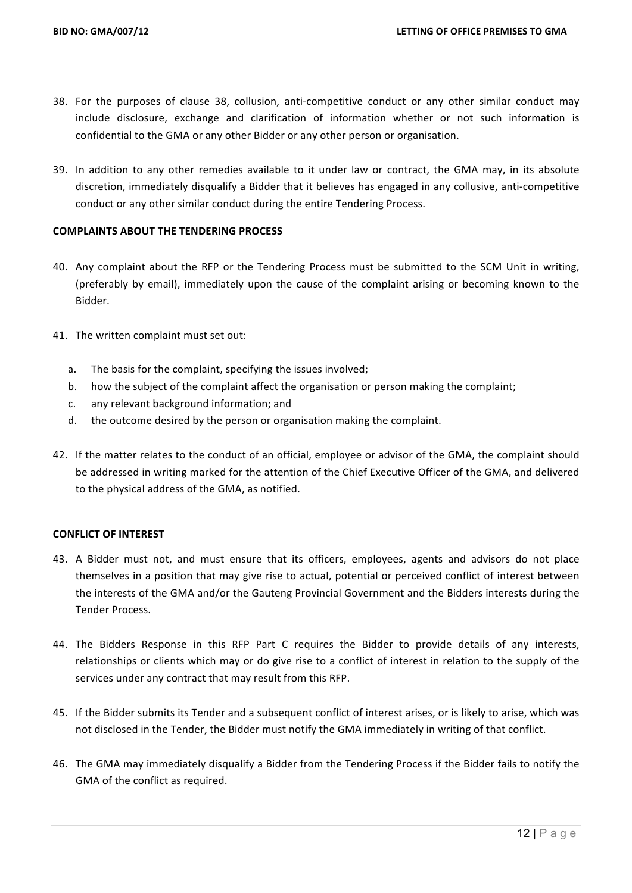38. For the purposes of clause 38, collusion, anti-competitive conduct or any other similar conduct may include disclosure, exchange and clarification of information whether or not such information is confidential to the GMA or any other Bidder or any other person or organisation.

39. In addition to any other remedies available to it under law or contract, the GMA may, in its absolute discretion, immediately disqualify a Bidder that it believes has engaged in any collusive, anti-competitive conduct or any other similar conduct during the entire Tendering Process.

**COMPLAINTS ABOUT THE TENDERING PROCESS**

40. Any complaint about the RFP or the Tendering Process must be submitted to the SCM Unit in writing, (preferably by email), immediately upon the cause of the complaint arising or becoming known to the Bidder.

41. The written complaint must set out:

    a. The basis for the complaint, specifying the issues involved;
    b. how the subject of the complaint affect the organisation or person making the complaint;
    c. any relevant background information; and
    d. the outcome desired by the person or organisation making the complaint.

42. If the matter relates to the conduct of an official, employee or advisor of the GMA, the complaint should be addressed in writing marked for the attention of the Chief Executive Officer of the GMA, and delivered to the physical address of the GMA, as notified.

**CONFLICT OF INTEREST**

43. A Bidder must not, and must ensure that its officers, employees, agents and advisors do not place themselves in a position that may give rise to actual, potential or perceived conflict of interest between the interests of the GMA and/or the Gauteng Provincial Government and the Bidders interests during the Tender Process.

44. The Bidders Response in this RFP Part C requires the Bidder to provide details of any interests, relationships or clients which may or do give rise to a conflict of interest in relation to the supply of the services under any contract that may result from this RFP.

45. If the Bidder submits its Tender and a subsequent conflict of interest arises, or is likely to arise, which was not disclosed in the Tender, the Bidder must notify the GMA immediately in writing of that conflict.

46. The GMA may immediately disqualify a Bidder from the Tendering Process if the Bidder fails to notify the GMA of the conflict as required.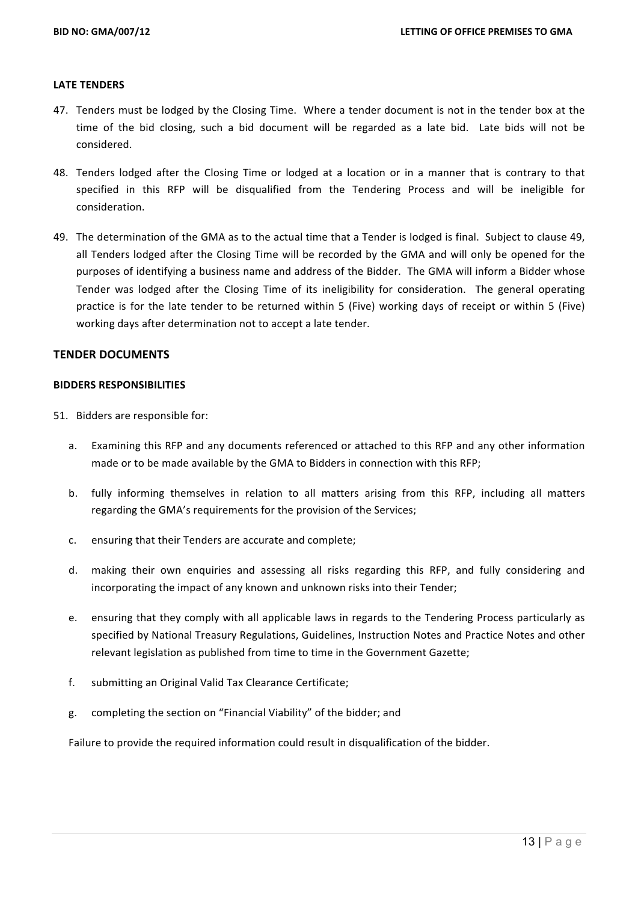#### LATE TENDERS

47. Tenders must be lodged by the Closing Time. Where a tender document is not in the tender box at the time of the bid closing, such a bid document will be regarded as a late bid. Late bids will not be considered.

48. Tenders lodged after the Closing Time or lodged at a location or in a manner that is contrary to that specified in this RFP will be disqualified from the Tendering Process and will be ineligible for consideration.

49. The determination of the GMA as to the actual time that a Tender is lodged is final. Subject to clause 49, all Tenders lodged after the Closing Time will be recorded by the GMA and will only be opened for the purposes of identifying a business name and address of the Bidder. The GMA will inform a Bidder whose Tender was lodged after the Closing Time of its ineligibility for consideration. The general operating practice is for the late tender to be returned within 5 (Five) working days of receipt or within 5 (Five) working days after determination not to accept a late tender.

## TENDER DOCUMENTS

#### BIDDERS RESPONSIBILITIES

51. Bidders are responsible for:

    a. Examining this RFP and any documents referenced or attached to this RFP and any other information made or to be made available by the GMA to Bidders in connection with this RFP;

    b. fully informing themselves in relation to all matters arising from this RFP, including all matters regarding the GMA's requirements for the provision of the Services;

    c. ensuring that their Tenders are accurate and complete;

    d. making their own enquiries and assessing all risks regarding this RFP, and fully considering and incorporating the impact of any known and unknown risks into their Tender;

    e. ensuring that they comply with all applicable laws in regards to the Tendering Process particularly as specified by National Treasury Regulations, Guidelines, Instruction Notes and Practice Notes and other relevant legislation as published from time to time in the Government Gazette;

    f. submitting an Original Valid Tax Clearance Certificate;

    g. completing the section on "Financial Viability" of the bidder; and

    Failure to provide the required information could result in disqualification of the bidder.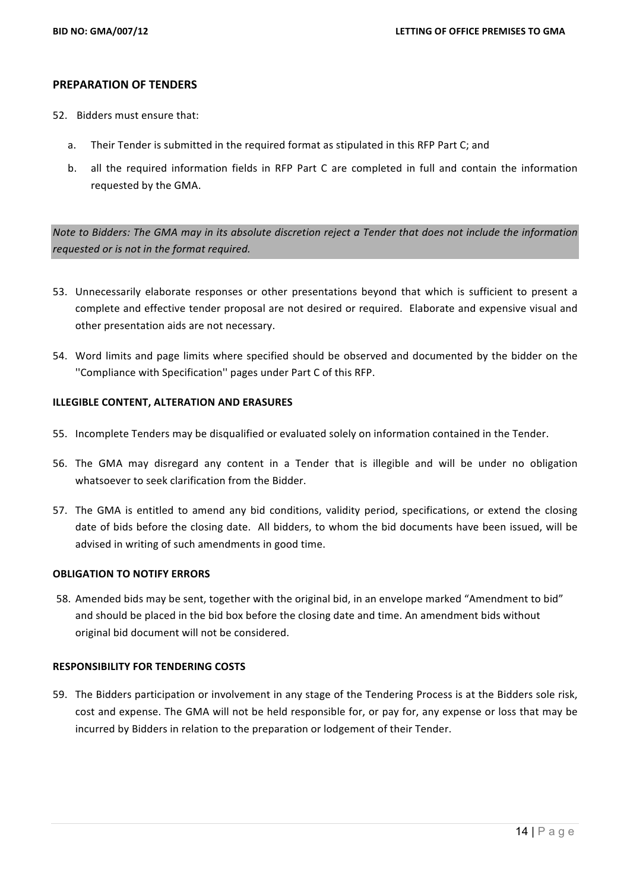## PREPARATION OF TENDERS

52. Bidders must ensure that:

    a. Their Tender is submitted in the required format as stipulated in this RFP Part C; and

    b. all the required information fields in RFP Part C are completed in full and contain the information requested by the GMA.

*Note to Bidders: The GMA may in its absolute discretion reject a Tender that does not include the information requested or is not in the format required.*

53. Unnecessarily elaborate responses or other presentations beyond that which is sufficient to present a complete and effective tender proposal are not desired or required. Elaborate and expensive visual and other presentation aids are not necessary.

54. Word limits and page limits where specified should be observed and documented by the bidder on the ''Compliance with Specification'' pages under Part C of this RFP.

### ILLEGIBLE CONTENT, ALTERATION AND ERASURES

55. Incomplete Tenders may be disqualified or evaluated solely on information contained in the Tender.

56. The GMA may disregard any content in a Tender that is illegible and will be under no obligation whatsoever to seek clarification from the Bidder.

57. The GMA is entitled to amend any bid conditions, validity period, specifications, or extend the closing date of bids before the closing date. All bidders, to whom the bid documents have been issued, will be advised in writing of such amendments in good time.

### OBLIGATION TO NOTIFY ERRORS

58. Amended bids may be sent, together with the original bid, in an envelope marked "Amendment to bid" and should be placed in the bid box before the closing date and time. An amendment bids without original bid document will not be considered.

### RESPONSIBILITY FOR TENDERING COSTS

59. The Bidders participation or involvement in any stage of the Tendering Process is at the Bidders sole risk, cost and expense. The GMA will not be held responsible for, or pay for, any expense or loss that may be incurred by Bidders in relation to the preparation or lodgement of their Tender.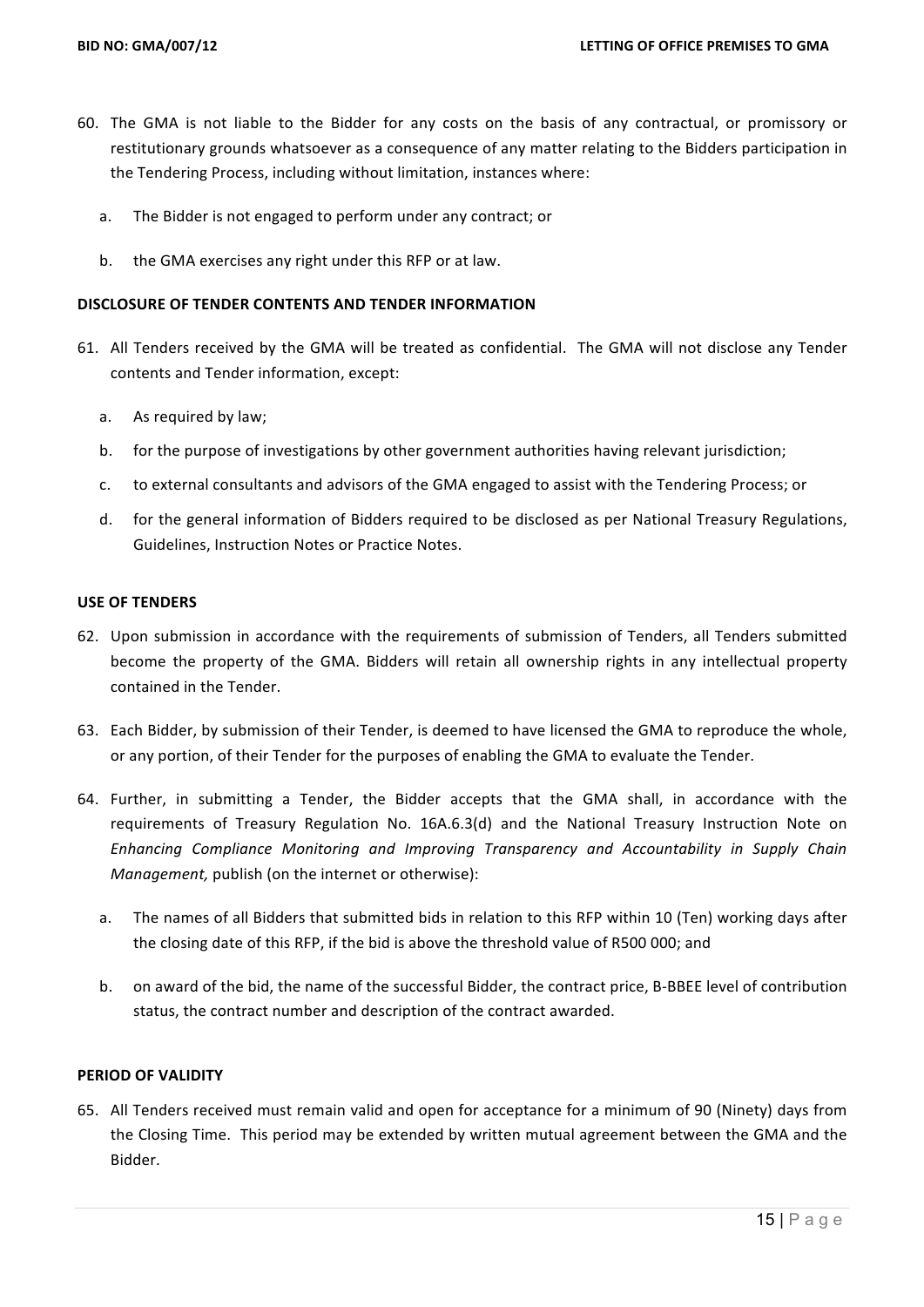60. The GMA is not liable to the Bidder for any costs on the basis of any contractual, or promissory or restitutionary grounds whatsoever as a consequence of any matter relating to the Bidders participation in the Tendering Process, including without limitation, instances where:

    a. The Bidder is not engaged to perform under any contract; or

    b. the GMA exercises any right under this RFP or at law.

**DISCLOSURE OF TENDER CONTENTS AND TENDER INFORMATION**

61. All Tenders received by the GMA will be treated as confidential. The GMA will not disclose any Tender contents and Tender information, except:

    a. As required by law;

    b. for the purpose of investigations by other government authorities having relevant jurisdiction;

    c. to external consultants and advisors of the GMA engaged to assist with the Tendering Process; or

    d. for the general information of Bidders required to be disclosed as per National Treasury Regulations, Guidelines, Instruction Notes or Practice Notes.

**USE OF TENDERS**

62. Upon submission in accordance with the requirements of submission of Tenders, all Tenders submitted become the property of the GMA. Bidders will retain all ownership rights in any intellectual property contained in the Tender.

63. Each Bidder, by submission of their Tender, is deemed to have licensed the GMA to reproduce the whole, or any portion, of their Tender for the purposes of enabling the GMA to evaluate the Tender.

64. Further, in submitting a Tender, the Bidder accepts that the GMA shall, in accordance with the requirements of Treasury Regulation No. 16A.6.3(d) and the National Treasury Instruction Note on *Enhancing Compliance Monitoring and Improving Transparency and Accountability in Supply Chain Management,* publish (on the internet or otherwise):

    a. The names of all Bidders that submitted bids in relation to this RFP within 10 (Ten) working days after the closing date of this RFP, if the bid is above the threshold value of R500 000; and

    b. on award of the bid, the name of the successful Bidder, the contract price, B-BBEE level of contribution status, the contract number and description of the contract awarded.

**PERIOD OF VALIDITY**

65. All Tenders received must remain valid and open for acceptance for a minimum of 90 (Ninety) days from the Closing Time. This period may be extended by written mutual agreement between the GMA and the Bidder.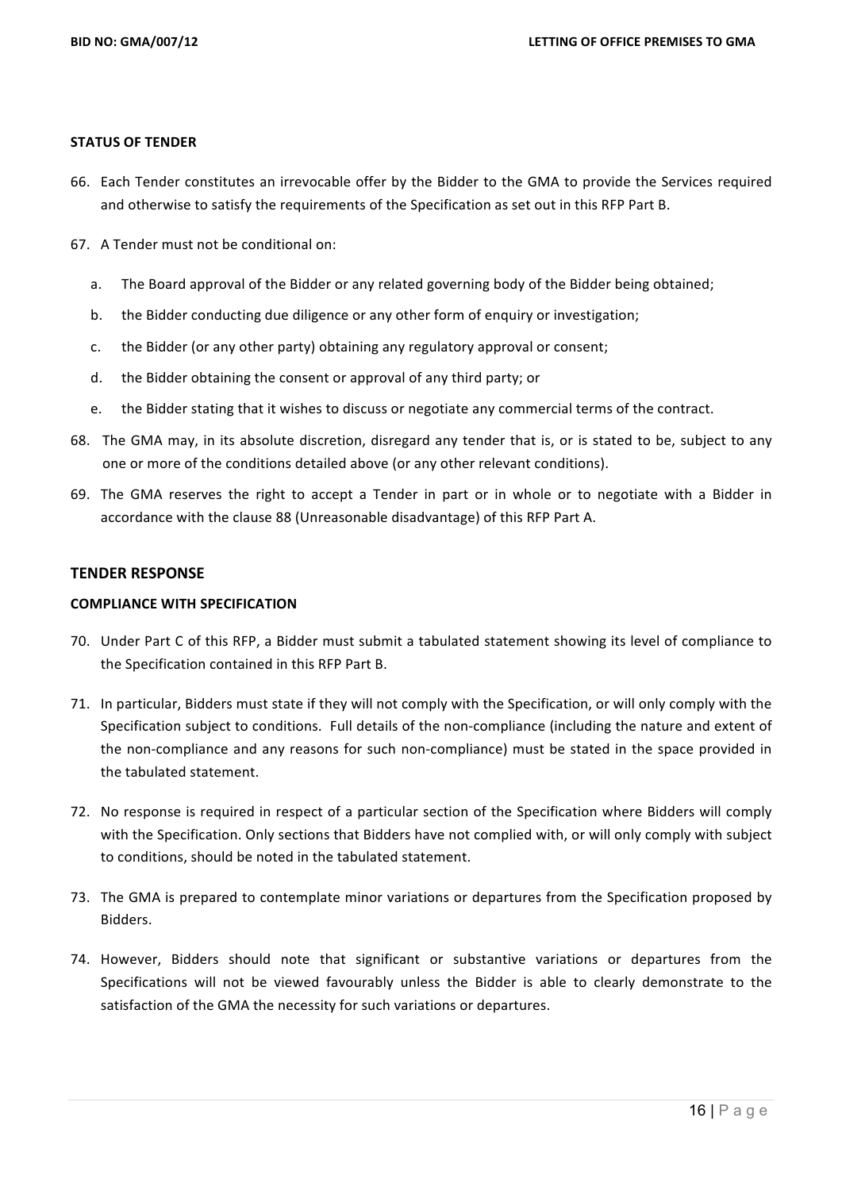### STATUS OF TENDER

66. Each Tender constitutes an irrevocable offer by the Bidder to the GMA to provide the Services required and otherwise to satisfy the requirements of the Specification as set out in this RFP Part B.
67. A Tender must not be conditional on:
    a. The Board approval of the Bidder or any related governing body of the Bidder being obtained;
    b. the Bidder conducting due diligence or any other form of enquiry or investigation;
    c. the Bidder (or any other party) obtaining any regulatory approval or consent;
    d. the Bidder obtaining the consent or approval of any third party; or
    e. the Bidder stating that it wishes to discuss or negotiate any commercial terms of the contract.
68. The GMA may, in its absolute discretion, disregard any tender that is, or is stated to be, subject to any one or more of the conditions detailed above (or any other relevant conditions).
69. The GMA reserves the right to accept a Tender in part or in whole or to negotiate with a Bidder in accordance with the clause 88 (Unreasonable disadvantage) of this RFP Part A.

## TENDER RESPONSE

### COMPLIANCE WITH SPECIFICATION

70. Under Part C of this RFP, a Bidder must submit a tabulated statement showing its level of compliance to the Specification contained in this RFP Part B.
71. In particular, Bidders must state if they will not comply with the Specification, or will only comply with the Specification subject to conditions. Full details of the non-compliance (including the nature and extent of the non-compliance and any reasons for such non-compliance) must be stated in the space provided in the tabulated statement.
72. No response is required in respect of a particular section of the Specification where Bidders will comply with the Specification. Only sections that Bidders have not complied with, or will only comply with subject to conditions, should be noted in the tabulated statement.
73. The GMA is prepared to contemplate minor variations or departures from the Specification proposed by Bidders.
74. However, Bidders should note that significant or substantive variations or departures from the Specifications will not be viewed favourably unless the Bidder is able to clearly demonstrate to the satisfaction of the GMA the necessity for such variations or departures.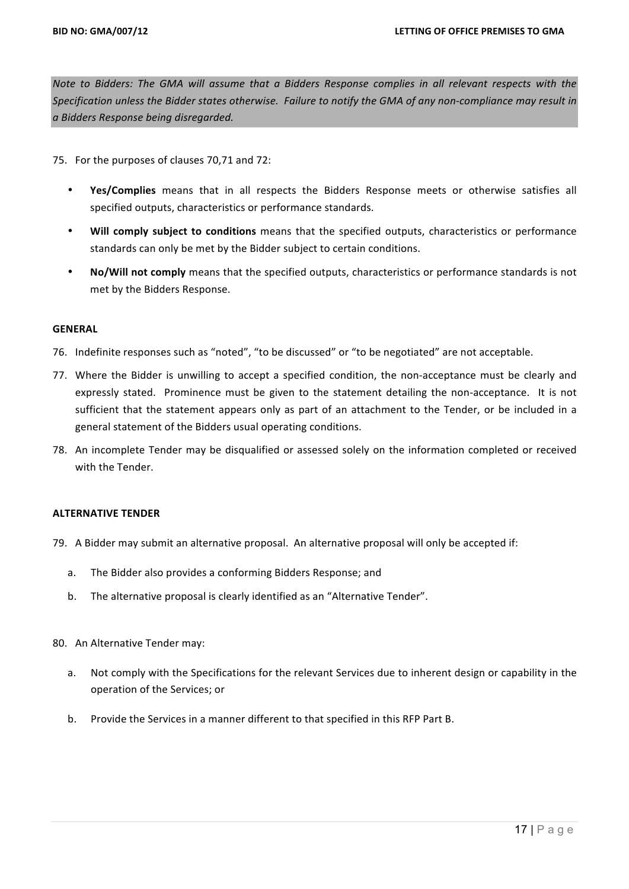*Note to Bidders: The GMA will assume that a Bidders Response complies in all relevant respects with the Specification unless the Bidder states otherwise. Failure to notify the GMA of any non-compliance may result in a Bidders Response being disregarded.*

75. For the purposes of clauses 70,71 and 72:

- **Yes/Complies** means that in all respects the Bidders Response meets or otherwise satisfies all specified outputs, characteristics or performance standards.
- **Will comply subject to conditions** means that the specified outputs, characteristics or performance standards can only be met by the Bidder subject to certain conditions.
- **No/Will not comply** means that the specified outputs, characteristics or performance standards is not met by the Bidders Response.

**GENERAL**

76. Indefinite responses such as "noted", "to be discussed" or "to be negotiated" are not acceptable.
77. Where the Bidder is unwilling to accept a specified condition, the non-acceptance must be clearly and expressly stated. Prominence must be given to the statement detailing the non-acceptance. It is not sufficient that the statement appears only as part of an attachment to the Tender, or be included in a general statement of the Bidders usual operating conditions.
78. An incomplete Tender may be disqualified or assessed solely on the information completed or received with the Tender.

**ALTERNATIVE TENDER**

79. A Bidder may submit an alternative proposal. An alternative proposal will only be accepted if:
    a. The Bidder also provides a conforming Bidders Response; and
    b. The alternative proposal is clearly identified as an "Alternative Tender".

80. An Alternative Tender may:
    a. Not comply with the Specifications for the relevant Services due to inherent design or capability in the operation of the Services; or
    b. Provide the Services in a manner different to that specified in this RFP Part B.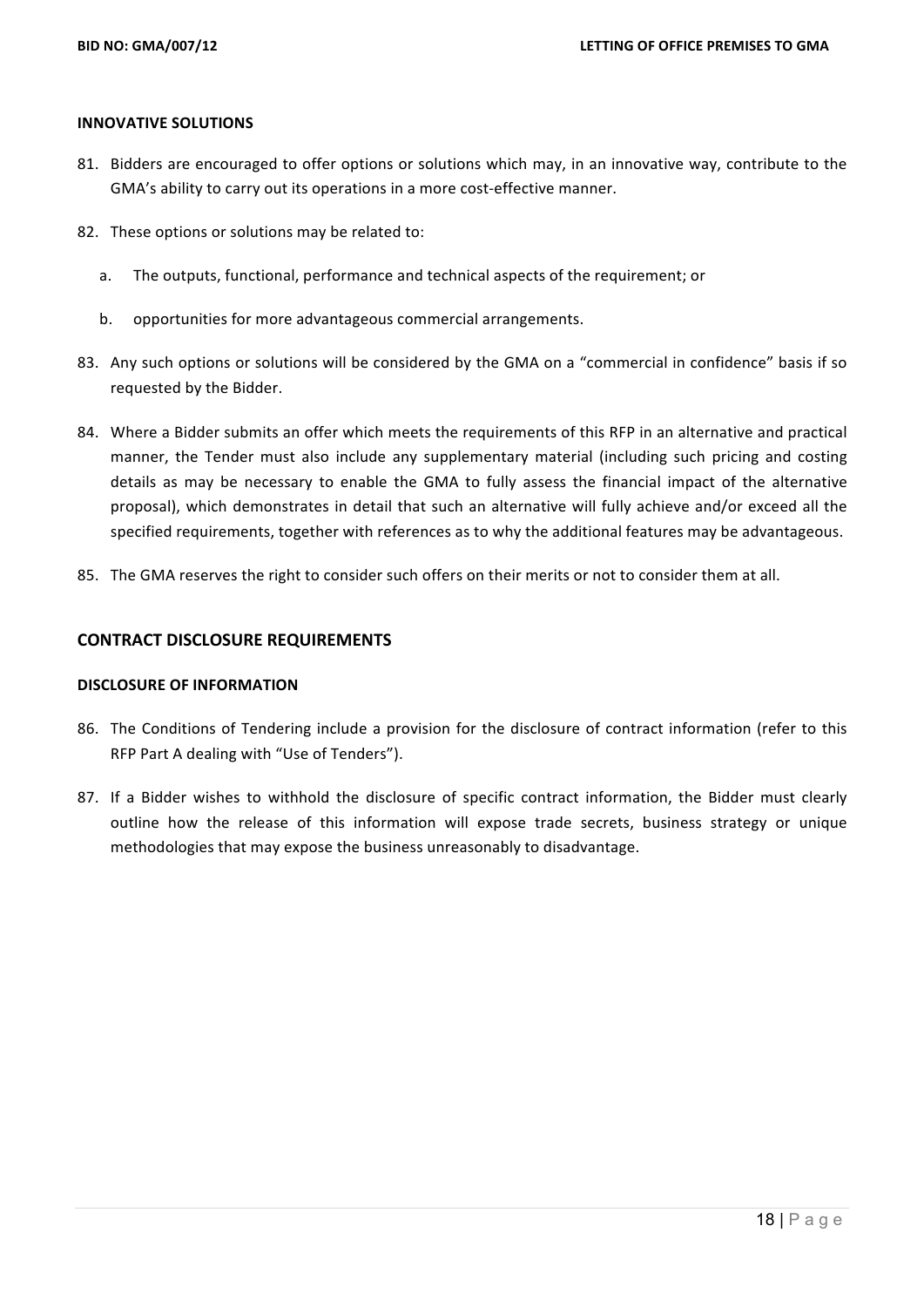#### INNOVATIVE SOLUTIONS

81. Bidders are encouraged to offer options or solutions which may, in an innovative way, contribute to the GMA's ability to carry out its operations in a more cost-effective manner.

82. These options or solutions may be related to:

    a. The outputs, functional, performance and technical aspects of the requirement; or

    b. opportunities for more advantageous commercial arrangements.

83. Any such options or solutions will be considered by the GMA on a "commercial in confidence" basis if so requested by the Bidder.

84. Where a Bidder submits an offer which meets the requirements of this RFP in an alternative and practical manner, the Tender must also include any supplementary material (including such pricing and costing details as may be necessary to enable the GMA to fully assess the financial impact of the alternative proposal), which demonstrates in detail that such an alternative will fully achieve and/or exceed all the specified requirements, together with references as to why the additional features may be advantageous.

85. The GMA reserves the right to consider such offers on their merits or not to consider them at all.

### CONTRACT DISCLOSURE REQUIREMENTS

#### DISCLOSURE OF INFORMATION

86. The Conditions of Tendering include a provision for the disclosure of contract information (refer to this RFP Part A dealing with "Use of Tenders").

87. If a Bidder wishes to withhold the disclosure of specific contract information, the Bidder must clearly outline how the release of this information will expose trade secrets, business strategy or unique methodologies that may expose the business unreasonably to disadvantage.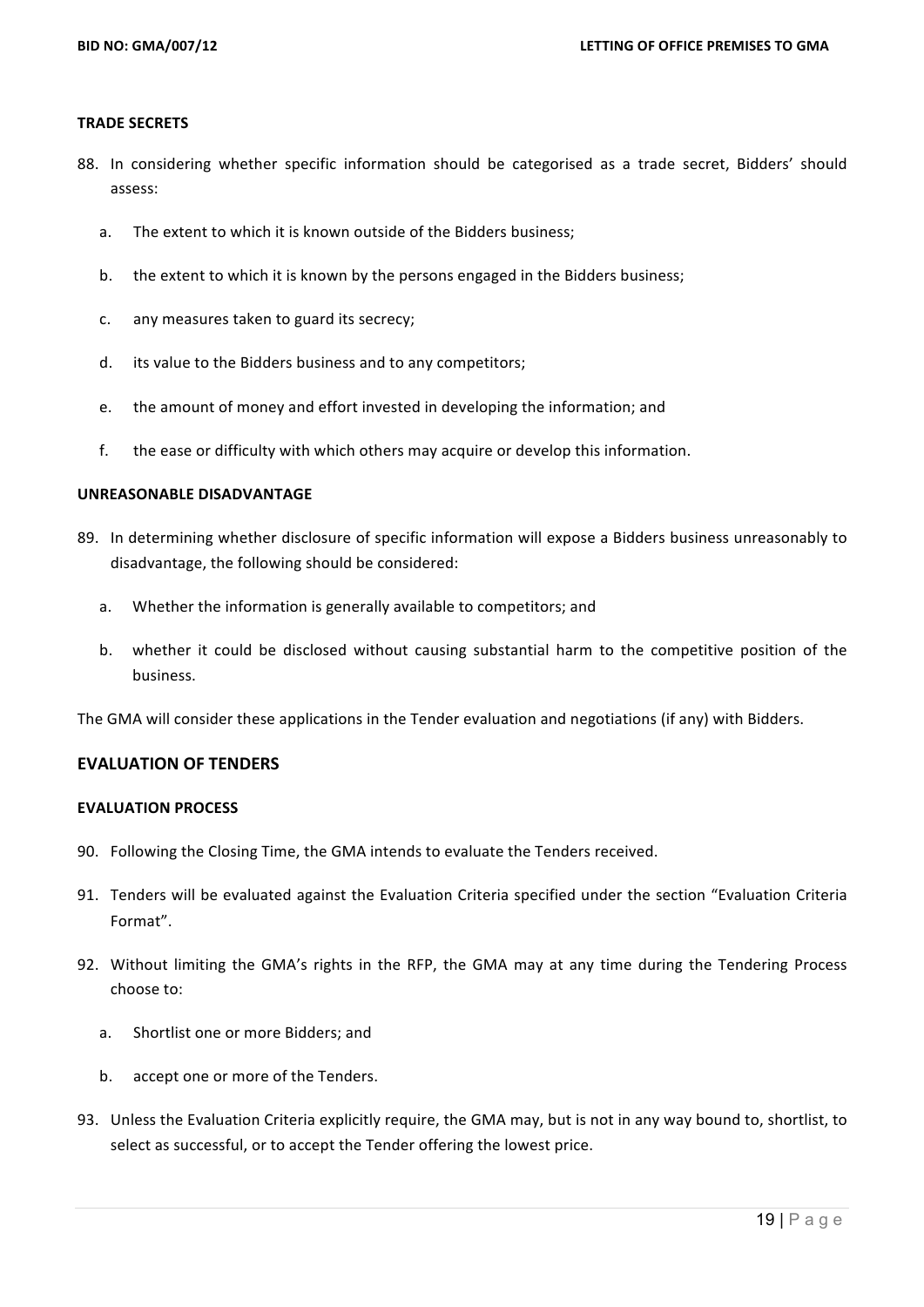#### TRADE SECRETS

88. In considering whether specific information should be categorised as a trade secret, Bidders' should assess:

    a. The extent to which it is known outside of the Bidders business;

    b. the extent to which it is known by the persons engaged in the Bidders business;

    c. any measures taken to guard its secrecy;

    d. its value to the Bidders business and to any competitors;

    e. the amount of money and effort invested in developing the information; and

    f. the ease or difficulty with which others may acquire or develop this information.

#### UNREASONABLE DISADVANTAGE

89. In determining whether disclosure of specific information will expose a Bidders business unreasonably to disadvantage, the following should be considered:

    a. Whether the information is generally available to competitors; and

    b. whether it could be disclosed without causing substantial harm to the competitive position of the business.

The GMA will consider these applications in the Tender evaluation and negotiations (if any) with Bidders.

### EVALUATION OF TENDERS

#### EVALUATION PROCESS

90. Following the Closing Time, the GMA intends to evaluate the Tenders received.

91. Tenders will be evaluated against the Evaluation Criteria specified under the section "Evaluation Criteria Format".

92. Without limiting the GMA's rights in the RFP, the GMA may at any time during the Tendering Process choose to:

    a. Shortlist one or more Bidders; and

    b. accept one or more of the Tenders.

93. Unless the Evaluation Criteria explicitly require, the GMA may, but is not in any way bound to, shortlist, to select as successful, or to accept the Tender offering the lowest price.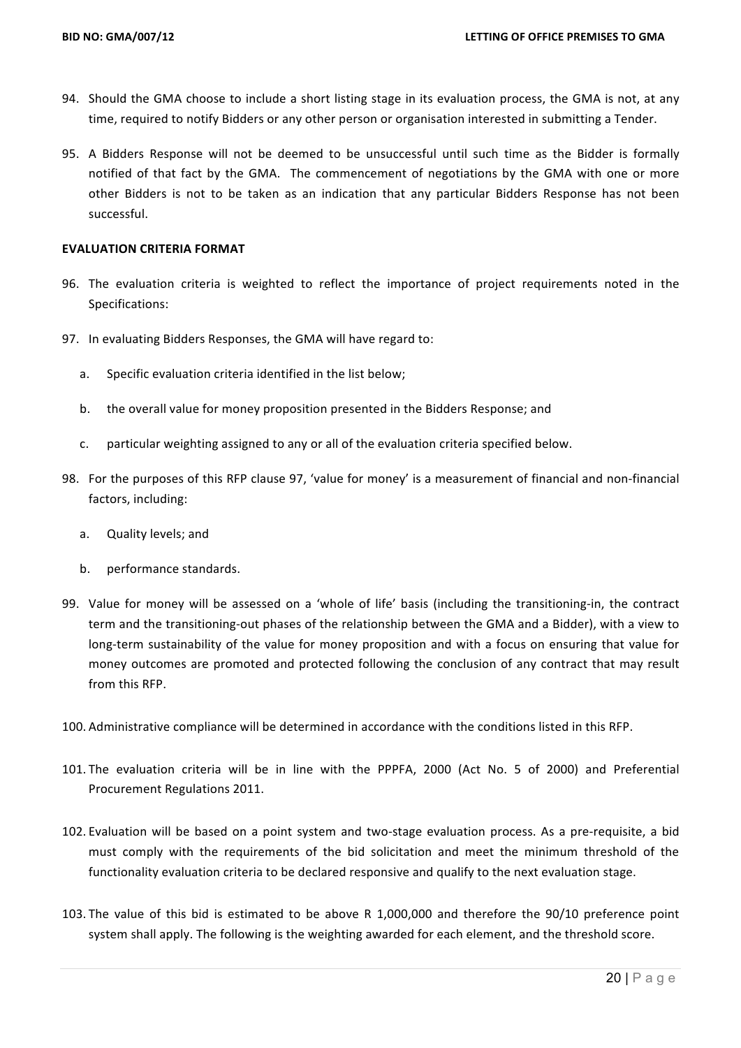94. Should the GMA choose to include a short listing stage in its evaluation process, the GMA is not, at any time, required to notify Bidders or any other person or organisation interested in submitting a Tender.

95. A Bidders Response will not be deemed to be unsuccessful until such time as the Bidder is formally notified of that fact by the GMA. The commencement of negotiations by the GMA with one or more other Bidders is not to be taken as an indication that any particular Bidders Response has not been successful.

**EVALUATION CRITERIA FORMAT**

96. The evaluation criteria is weighted to reflect the importance of project requirements noted in the Specifications:

97. In evaluating Bidders Responses, the GMA will have regard to:

    a. Specific evaluation criteria identified in the list below;

    b. the overall value for money proposition presented in the Bidders Response; and

    c. particular weighting assigned to any or all of the evaluation criteria specified below.

98. For the purposes of this RFP clause 97, 'value for money' is a measurement of financial and non-financial factors, including:

    a. Quality levels; and

    b. performance standards.

99. Value for money will be assessed on a 'whole of life' basis (including the transitioning-in, the contract term and the transitioning-out phases of the relationship between the GMA and a Bidder), with a view to long-term sustainability of the value for money proposition and with a focus on ensuring that value for money outcomes are promoted and protected following the conclusion of any contract that may result from this RFP.

100. Administrative compliance will be determined in accordance with the conditions listed in this RFP.

101. The evaluation criteria will be in line with the PPPFA, 2000 (Act No. 5 of 2000) and Preferential Procurement Regulations 2011.

102. Evaluation will be based on a point system and two-stage evaluation process. As a pre-requisite, a bid must comply with the requirements of the bid solicitation and meet the minimum threshold of the functionality evaluation criteria to be declared responsive and qualify to the next evaluation stage.

103. The value of this bid is estimated to be above R 1,000,000 and therefore the 90/10 preference point system shall apply. The following is the weighting awarded for each element, and the threshold score.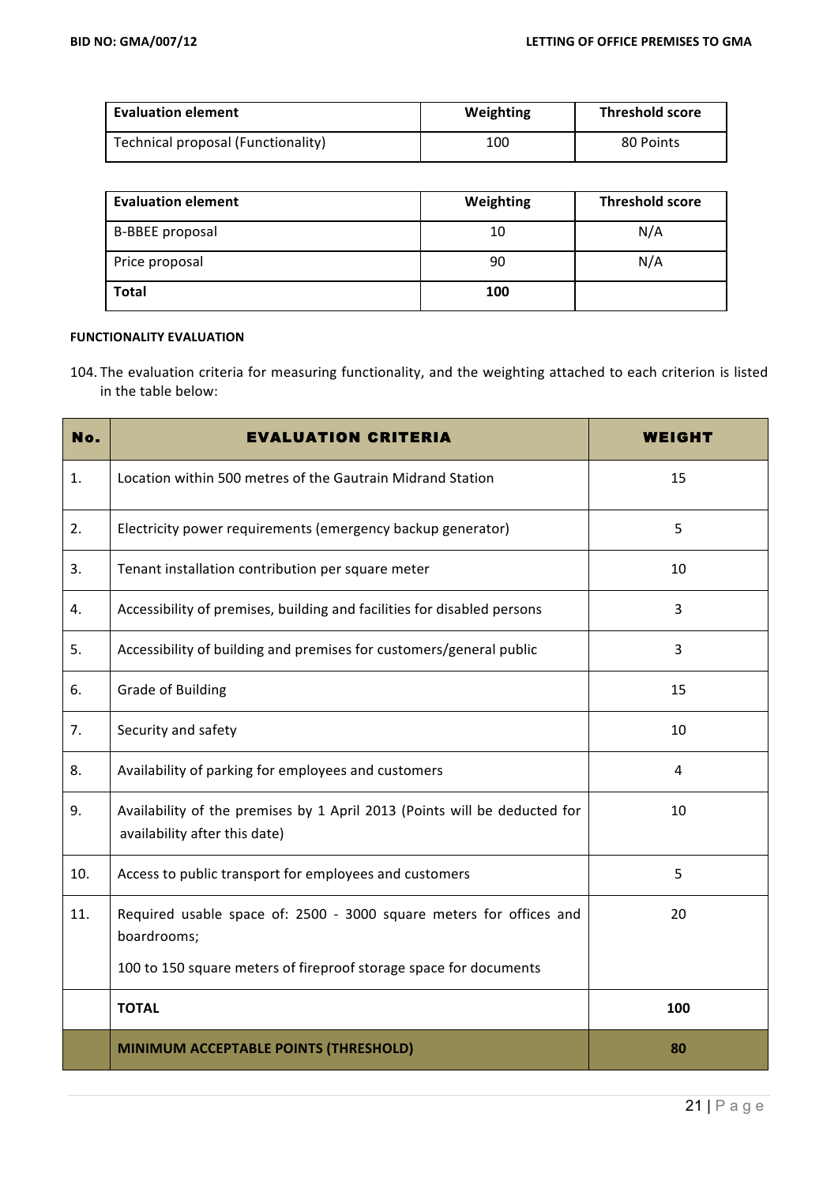| Evaluation element | Weighting | Threshold score |
|---|---|---|
| Technical proposal (Functionality) | 100 | 80 Points |

| Evaluation element | Weighting | Threshold score |
|---|---|---|
| B-BBEE proposal | 10 | N/A |
| Price proposal | 90 | N/A |
| **Total** | **100** | |

**FUNCTIONALITY EVALUATION**

104. The evaluation criteria for measuring functionality, and the weighting attached to each criterion is listed in the table below:

| No. | EVALUATION CRITERIA | WEIGHT |
|---|---|---|
| 1. | Location within 500 metres of the Gautrain Midrand Station | 15 |
| 2. | Electricity power requirements (emergency backup generator) | 5 |
| 3. | Tenant installation contribution per square meter | 10 |
| 4. | Accessibility of premises, building and facilities for disabled persons | 3 |
| 5. | Accessibility of building and premises for customers/general public | 3 |
| 6. | Grade of Building | 15 |
| 7. | Security and safety | 10 |
| 8. | Availability of parking for employees and customers | 4 |
| 9. | Availability of the premises by 1 April 2013 (Points will be deducted for availability after this date) | 10 |
| 10. | Access to public transport for employees and customers | 5 |
| 11. | Required usable space of: 2500 - 3000 square meters for offices and boardrooms; 100 to 150 square meters of fireproof storage space for documents | 20 |
| | **TOTAL** | **100** |
| | **MINIMUM ACCEPTABLE POINTS (THRESHOLD)** | **80** |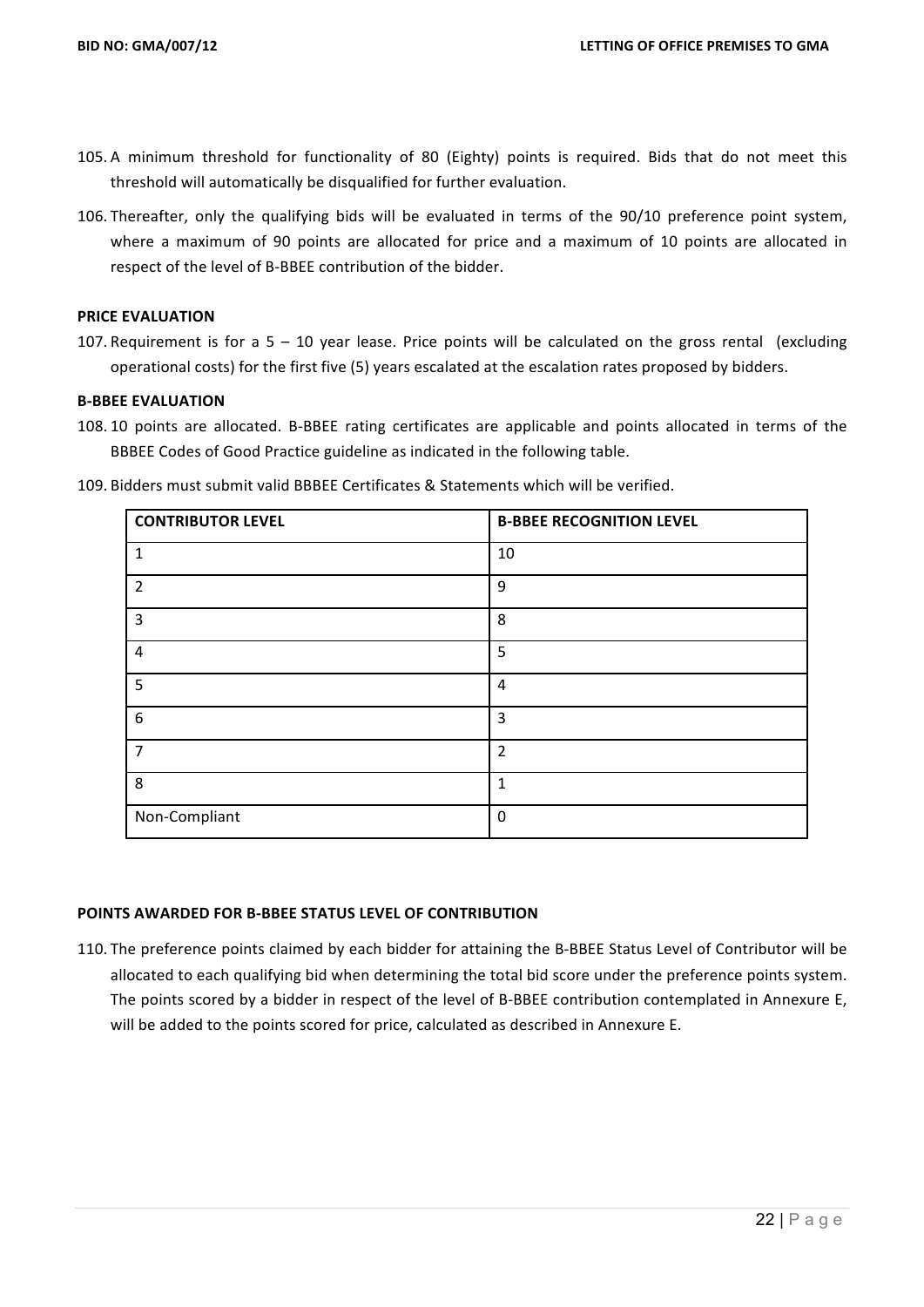105. A minimum threshold for functionality of 80 (Eighty) points is required. Bids that do not meet this threshold will automatically be disqualified for further evaluation.

106. Thereafter, only the qualifying bids will be evaluated in terms of the 90/10 preference point system, where a maximum of 90 points are allocated for price and a maximum of 10 points are allocated in respect of the level of B-BBEE contribution of the bidder.

#### PRICE EVALUATION

107. Requirement is for a 5 – 10 year lease. Price points will be calculated on the gross rental (excluding operational costs) for the first five (5) years escalated at the escalation rates proposed by bidders.

#### B-BBEE EVALUATION

108. 10 points are allocated. B-BBEE rating certificates are applicable and points allocated in terms of the BBBEE Codes of Good Practice guideline as indicated in the following table.

109. Bidders must submit valid BBBEE Certificates & Statements which will be verified.

| CONTRIBUTOR LEVEL | B-BBEE RECOGNITION LEVEL |
|---|---|
| 1 | 10 |
| 2 | 9 |
| 3 | 8 |
| 4 | 5 |
| 5 | 4 |
| 6 | 3 |
| 7 | 2 |
| 8 | 1 |
| Non-Compliant | 0 |

#### POINTS AWARDED FOR B-BBEE STATUS LEVEL OF CONTRIBUTION

110. The preference points claimed by each bidder for attaining the B-BBEE Status Level of Contributor will be allocated to each qualifying bid when determining the total bid score under the preference points system. The points scored by a bidder in respect of the level of B-BBEE contribution contemplated in Annexure E, will be added to the points scored for price, calculated as described in Annexure E.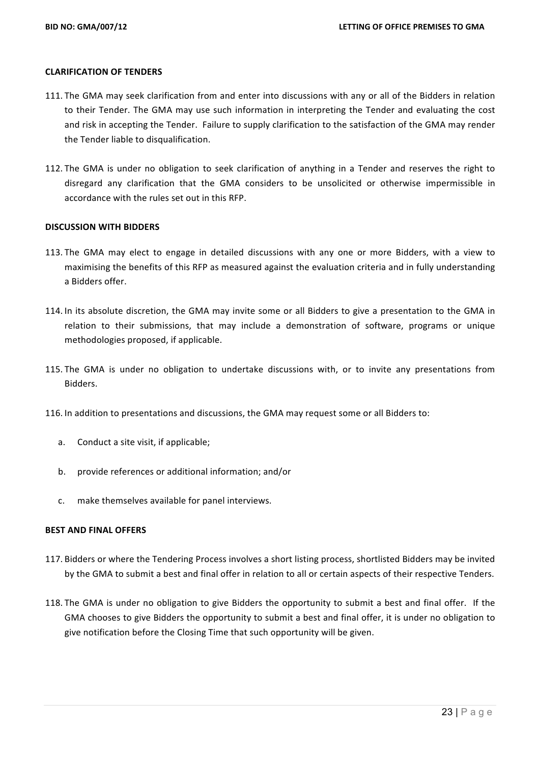## CLARIFICATION OF TENDERS

111. The GMA may seek clarification from and enter into discussions with any or all of the Bidders in relation to their Tender. The GMA may use such information in interpreting the Tender and evaluating the cost and risk in accepting the Tender. Failure to supply clarification to the satisfaction of the GMA may render the Tender liable to disqualification.

112. The GMA is under no obligation to seek clarification of anything in a Tender and reserves the right to disregard any clarification that the GMA considers to be unsolicited or otherwise impermissible in accordance with the rules set out in this RFP.

## DISCUSSION WITH BIDDERS

113. The GMA may elect to engage in detailed discussions with any one or more Bidders, with a view to maximising the benefits of this RFP as measured against the evaluation criteria and in fully understanding a Bidders offer.

114. In its absolute discretion, the GMA may invite some or all Bidders to give a presentation to the GMA in relation to their submissions, that may include a demonstration of software, programs or unique methodologies proposed, if applicable.

115. The GMA is under no obligation to undertake discussions with, or to invite any presentations from Bidders.

116. In addition to presentations and discussions, the GMA may request some or all Bidders to:

    a. Conduct a site visit, if applicable;

    b. provide references or additional information; and/or

    c. make themselves available for panel interviews.

## BEST AND FINAL OFFERS

117. Bidders or where the Tendering Process involves a short listing process, shortlisted Bidders may be invited by the GMA to submit a best and final offer in relation to all or certain aspects of their respective Tenders.

118. The GMA is under no obligation to give Bidders the opportunity to submit a best and final offer. If the GMA chooses to give Bidders the opportunity to submit a best and final offer, it is under no obligation to give notification before the Closing Time that such opportunity will be given.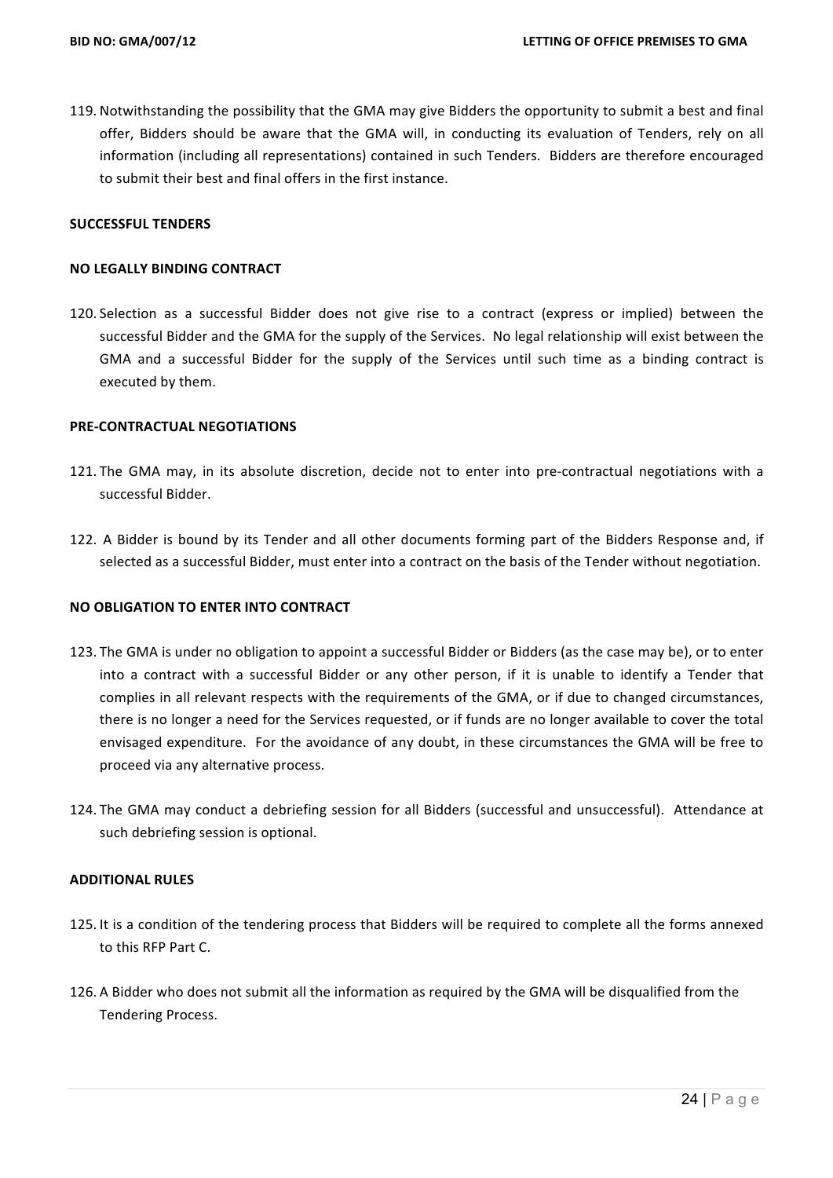119. Notwithstanding the possibility that the GMA may give Bidders the opportunity to submit a best and final offer, Bidders should be aware that the GMA will, in conducting its evaluation of Tenders, rely on all information (including all representations) contained in such Tenders. Bidders are therefore encouraged to submit their best and final offers in the first instance.

**SUCCESSFUL TENDERS**

**NO LEGALLY BINDING CONTRACT**

120. Selection as a successful Bidder does not give rise to a contract (express or implied) between the successful Bidder and the GMA for the supply of the Services. No legal relationship will exist between the GMA and a successful Bidder for the supply of the Services until such time as a binding contract is executed by them.

**PRE-CONTRACTUAL NEGOTIATIONS**

121. The GMA may, in its absolute discretion, decide not to enter into pre-contractual negotiations with a successful Bidder.

122. A Bidder is bound by its Tender and all other documents forming part of the Bidders Response and, if selected as a successful Bidder, must enter into a contract on the basis of the Tender without negotiation.

**NO OBLIGATION TO ENTER INTO CONTRACT**

123. The GMA is under no obligation to appoint a successful Bidder or Bidders (as the case may be), or to enter into a contract with a successful Bidder or any other person, if it is unable to identify a Tender that complies in all relevant respects with the requirements of the GMA, or if due to changed circumstances, there is no longer a need for the Services requested, or if funds are no longer available to cover the total envisaged expenditure. For the avoidance of any doubt, in these circumstances the GMA will be free to proceed via any alternative process.

124. The GMA may conduct a debriefing session for all Bidders (successful and unsuccessful). Attendance at such debriefing session is optional.

**ADDITIONAL RULES**

125. It is a condition of the tendering process that Bidders will be required to complete all the forms annexed to this RFP Part C.

126. A Bidder who does not submit all the information as required by the GMA will be disqualified from the Tendering Process.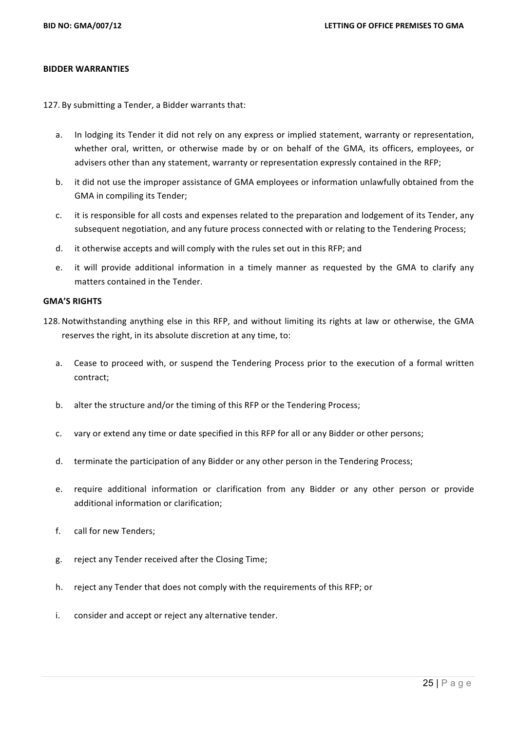**BIDDER WARRANTIES**

127. By submitting a Tender, a Bidder warrants that:

   a. In lodging its Tender it did not rely on any express or implied statement, warranty or representation, whether oral, written, or otherwise made by or on behalf of the GMA, its officers, employees, or advisers other than any statement, warranty or representation expressly contained in the RFP;

   b. it did not use the improper assistance of GMA employees or information unlawfully obtained from the GMA in compiling its Tender;

   c. it is responsible for all costs and expenses related to the preparation and lodgement of its Tender, any subsequent negotiation, and any future process connected with or relating to the Tendering Process;

   d. it otherwise accepts and will comply with the rules set out in this RFP; and

   e. it will provide additional information in a timely manner as requested by the GMA to clarify any matters contained in the Tender.

**GMA'S RIGHTS**

128. Notwithstanding anything else in this RFP, and without limiting its rights at law or otherwise, the GMA reserves the right, in its absolute discretion at any time, to:

   a. Cease to proceed with, or suspend the Tendering Process prior to the execution of a formal written contract;

   b. alter the structure and/or the timing of this RFP or the Tendering Process;

   c. vary or extend any time or date specified in this RFP for all or any Bidder or other persons;

   d. terminate the participation of any Bidder or any other person in the Tendering Process;

   e. require additional information or clarification from any Bidder or any other person or provide additional information or clarification;

   f. call for new Tenders;

   g. reject any Tender received after the Closing Time;

   h. reject any Tender that does not comply with the requirements of this RFP; or

   i. consider and accept or reject any alternative tender.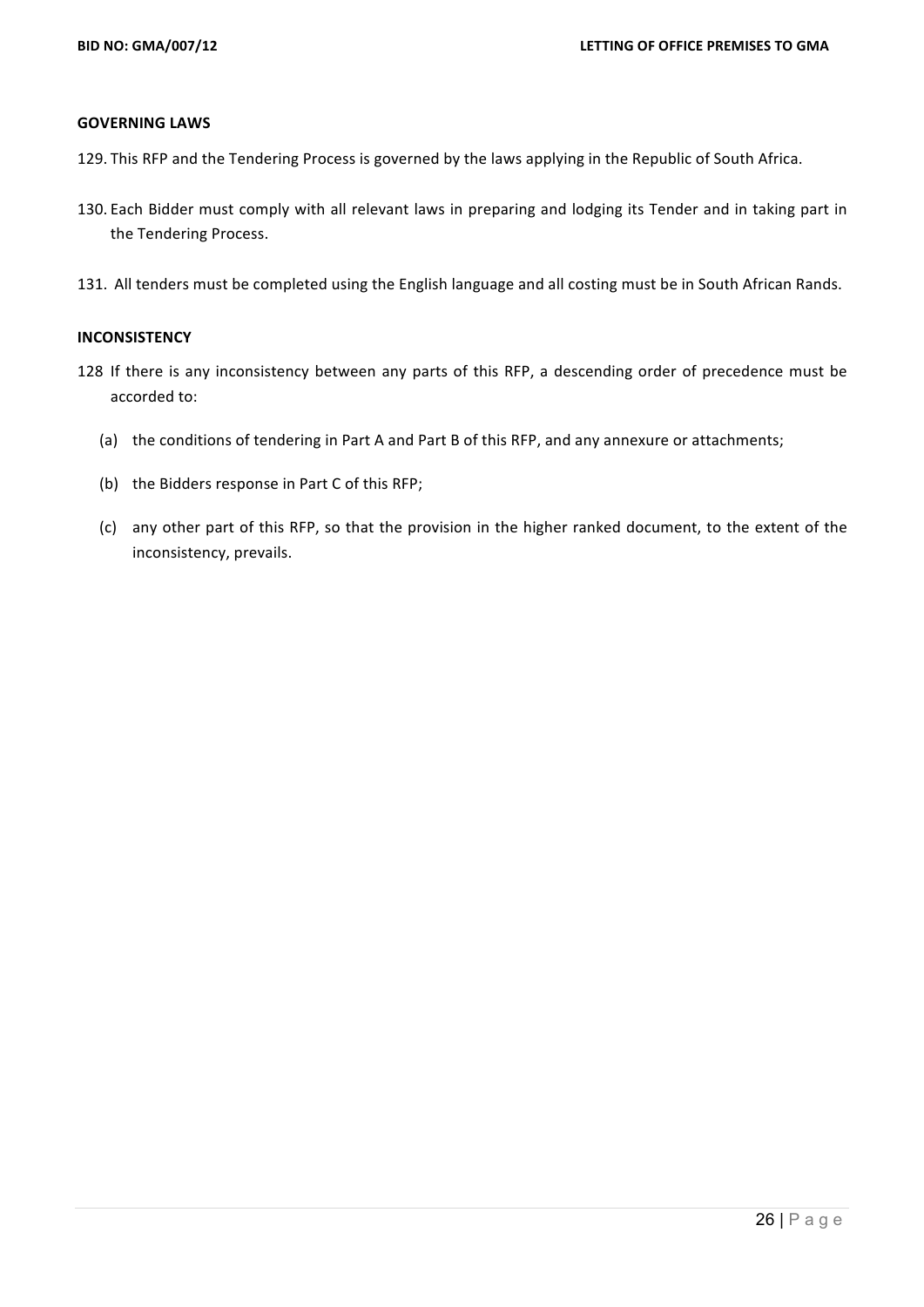**GOVERNING LAWS**

129. This RFP and the Tendering Process is governed by the laws applying in the Republic of South Africa.

130. Each Bidder must comply with all relevant laws in preparing and lodging its Tender and in taking part in the Tendering Process.

131. All tenders must be completed using the English language and all costing must be in South African Rands.

**INCONSISTENCY**

128 If there is any inconsistency between any parts of this RFP, a descending order of precedence must be accorded to:

(a) the conditions of tendering in Part A and Part B of this RFP, and any annexure or attachments;

(b) the Bidders response in Part C of this RFP;

(c) any other part of this RFP, so that the provision in the higher ranked document, to the extent of the inconsistency, prevails.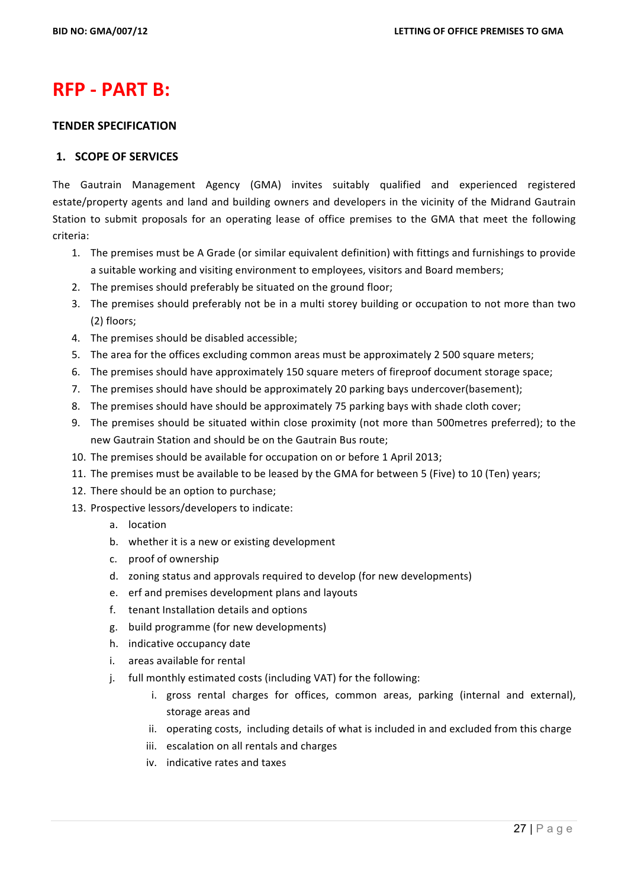# RFP - PART B:

**TENDER SPECIFICATION**

## 1. SCOPE OF SERVICES

The Gautrain Management Agency (GMA) invites suitably qualified and experienced registered estate/property agents and land and building owners and developers in the vicinity of the Midrand Gautrain Station to submit proposals for an operating lease of office premises to the GMA that meet the following criteria:

1. The premises must be A Grade (or similar equivalent definition) with fittings and furnishings to provide a suitable working and visiting environment to employees, visitors and Board members;
2. The premises should preferably be situated on the ground floor;
3. The premises should preferably not be in a multi storey building or occupation to not more than two (2) floors;
4. The premises should be disabled accessible;
5. The area for the offices excluding common areas must be approximately 2 500 square meters;
6. The premises should have approximately 150 square meters of fireproof document storage space;
7. The premises should have should be approximately 20 parking bays undercover(basement);
8. The premises should have should be approximately 75 parking bays with shade cloth cover;
9. The premises should be situated within close proximity (not more than 500metres preferred); to the new Gautrain Station and should be on the Gautrain Bus route;
10. The premises should be available for occupation on or before 1 April 2013;
11. The premises must be available to be leased by the GMA for between 5 (Five) to 10 (Ten) years;
12. There should be an option to purchase;
13. Prospective lessors/developers to indicate:
    a. location
    b. whether it is a new or existing development
    c. proof of ownership
    d. zoning status and approvals required to develop (for new developments)
    e. erf and premises development plans and layouts
    f. tenant Installation details and options
    g. build programme (for new developments)
    h. indicative occupancy date
    i. areas available for rental
    j. full monthly estimated costs (including VAT) for the following:
        i. gross rental charges for offices, common areas, parking (internal and external), storage areas and
        ii. operating costs, including details of what is included in and excluded from this charge
        iii. escalation on all rentals and charges
        iv. indicative rates and taxes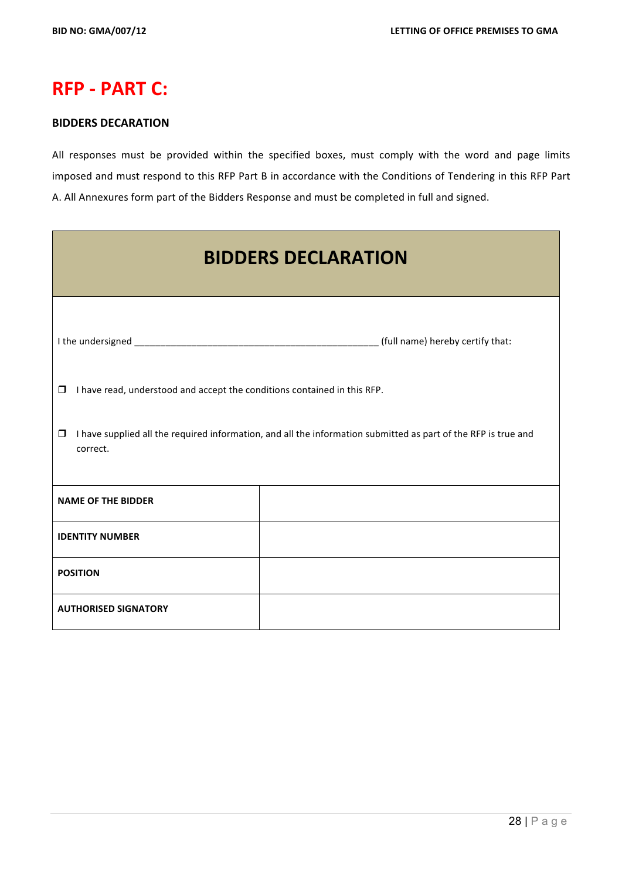# RFP - PART C:

**BIDDERS DECARATION**

All responses must be provided within the specified boxes, must comply with the word and page limits imposed and must respond to this RFP Part B in accordance with the Conditions of Tendering in this RFP Part A. All Annexures form part of the Bidders Response and must be completed in full and signed.

## BIDDERS DECLARATION

I the undersigned _______________________________________________ (full name) hereby certify that:

- ☐ I have read, understood and accept the conditions contained in this RFP.
- ☐ I have supplied all the required information, and all the information submitted as part of the RFP is true and correct.

| | |
|---|---|
| **NAME OF THE BIDDER** | |
| **IDENTITY NUMBER** | |
| **POSITION** | |
| **AUTHORISED SIGNATORY** | |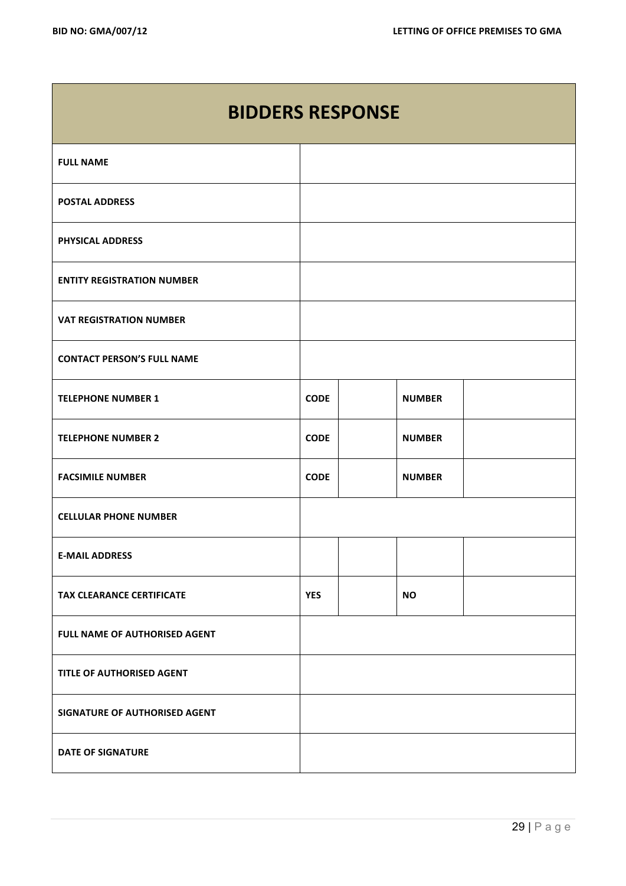| BIDDERS RESPONSE | | | | |
|---|---|---|---|---|
| **FULL NAME** | | | | |
| **POSTAL ADDRESS** | | | | |
| **PHYSICAL ADDRESS** | | | | |
| **ENTITY REGISTRATION NUMBER** | | | | |
| **VAT REGISTRATION NUMBER** | | | | |
| **CONTACT PERSON'S FULL NAME** | | | | |
| **TELEPHONE NUMBER 1** | **CODE** | | **NUMBER** | |
| **TELEPHONE NUMBER 2** | **CODE** | | **NUMBER** | |
| **FACSIMILE NUMBER** | **CODE** | | **NUMBER** | |
| **CELLULAR PHONE NUMBER** | | | | |
| **E-MAIL ADDRESS** | | | | |
| **TAX CLEARANCE CERTIFICATE** | **YES** | | **NO** | |
| **FULL NAME OF AUTHORISED AGENT** | | | | |
| **TITLE OF AUTHORISED AGENT** | | | | |
| **SIGNATURE OF AUTHORISED AGENT** | | | | |
| **DATE OF SIGNATURE** | | | | |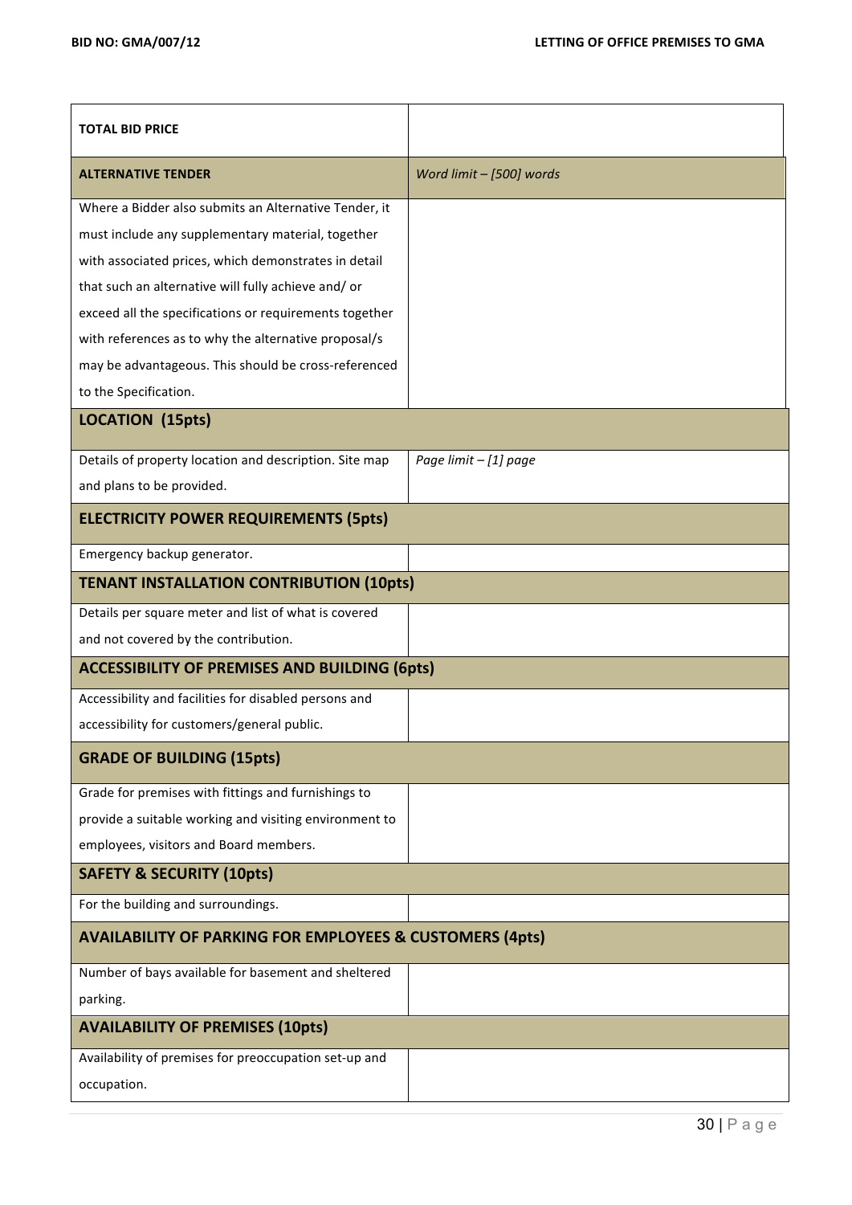| | |
|---|---|
| **TOTAL BID PRICE** | |
| **ALTERNATIVE TENDER** | *Word limit – [500] words* |
| Where a Bidder also submits an Alternative Tender, it must include any supplementary material, together with associated prices, which demonstrates in detail that such an alternative will fully achieve and/ or exceed all the specifications or requirements together with references as to why the alternative proposal/s may be advantageous. This should be cross-referenced to the Specification. | |
| **LOCATION (15pts)** | |
| Details of property location and description. Site map and plans to be provided. | *Page limit – [1] page* |
| **ELECTRICITY POWER REQUIREMENTS (5pts)** | |
| Emergency backup generator. | |
| **TENANT INSTALLATION CONTRIBUTION (10pts)** | |
| Details per square meter and list of what is covered and not covered by the contribution. | |
| **ACCESSIBILITY OF PREMISES AND BUILDING (6pts)** | |
| Accessibility and facilities for disabled persons and accessibility for customers/general public. | |
| **GRADE OF BUILDING (15pts)** | |
| Grade for premises with fittings and furnishings to provide a suitable working and visiting environment to employees, visitors and Board members. | |
| **SAFETY & SECURITY (10pts)** | |
| For the building and surroundings. | |
| **AVAILABILITY OF PARKING FOR EMPLOYEES & CUSTOMERS (4pts)** | |
| Number of bays available for basement and sheltered parking. | |
| **AVAILABILITY OF PREMISES (10pts)** | |
| Availability of premises for preoccupation set-up and occupation. | |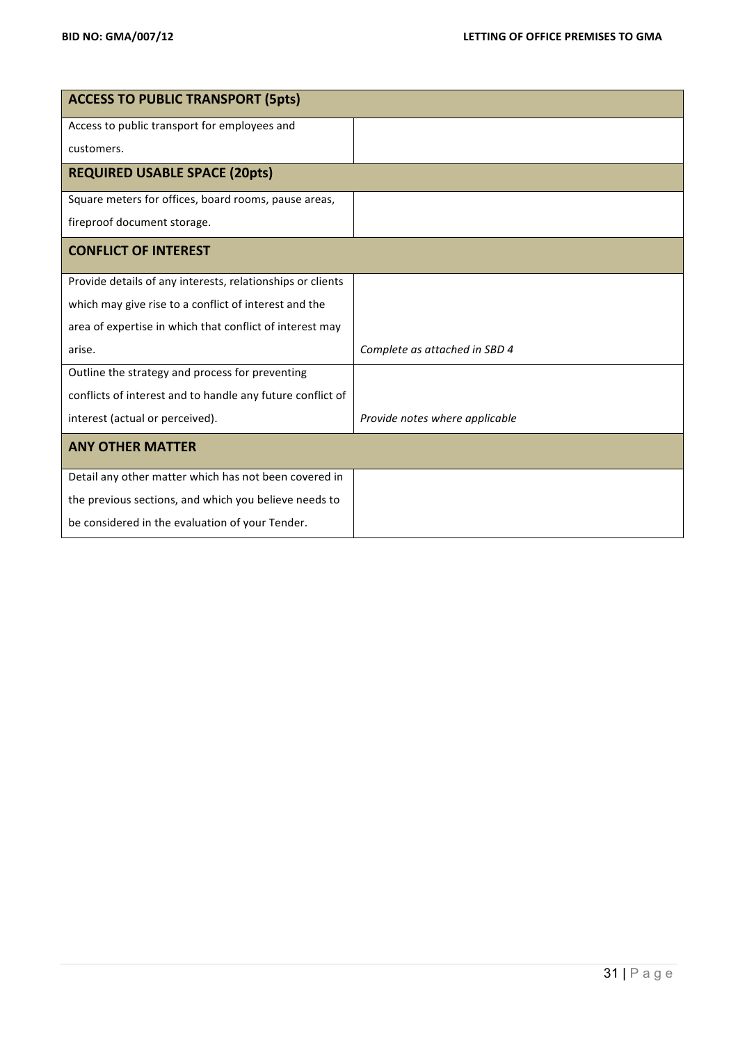| | |
|---|---|
| **ACCESS TO PUBLIC TRANSPORT (5pts)** | |
| Access to public transport for employees and customers. | |
| **REQUIRED USABLE SPACE (20pts)** | |
| Square meters for offices, board rooms, pause areas, fireproof document storage. | |
| **CONFLICT OF INTEREST** | |
| Provide details of any interests, relationships or clients which may give rise to a conflict of interest and the area of expertise in which that conflict of interest may arise. | *Complete as attached in SBD 4* |
| Outline the strategy and process for preventing conflicts of interest and to handle any future conflict of interest (actual or perceived). | *Provide notes where applicable* |
| **ANY OTHER MATTER** | |
| Detail any other matter which has not been covered in the previous sections, and which you believe needs to be considered in the evaluation of your Tender. | |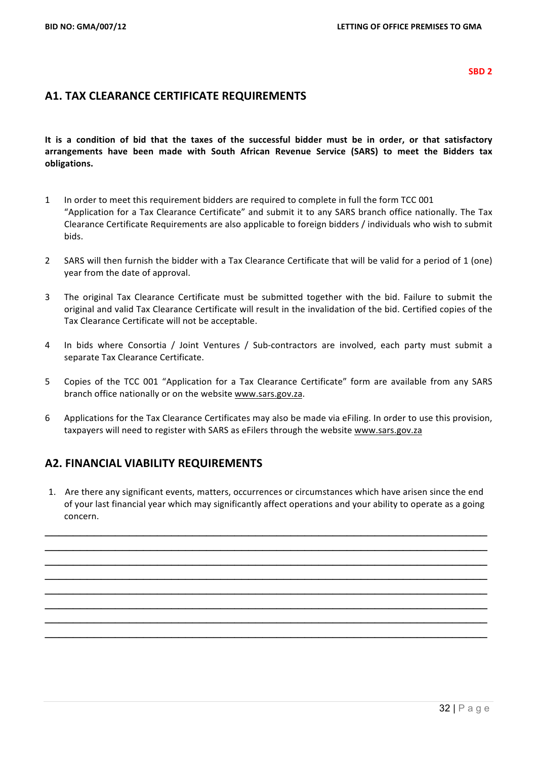SBD 2

## A1. TAX CLEARANCE CERTIFICATE REQUIREMENTS

**It is a condition of bid that the taxes of the successful bidder must be in order, or that satisfactory arrangements have been made with South African Revenue Service (SARS) to meet the Bidders tax obligations.**

1. In order to meet this requirement bidders are required to complete in full the form TCC 001 "Application for a Tax Clearance Certificate" and submit it to any SARS branch office nationally. The Tax Clearance Certificate Requirements are also applicable to foreign bidders / individuals who wish to submit bids.

2. SARS will then furnish the bidder with a Tax Clearance Certificate that will be valid for a period of 1 (one) year from the date of approval.

3. The original Tax Clearance Certificate must be submitted together with the bid. Failure to submit the original and valid Tax Clearance Certificate will result in the invalidation of the bid. Certified copies of the Tax Clearance Certificate will not be acceptable.

4. In bids where Consortia / Joint Ventures / Sub-contractors are involved, each party must submit a separate Tax Clearance Certificate.

5. Copies of the TCC 001 "Application for a Tax Clearance Certificate" form are available from any SARS branch office nationally or on the website www.sars.gov.za.

6. Applications for the Tax Clearance Certificates may also be made via eFiling. In order to use this provision, taxpayers will need to register with SARS as eFilers through the website www.sars.gov.za

## A2. FINANCIAL VIABILITY REQUIREMENTS

1. Are there any significant events, matters, occurrences or circumstances which have arisen since the end of your last financial year which may significantly affect operations and your ability to operate as a going concern.

\_\_\_\_\_\_\_\_\_\_\_\_\_\_\_\_\_\_\_\_\_\_\_\_\_\_\_\_\_\_\_\_\_\_\_\_\_\_\_\_\_\_\_\_\_\_\_\_\_\_\_\_\_\_\_\_\_\_\_\_\_\_\_\_\_\_\_\_\_\_\_\_\_\_\_\_

\_\_\_\_\_\_\_\_\_\_\_\_\_\_\_\_\_\_\_\_\_\_\_\_\_\_\_\_\_\_\_\_\_\_\_\_\_\_\_\_\_\_\_\_\_\_\_\_\_\_\_\_\_\_\_\_\_\_\_\_\_\_\_\_\_\_\_\_\_\_\_\_\_\_\_\_

\_\_\_\_\_\_\_\_\_\_\_\_\_\_\_\_\_\_\_\_\_\_\_\_\_\_\_\_\_\_\_\_\_\_\_\_\_\_\_\_\_\_\_\_\_\_\_\_\_\_\_\_\_\_\_\_\_\_\_\_\_\_\_\_\_\_\_\_\_\_\_\_\_\_\_\_

\_\_\_\_\_\_\_\_\_\_\_\_\_\_\_\_\_\_\_\_\_\_\_\_\_\_\_\_\_\_\_\_\_\_\_\_\_\_\_\_\_\_\_\_\_\_\_\_\_\_\_\_\_\_\_\_\_\_\_\_\_\_\_\_\_\_\_\_\_\_\_\_\_\_\_\_

\_\_\_\_\_\_\_\_\_\_\_\_\_\_\_\_\_\_\_\_\_\_\_\_\_\_\_\_\_\_\_\_\_\_\_\_\_\_\_\_\_\_\_\_\_\_\_\_\_\_\_\_\_\_\_\_\_\_\_\_\_\_\_\_\_\_\_\_\_\_\_\_\_\_\_\_

\_\_\_\_\_\_\_\_\_\_\_\_\_\_\_\_\_\_\_\_\_\_\_\_\_\_\_\_\_\_\_\_\_\_\_\_\_\_\_\_\_\_\_\_\_\_\_\_\_\_\_\_\_\_\_\_\_\_\_\_\_\_\_\_\_\_\_\_\_\_\_\_\_\_\_\_

\_\_\_\_\_\_\_\_\_\_\_\_\_\_\_\_\_\_\_\_\_\_\_\_\_\_\_\_\_\_\_\_\_\_\_\_\_\_\_\_\_\_\_\_\_\_\_\_\_\_\_\_\_\_\_\_\_\_\_\_\_\_\_\_\_\_\_\_\_\_\_\_\_\_\_\_

\_\_\_\_\_\_\_\_\_\_\_\_\_\_\_\_\_\_\_\_\_\_\_\_\_\_\_\_\_\_\_\_\_\_\_\_\_\_\_\_\_\_\_\_\_\_\_\_\_\_\_\_\_\_\_\_\_\_\_\_\_\_\_\_\_\_\_\_\_\_\_\_\_\_\_\_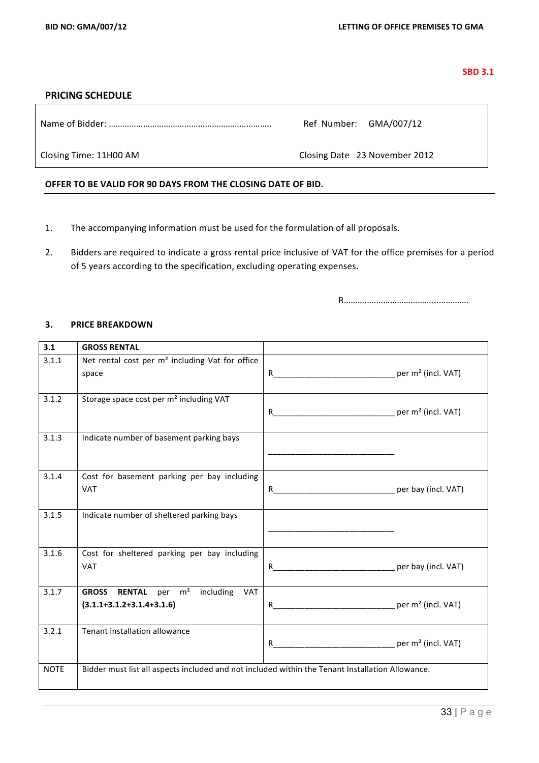SBD 3.1

## PRICING SCHEDULE

| | |
|---|---|
| Name of Bidder: ……………………………………………………………….. | Ref Number: GMA/007/12 |
| Closing Time: 11H00 AM | Closing Date 23 November 2012 |

**OFFER TO BE VALID FOR 90 DAYS FROM THE CLOSING DATE OF BID.**

1. The accompanying information must be used for the formulation of all proposals.

2. Bidders are required to indicate a gross rental price inclusive of VAT for the office premises for a period of 5 years according to the specification, excluding operating expenses.

R……….…………………………..…………..

### 3. PRICE BREAKDOWN

| **3.1** | **GROSS RENTAL** | |
|---|---|---|
| 3.1.1 | Net rental cost per m² including Vat for office space | R__________________________ per m² (incl. VAT) |
| 3.1.2 | Storage space cost per m² including VAT | R__________________________ per m² (incl. VAT) |
| 3.1.3 | Indicate number of basement parking bays | ____________________________ |
| 3.1.4 | Cost for basement parking per bay including VAT | R__________________________ per bay (incl. VAT) |
| 3.1.5 | Indicate number of sheltered parking bays | ____________________________ |
| 3.1.6 | Cost for sheltered parking per bay including VAT | R__________________________ per bay (incl. VAT) |
| 3.1.7 | **GROSS RENTAL** per m² including VAT **(3.1.1+3.1.2+3.1.4+3.1.6)** | R__________________________ per m² (incl. VAT) |
| 3.2.1 | Tenant installation allowance | R__________________________ per m² (incl. VAT) |
| NOTE | Bidder must list all aspects included and not included within the Tenant Installation Allowance. | |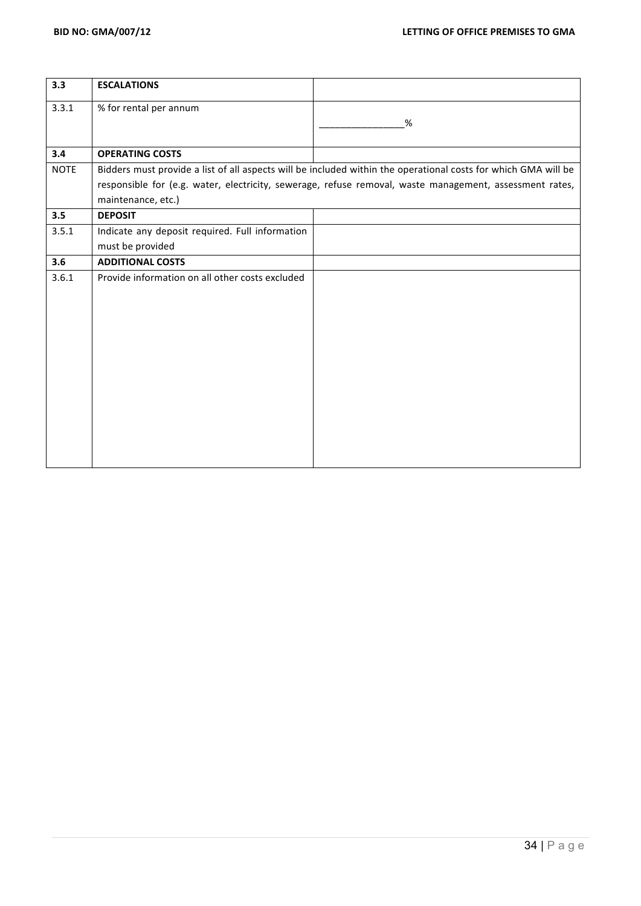| | | |
|---|---|---|
| **3.3** | **ESCALATIONS** | |
| 3.3.1 | % for rental per annum | ________________% |
| **3.4** | **OPERATING COSTS** | |
| NOTE | Bidders must provide a list of all aspects will be included within the operational costs for which GMA will be responsible for (e.g. water, electricity, sewerage, refuse removal, waste management, assessment rates, maintenance, etc.) | |
| **3.5** | **DEPOSIT** | |
| 3.5.1 | Indicate any deposit required. Full information must be provided | |
| **3.6** | **ADDITIONAL COSTS** | |
| 3.6.1 | Provide information on all other costs excluded | |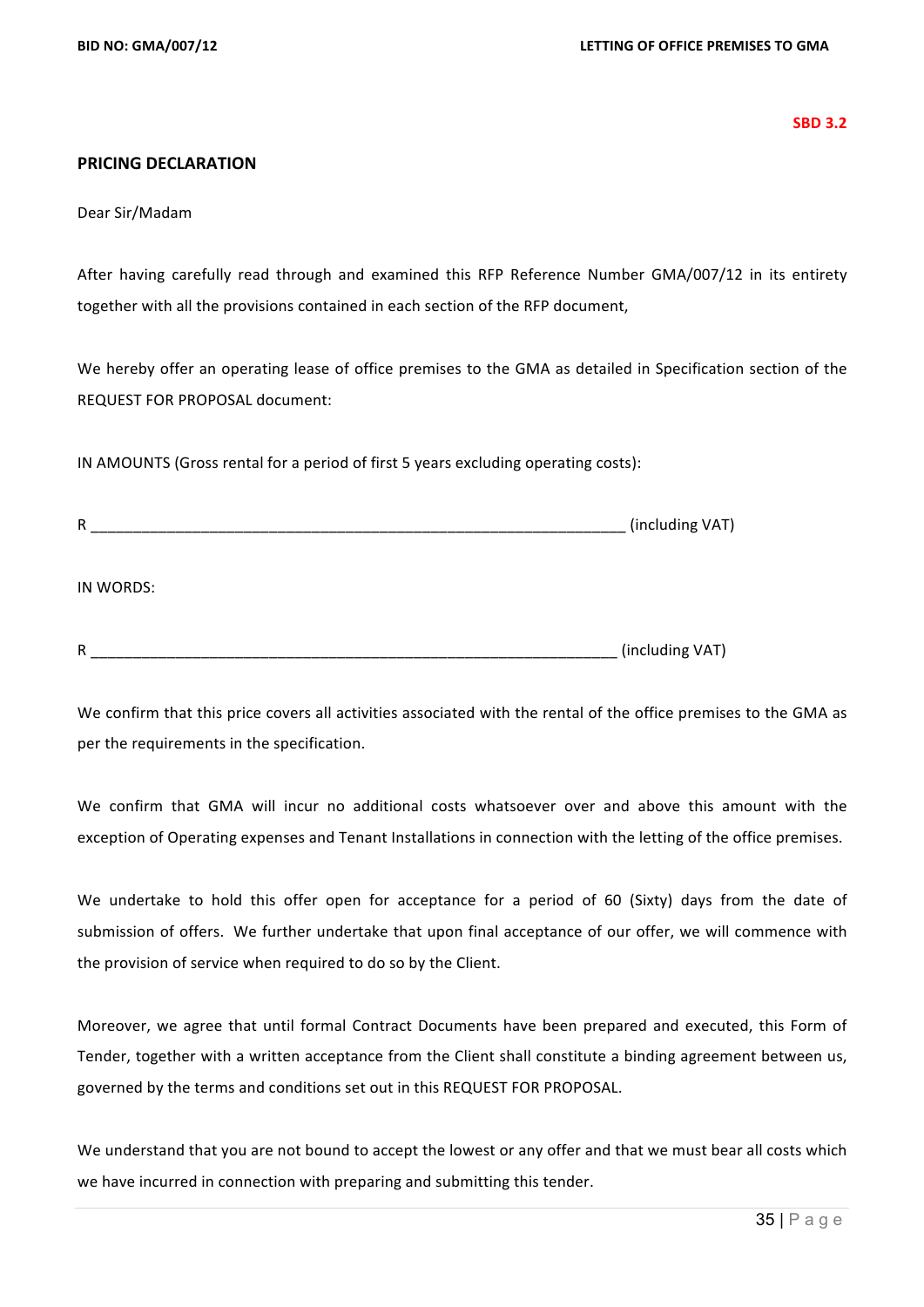SBD 3.2

## PRICING DECLARATION

Dear Sir/Madam

After having carefully read through and examined this RFP Reference Number GMA/007/12 in its entirety together with all the provisions contained in each section of the RFP document,

We hereby offer an operating lease of office premises to the GMA as detailed in Specification section of the REQUEST FOR PROPOSAL document:

IN AMOUNTS (Gross rental for a period of first 5 years excluding operating costs):

R _________________________________________________________________ (including VAT)

IN WORDS:

R _________________________________________________________________ (including VAT)

We confirm that this price covers all activities associated with the rental of the office premises to the GMA as per the requirements in the specification.

We confirm that GMA will incur no additional costs whatsoever over and above this amount with the exception of Operating expenses and Tenant Installations in connection with the letting of the office premises.

We undertake to hold this offer open for acceptance for a period of 60 (Sixty) days from the date of submission of offers. We further undertake that upon final acceptance of our offer, we will commence with the provision of service when required to do so by the Client.

Moreover, we agree that until formal Contract Documents have been prepared and executed, this Form of Tender, together with a written acceptance from the Client shall constitute a binding agreement between us, governed by the terms and conditions set out in this REQUEST FOR PROPOSAL.

We understand that you are not bound to accept the lowest or any offer and that we must bear all costs which we have incurred in connection with preparing and submitting this tender.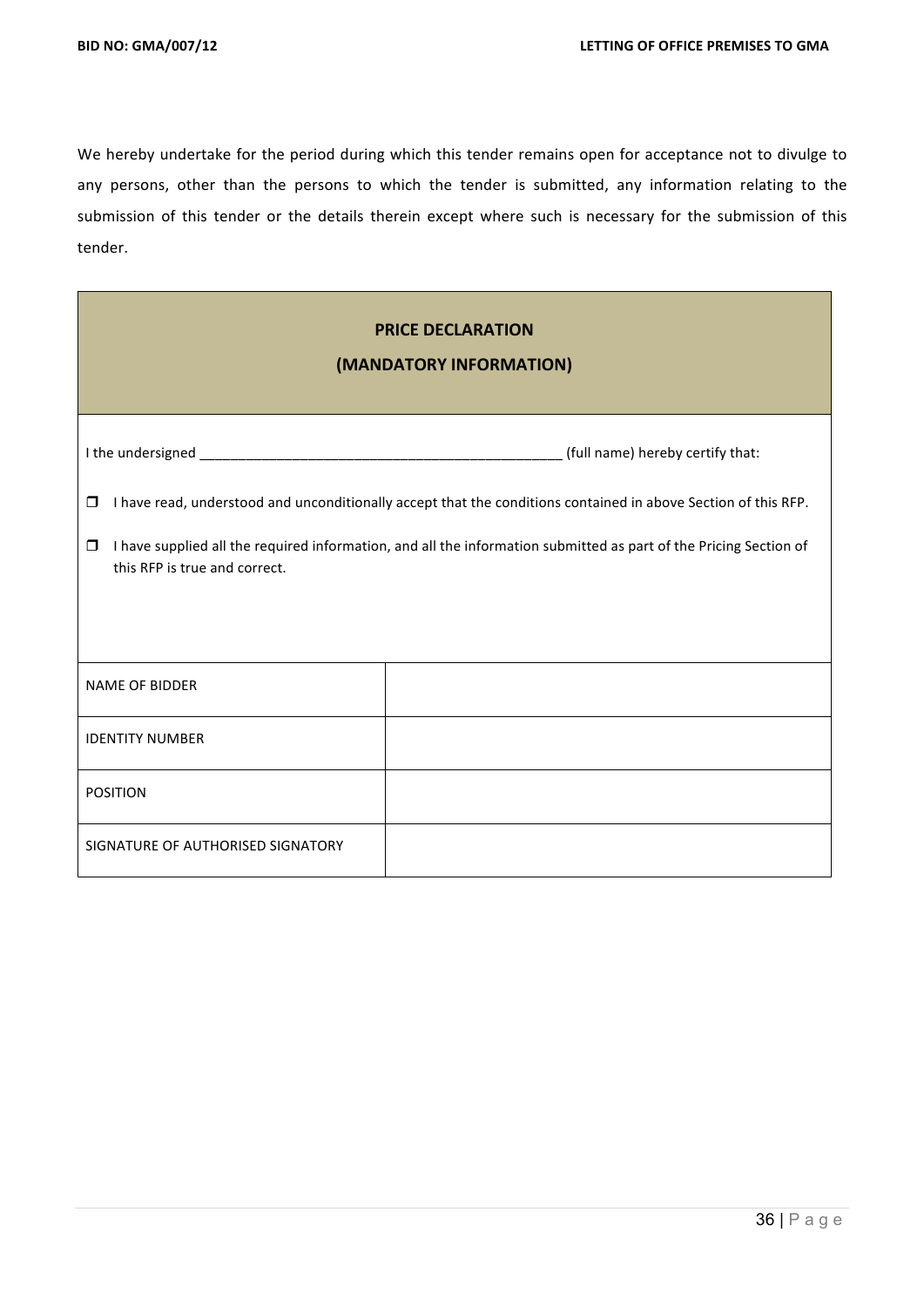We hereby undertake for the period during which this tender remains open for acceptance not to divulge to any persons, other than the persons to which the tender is submitted, any information relating to the submission of this tender or the details therein except where such is necessary for the submission of this tender.

## PRICE DECLARATION

## (MANDATORY INFORMATION)

I the undersigned ________________________________________________ (full name) hereby certify that:

- ☐ I have read, understood and unconditionally accept that the conditions contained in above Section of this RFP.
- ☐ I have supplied all the required information, and all the information submitted as part of the Pricing Section of this RFP is true and correct.

| | |
|---|---|
| NAME OF BIDDER | |
| IDENTITY NUMBER | |
| POSITION | |
| SIGNATURE OF AUTHORISED SIGNATORY | |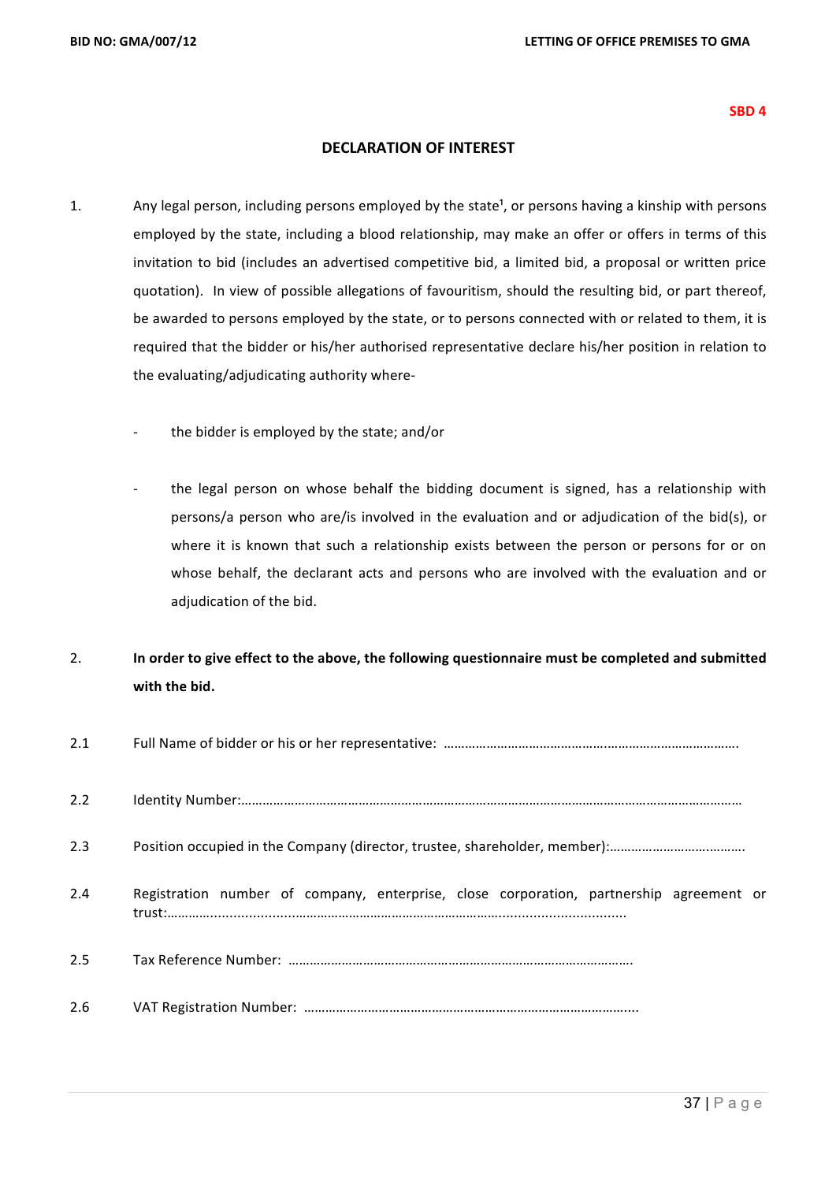**SBD 4**

## DECLARATION OF INTEREST

1. Any legal person, including persons employed by the state[1], or persons having a kinship with persons employed by the state, including a blood relationship, may make an offer or offers in terms of this invitation to bid (includes an advertised competitive bid, a limited bid, a proposal or written price quotation). In view of possible allegations of favouritism, should the resulting bid, or part thereof, be awarded to persons employed by the state, or to persons connected with or related to them, it is required that the bidder or his/her authorised representative declare his/her position in relation to the evaluating/adjudicating authority where-

   - the bidder is employed by the state; and/or

   - the legal person on whose behalf the bidding document is signed, has a relationship with persons/a person who are/is involved in the evaluation and or adjudication of the bid(s), or where it is known that such a relationship exists between the person or persons for or on whose behalf, the declarant acts and persons who are involved with the evaluation and or adjudication of the bid.

2. **In order to give effect to the above, the following questionnaire must be completed and submitted with the bid.**

2.1 Full Name of bidder or his or her representative: ……………………………………….………………………………….

2.2 Identity Number:……………………………………………………………………………………………………………………

2.3 Position occupied in the Company (director, trustee, shareholder, member):……………………….……….

2.4 Registration number of company, enterprise, close corporation, partnership agreement or trust:………….....................……………………………………………………................................

2.5 Tax Reference Number: …………………………………………………………………………………….

2.6 VAT Registration Number: ……………………………………………………………………………...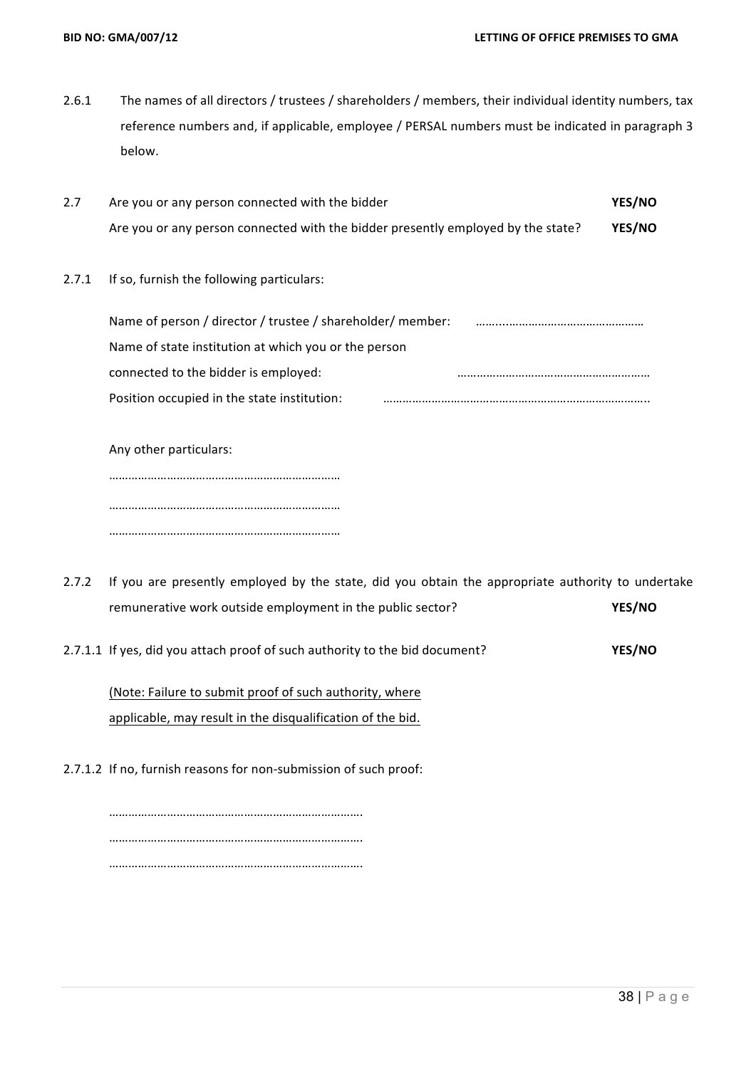2.6.1 The names of all directors / trustees / shareholders / members, their individual identity numbers, tax reference numbers and, if applicable, employee / PERSAL numbers must be indicated in paragraph 3 below.

2.7 Are you or any person connected with the bidder **YES/NO**
Are you or any person connected with the bidder presently employed by the state? **YES/NO**

2.7.1 If so, furnish the following particulars:

Name of person / director / trustee / shareholder/ member: ……...……………………………………

Name of state institution at which you or the person connected to the bidder is employed: ……………………………………………………

Position occupied in the state institution: ………………………………………………………………………..

Any other particulars:

………………………………………………………………
………………………………………………………………
………………………………………………………………

2.7.2 If you are presently employed by the state, did you obtain the appropriate authority to undertake remunerative work outside employment in the public sector? **YES/NO**

2.7.1.1 If yes, did you attach proof of such authority to the bid document? **YES/NO**

(Note: Failure to submit proof of such authority, where applicable, may result in the disqualification of the bid.

2.7.1.2 If no, furnish reasons for non-submission of such proof:

…………………………………………………………………….
…………………………………………………………………….
…………………………………………………………………….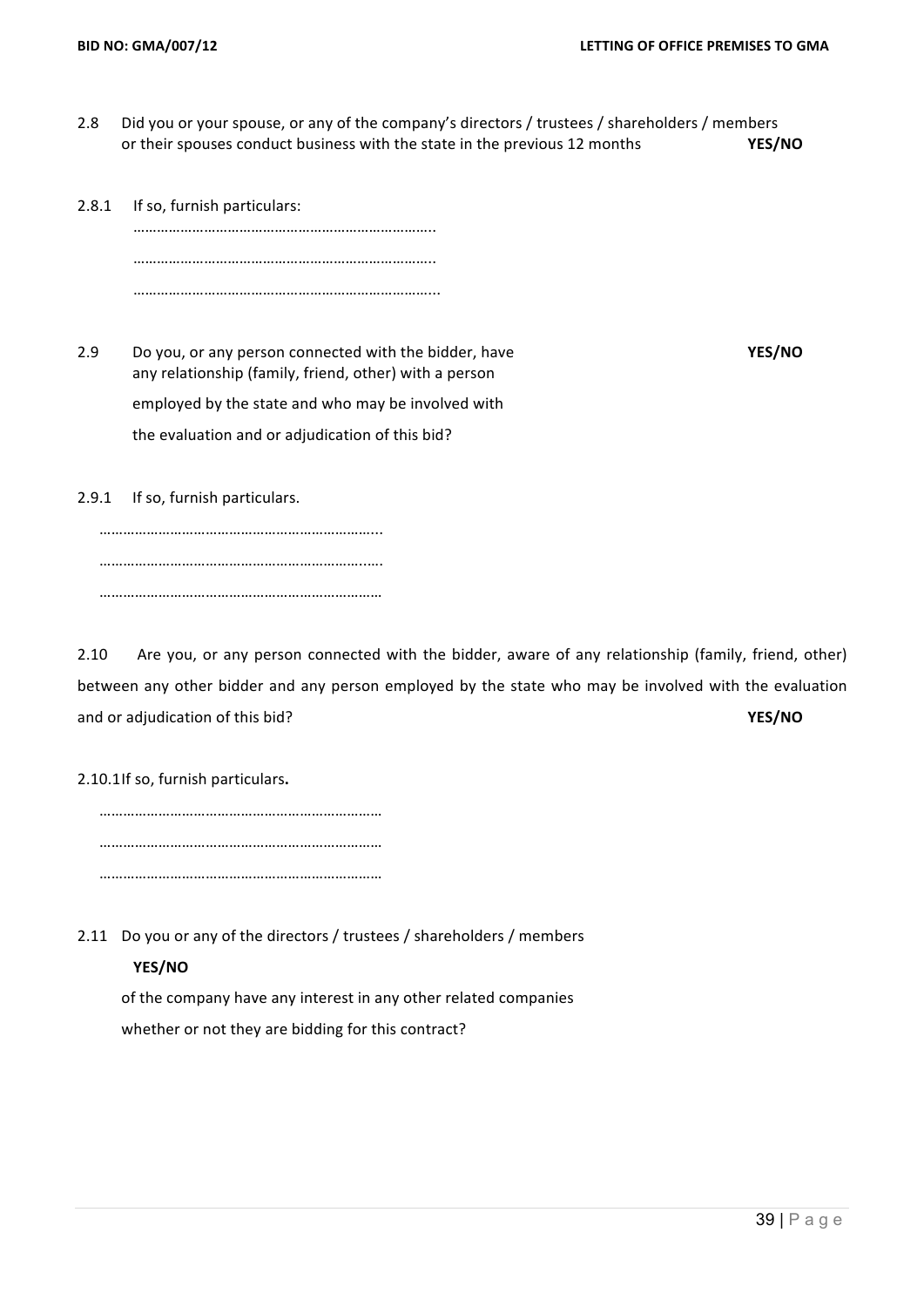2.8 Did you or your spouse, or any of the company's directors / trustees / shareholders / members or their spouses conduct business with the state in the previous 12 months **YES/NO**

2.8.1 If so, furnish particulars:

…………………………………………………………………..

…………………………………………………………………..

…………………………………………………………………...

2.9 Do you, or any person connected with the bidder, have any relationship (family, friend, other) with a person employed by the state and who may be involved with the evaluation and or adjudication of this bid? **YES/NO**

2.9.1 If so, furnish particulars.

……………………………………………………………...

…………………………………………………………..….

………………………………………………………………

2.10 Are you, or any person connected with the bidder, aware of any relationship (family, friend, other) between any other bidder and any person employed by the state who may be involved with the evaluation and or adjudication of this bid? **YES/NO**

2.10.1 If so, furnish particulars.

………………………………………………………………

………………………………………………………………

………………………………………………………………

2.11 Do you or any of the directors / trustees / shareholders / members **YES/NO** of the company have any interest in any other related companies whether or not they are bidding for this contract?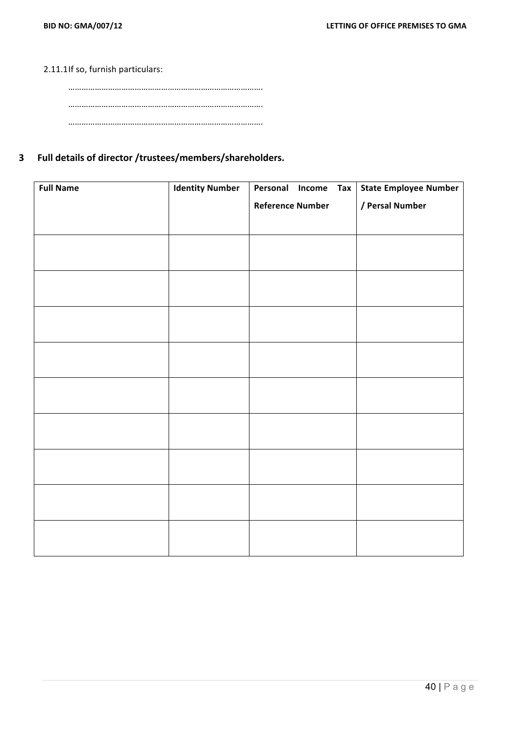2.11.1 If so, furnish particulars:

…………………………………………………………………………….

…………………………………………………………………………….

…………………………………………………………………………….

## 3 Full details of director /trustees/members/shareholders.

| Full Name | Identity Number | Personal Income Tax Reference Number | State Employee Number / Persal Number |
|---|---|---|---|
| | | | |
| | | | |
| | | | |
| | | | |
| | | | |
| | | | |
| | | | |
| | | | |
| | | | |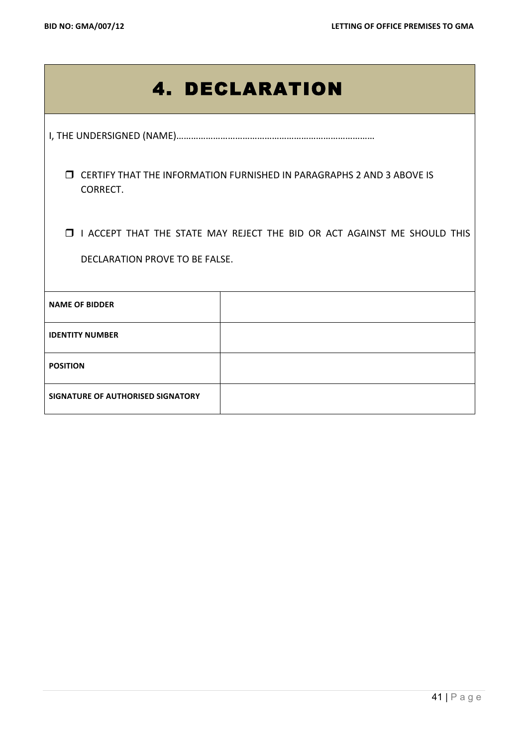# 4. DECLARATION

I, THE UNDERSIGNED (NAME)……………………………………………………………………

- ❒ CERTIFY THAT THE INFORMATION FURNISHED IN PARAGRAPHS 2 AND 3 ABOVE IS CORRECT.

- ❒ I ACCEPT THAT THE STATE MAY REJECT THE BID OR ACT AGAINST ME SHOULD THIS DECLARATION PROVE TO BE FALSE.

| | |
|---|---|
| **NAME OF BIDDER** | |
| **IDENTITY NUMBER** | |
| **POSITION** | |
| **SIGNATURE OF AUTHORISED SIGNATORY** | |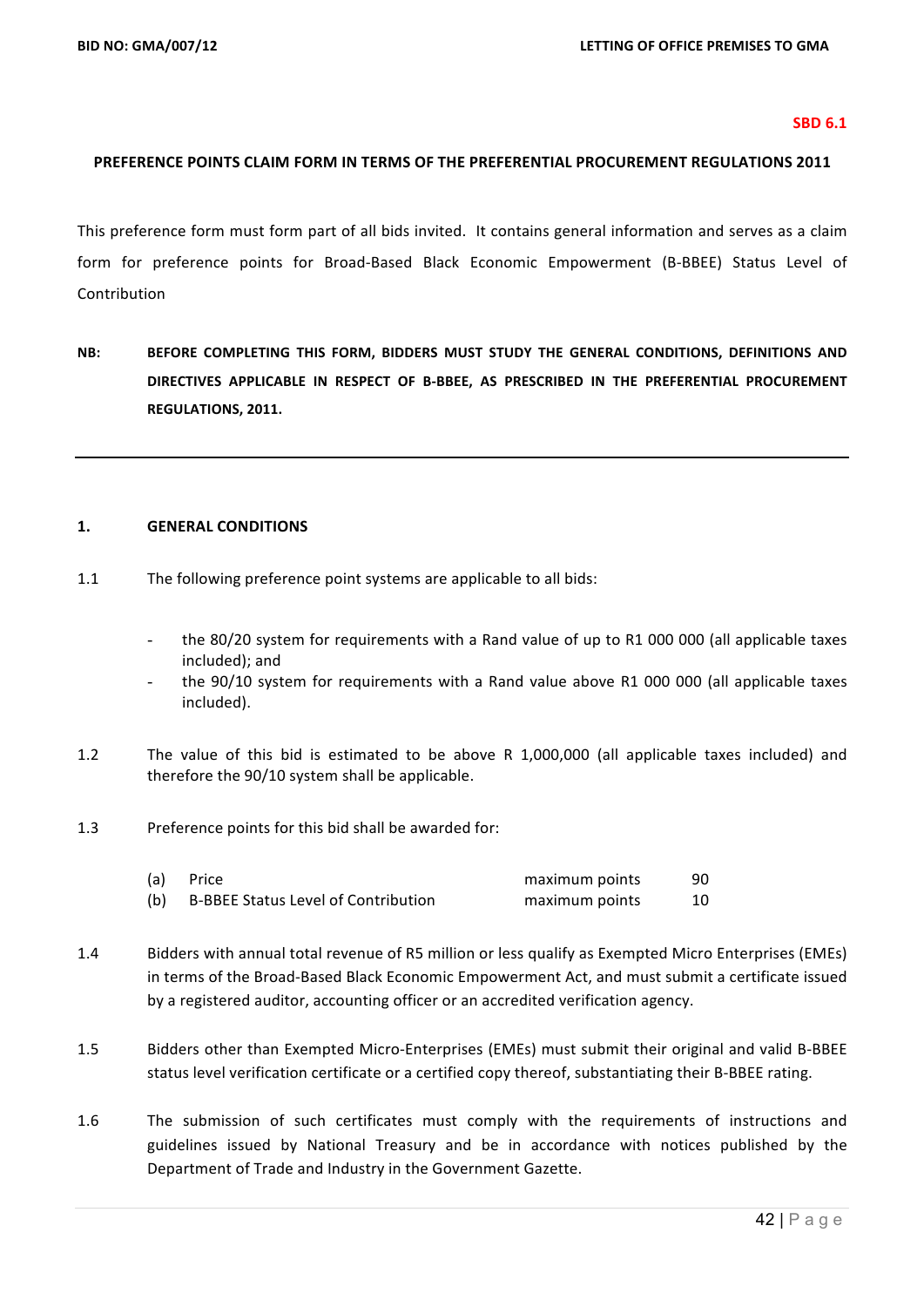SBD 6.1

**PREFERENCE POINTS CLAIM FORM IN TERMS OF THE PREFERENTIAL PROCUREMENT REGULATIONS 2011**

This preference form must form part of all bids invited. It contains general information and serves as a claim form for preference points for Broad-Based Black Economic Empowerment (B-BBEE) Status Level of Contribution

**NB: BEFORE COMPLETING THIS FORM, BIDDERS MUST STUDY THE GENERAL CONDITIONS, DEFINITIONS AND DIRECTIVES APPLICABLE IN RESPECT OF B-BBEE, AS PRESCRIBED IN THE PREFERENTIAL PROCUREMENT REGULATIONS, 2011.**

---

## 1. GENERAL CONDITIONS

1.1 The following preference point systems are applicable to all bids:

- the 80/20 system for requirements with a Rand value of up to R1 000 000 (all applicable taxes included); and
- the 90/10 system for requirements with a Rand value above R1 000 000 (all applicable taxes included).

1.2 The value of this bid is estimated to be above R 1,000,000 (all applicable taxes included) and therefore the 90/10 system shall be applicable.

1.3 Preference points for this bid shall be awarded for:

| | | | |
|---|---|---|---|
| (a) | Price | maximum points | 90 |
| (b) | B-BBEE Status Level of Contribution | maximum points | 10 |

1.4 Bidders with annual total revenue of R5 million or less qualify as Exempted Micro Enterprises (EMEs) in terms of the Broad-Based Black Economic Empowerment Act, and must submit a certificate issued by a registered auditor, accounting officer or an accredited verification agency.

1.5 Bidders other than Exempted Micro-Enterprises (EMEs) must submit their original and valid B-BBEE status level verification certificate or a certified copy thereof, substantiating their B-BBEE rating.

1.6 The submission of such certificates must comply with the requirements of instructions and guidelines issued by National Treasury and be in accordance with notices published by the Department of Trade and Industry in the Government Gazette.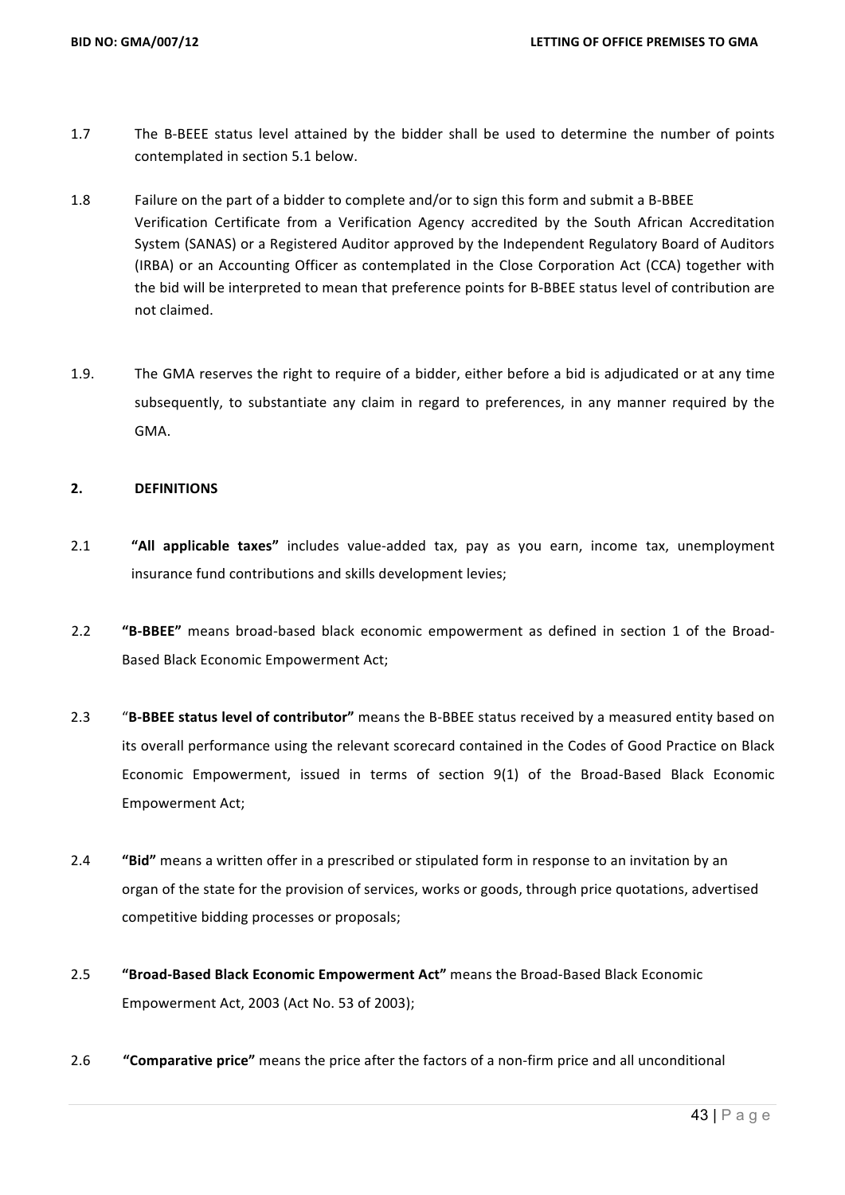1.7 The B-BEEE status level attained by the bidder shall be used to determine the number of points contemplated in section 5.1 below.

1.8 Failure on the part of a bidder to complete and/or to sign this form and submit a B-BBEE Verification Certificate from a Verification Agency accredited by the South African Accreditation System (SANAS) or a Registered Auditor approved by the Independent Regulatory Board of Auditors (IRBA) or an Accounting Officer as contemplated in the Close Corporation Act (CCA) together with the bid will be interpreted to mean that preference points for B-BBEE status level of contribution are not claimed.

1.9. The GMA reserves the right to require of a bidder, either before a bid is adjudicated or at any time subsequently, to substantiate any claim in regard to preferences, in any manner required by the GMA.

**2. DEFINITIONS**

2.1 **"All applicable taxes"** includes value-added tax, pay as you earn, income tax, unemployment insurance fund contributions and skills development levies;

2.2 **"B-BBEE"** means broad-based black economic empowerment as defined in section 1 of the Broad-Based Black Economic Empowerment Act;

2.3 "**B-BBEE status level of contributor"** means the B-BBEE status received by a measured entity based on its overall performance using the relevant scorecard contained in the Codes of Good Practice on Black Economic Empowerment, issued in terms of section 9(1) of the Broad-Based Black Economic Empowerment Act;

2.4 **"Bid"** means a written offer in a prescribed or stipulated form in response to an invitation by an organ of the state for the provision of services, works or goods, through price quotations, advertised competitive bidding processes or proposals;

2.5 **"Broad-Based Black Economic Empowerment Act"** means the Broad-Based Black Economic Empowerment Act, 2003 (Act No. 53 of 2003);

2.6 **"Comparative price"** means the price after the factors of a non-firm price and all unconditional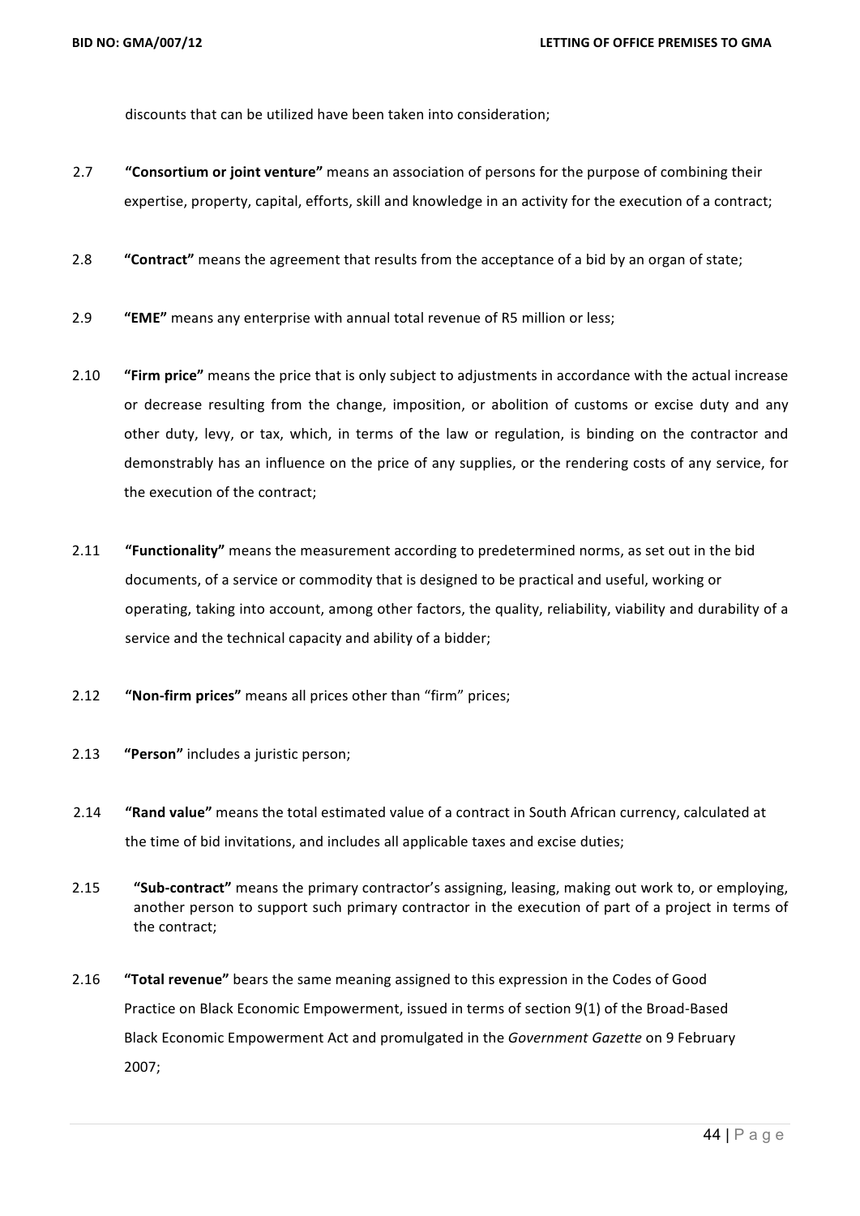discounts that can be utilized have been taken into consideration;

2.7 **"Consortium or joint venture"** means an association of persons for the purpose of combining their expertise, property, capital, efforts, skill and knowledge in an activity for the execution of a contract;

2.8 **"Contract"** means the agreement that results from the acceptance of a bid by an organ of state;

2.9 **"EME"** means any enterprise with annual total revenue of R5 million or less;

2.10 **"Firm price"** means the price that is only subject to adjustments in accordance with the actual increase or decrease resulting from the change, imposition, or abolition of customs or excise duty and any other duty, levy, or tax, which, in terms of the law or regulation, is binding on the contractor and demonstrably has an influence on the price of any supplies, or the rendering costs of any service, for the execution of the contract;

2.11 **"Functionality"** means the measurement according to predetermined norms, as set out in the bid documents, of a service or commodity that is designed to be practical and useful, working or operating, taking into account, among other factors, the quality, reliability, viability and durability of a service and the technical capacity and ability of a bidder;

2.12 **"Non-firm prices"** means all prices other than "firm" prices;

2.13 **"Person"** includes a juristic person;

2.14 **"Rand value"** means the total estimated value of a contract in South African currency, calculated at the time of bid invitations, and includes all applicable taxes and excise duties;

2.15 **"Sub-contract"** means the primary contractor's assigning, leasing, making out work to, or employing, another person to support such primary contractor in the execution of part of a project in terms of the contract;

2.16 **"Total revenue"** bears the same meaning assigned to this expression in the Codes of Good Practice on Black Economic Empowerment, issued in terms of section 9(1) of the Broad-Based Black Economic Empowerment Act and promulgated in the *Government Gazette* on 9 February 2007;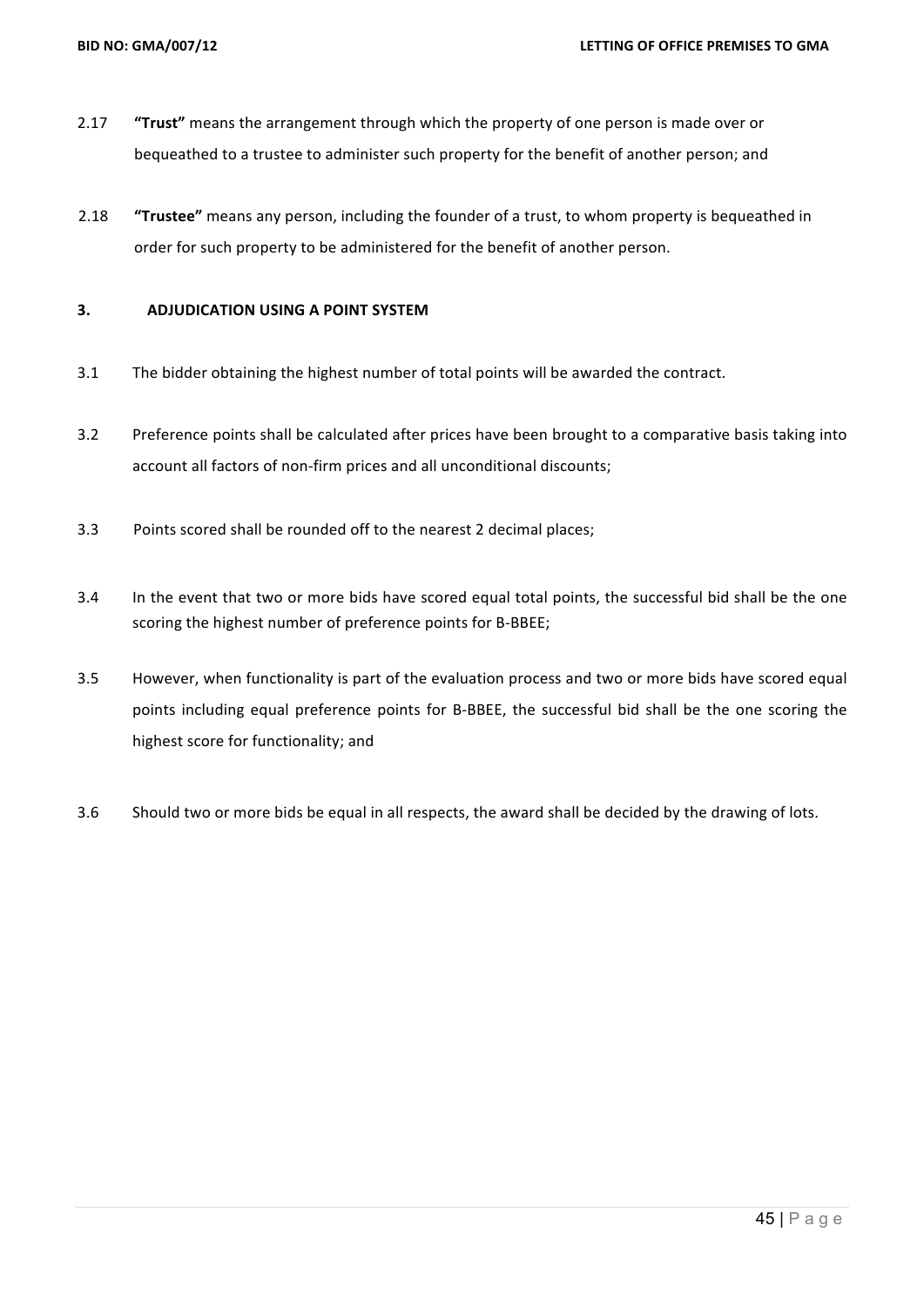2.17 **"Trust"** means the arrangement through which the property of one person is made over or bequeathed to a trustee to administer such property for the benefit of another person; and

2.18 **"Trustee"** means any person, including the founder of a trust, to whom property is bequeathed in order for such property to be administered for the benefit of another person.

## 3. ADJUDICATION USING A POINT SYSTEM

3.1 The bidder obtaining the highest number of total points will be awarded the contract.

3.2 Preference points shall be calculated after prices have been brought to a comparative basis taking into account all factors of non-firm prices and all unconditional discounts;

3.3 Points scored shall be rounded off to the nearest 2 decimal places;

3.4 In the event that two or more bids have scored equal total points, the successful bid shall be the one scoring the highest number of preference points for B-BBEE;

3.5 However, when functionality is part of the evaluation process and two or more bids have scored equal points including equal preference points for B-BBEE, the successful bid shall be the one scoring the highest score for functionality; and

3.6 Should two or more bids be equal in all respects, the award shall be decided by the drawing of lots.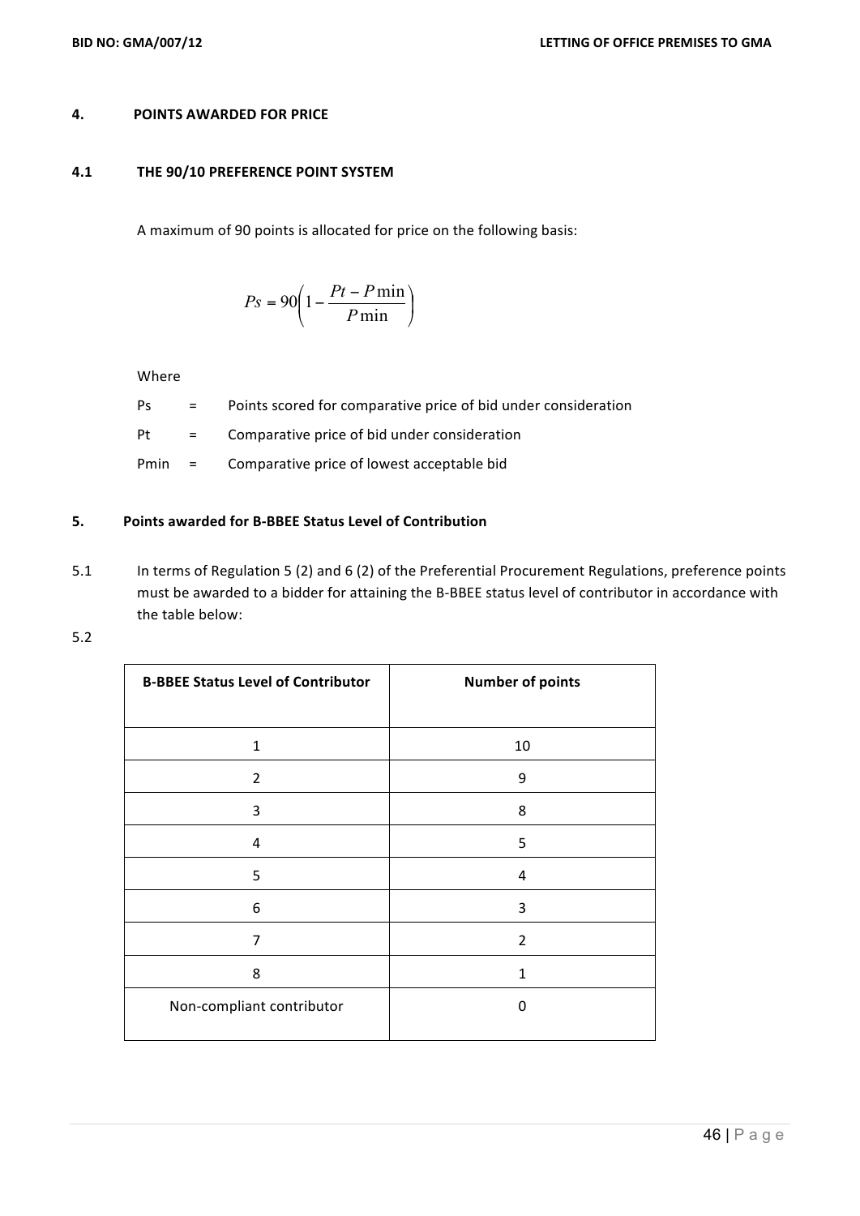## 4. POINTS AWARDED FOR PRICE

### 4.1 THE 90/10 PREFERENCE POINT SYSTEM

A maximum of 90 points is allocated for price on the following basis:

$$Ps = 90\left(1 - \frac{Pt - P\min}{P\min}\right)$$

Where

Ps = Points scored for comparative price of bid under consideration

Pt = Comparative price of bid under consideration

Pmin = Comparative price of lowest acceptable bid

## 5. Points awarded for B-BBEE Status Level of Contribution

5.1 In terms of Regulation 5 (2) and 6 (2) of the Preferential Procurement Regulations, preference points must be awarded to a bidder for attaining the B-BBEE status level of contributor in accordance with the table below:

5.2

| B-BBEE Status Level of Contributor | Number of points |
|---|---|
| 1 | 10 |
| 2 | 9 |
| 3 | 8 |
| 4 | 5 |
| 5 | 4 |
| 6 | 3 |
| 7 | 2 |
| 8 | 1 |
| Non-compliant contributor | 0 |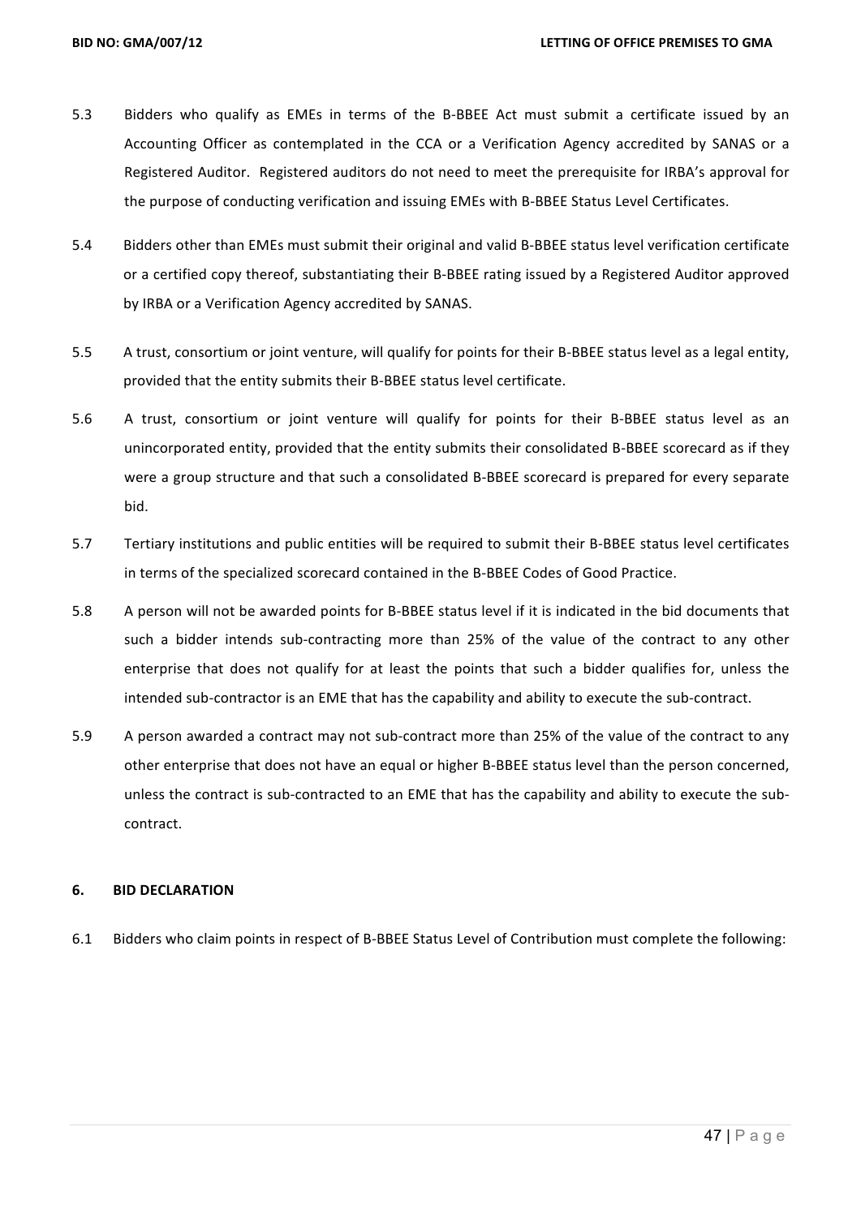5.3 Bidders who qualify as EMEs in terms of the B-BBEE Act must submit a certificate issued by an Accounting Officer as contemplated in the CCA or a Verification Agency accredited by SANAS or a Registered Auditor. Registered auditors do not need to meet the prerequisite for IRBA's approval for the purpose of conducting verification and issuing EMEs with B-BBEE Status Level Certificates.

5.4 Bidders other than EMEs must submit their original and valid B-BBEE status level verification certificate or a certified copy thereof, substantiating their B-BBEE rating issued by a Registered Auditor approved by IRBA or a Verification Agency accredited by SANAS.

5.5 A trust, consortium or joint venture, will qualify for points for their B-BBEE status level as a legal entity, provided that the entity submits their B-BBEE status level certificate.

5.6 A trust, consortium or joint venture will qualify for points for their B-BBEE status level as an unincorporated entity, provided that the entity submits their consolidated B-BBEE scorecard as if they were a group structure and that such a consolidated B-BBEE scorecard is prepared for every separate bid.

5.7 Tertiary institutions and public entities will be required to submit their B-BBEE status level certificates in terms of the specialized scorecard contained in the B-BBEE Codes of Good Practice.

5.8 A person will not be awarded points for B-BBEE status level if it is indicated in the bid documents that such a bidder intends sub-contracting more than 25% of the value of the contract to any other enterprise that does not qualify for at least the points that such a bidder qualifies for, unless the intended sub-contractor is an EME that has the capability and ability to execute the sub-contract.

5.9 A person awarded a contract may not sub-contract more than 25% of the value of the contract to any other enterprise that does not have an equal or higher B-BBEE status level than the person concerned, unless the contract is sub-contracted to an EME that has the capability and ability to execute the sub-contract.

## 6. BID DECLARATION

6.1 Bidders who claim points in respect of B-BBEE Status Level of Contribution must complete the following: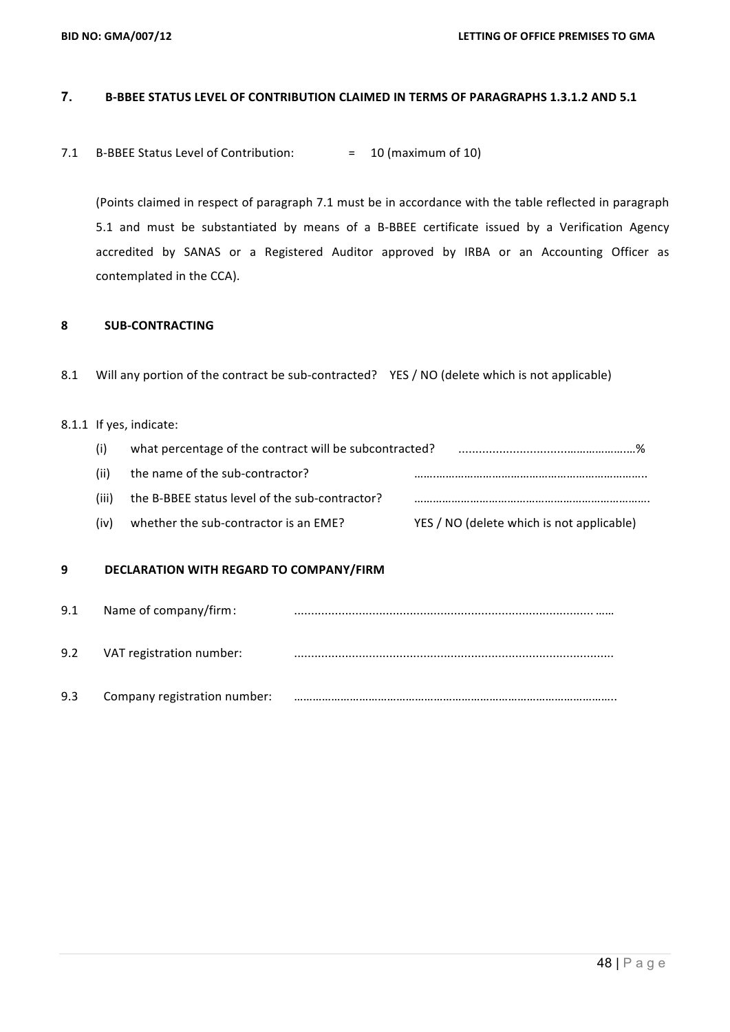## 7. B-BBEE STATUS LEVEL OF CONTRIBUTION CLAIMED IN TERMS OF PARAGRAPHS 1.3.1.2 AND 5.1

7.1 B-BBEE Status Level of Contribution: = 10 (maximum of 10)

(Points claimed in respect of paragraph 7.1 must be in accordance with the table reflected in paragraph 5.1 and must be substantiated by means of a B-BBEE certificate issued by a Verification Agency accredited by SANAS or a Registered Auditor approved by IRBA or an Accounting Officer as contemplated in the CCA).

## 8 SUB-CONTRACTING

8.1 Will any portion of the contract be sub-contracted? YES / NO (delete which is not applicable)

8.1.1 If yes, indicate:

(i) what percentage of the contract will be subcontracted? ..........................................………%

(ii) the name of the sub-contractor? ……………………………………………………………..

(iii) the B-BBEE status level of the sub-contractor? ……………………………………………………………..

(iv) whether the sub-contractor is an EME? YES / NO (delete which is not applicable)

## 9 DECLARATION WITH REGARD TO COMPANY/FIRM

9.1 Name of company/firm: ....................................................................................... ……

9.2 VAT registration number: .............................................................................................

9.3 Company registration number: ……………………………………………………………………………………..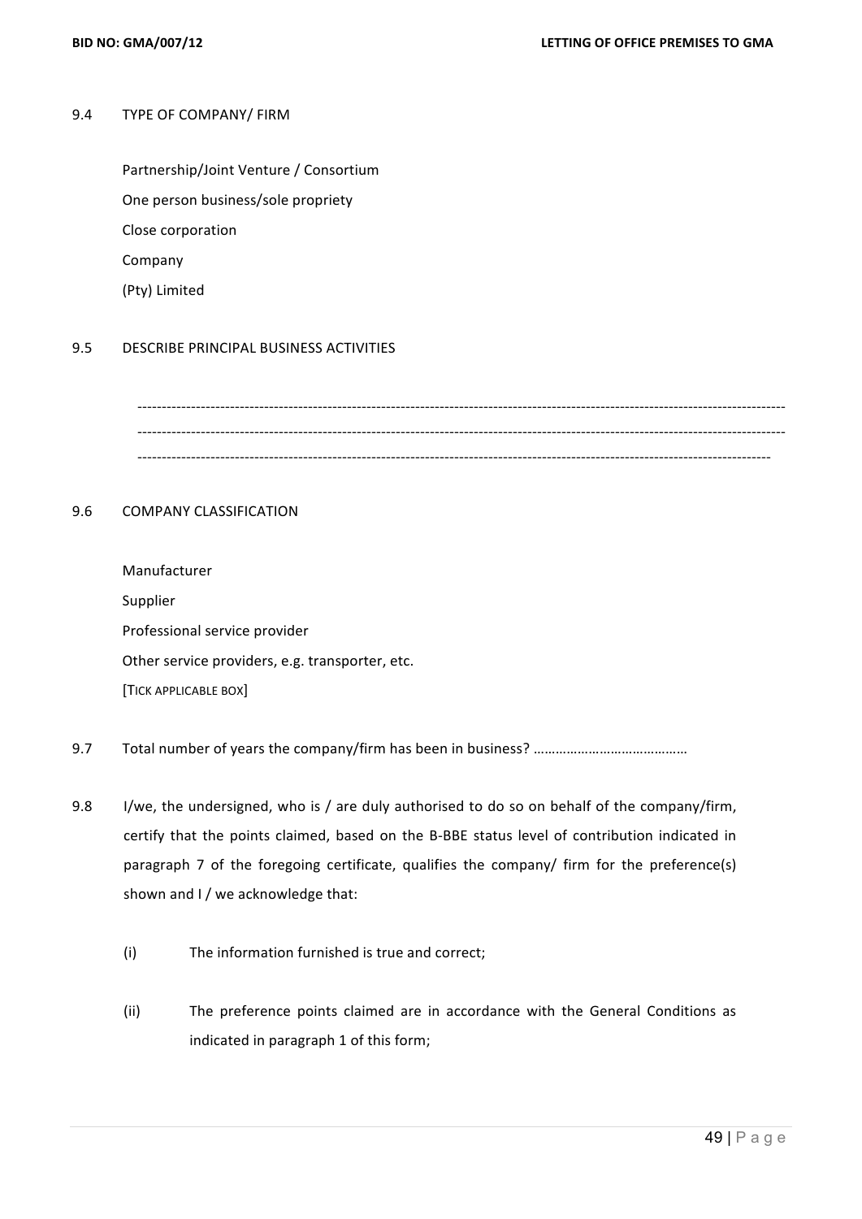9.4 TYPE OF COMPANY/ FIRM

Partnership/Joint Venture / Consortium

One person business/sole propriety

Close corporation

Company

(Pty) Limited

9.5 DESCRIBE PRINCIPAL BUSINESS ACTIVITIES

-------------------------------------------------------------------------------------------------------------------------------

-------------------------------------------------------------------------------------------------------------------------------

-------------------------------------------------------------------------------------------------------------------------------

9.6 COMPANY CLASSIFICATION

Manufacturer

Supplier

Professional service provider

Other service providers, e.g. transporter, etc.

[TICK APPLICABLE BOX]

9.7 Total number of years the company/firm has been in business? ……………………………………

9.8 I/we, the undersigned, who is / are duly authorised to do so on behalf of the company/firm, certify that the points claimed, based on the B-BBE status level of contribution indicated in paragraph 7 of the foregoing certificate, qualifies the company/ firm for the preference(s) shown and I / we acknowledge that:

(i) The information furnished is true and correct;

(ii) The preference points claimed are in accordance with the General Conditions as indicated in paragraph 1 of this form;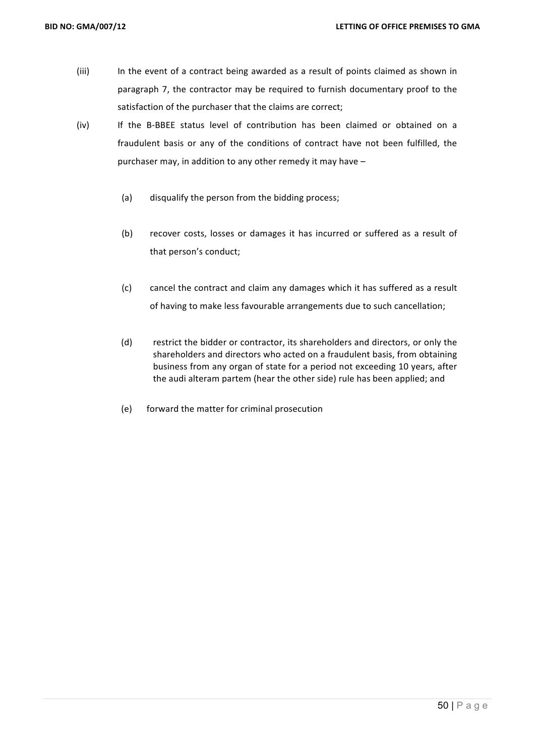(iii) In the event of a contract being awarded as a result of points claimed as shown in paragraph 7, the contractor may be required to furnish documentary proof to the satisfaction of the purchaser that the claims are correct;

(iv) If the B-BBEE status level of contribution has been claimed or obtained on a fraudulent basis or any of the conditions of contract have not been fulfilled, the purchaser may, in addition to any other remedy it may have –

(a) disqualify the person from the bidding process;

(b) recover costs, losses or damages it has incurred or suffered as a result of that person's conduct;

(c) cancel the contract and claim any damages which it has suffered as a result of having to make less favourable arrangements due to such cancellation;

(d) restrict the bidder or contractor, its shareholders and directors, or only the shareholders and directors who acted on a fraudulent basis, from obtaining business from any organ of state for a period not exceeding 10 years, after the audi alteram partem (hear the other side) rule has been applied; and

(e) forward the matter for criminal prosecution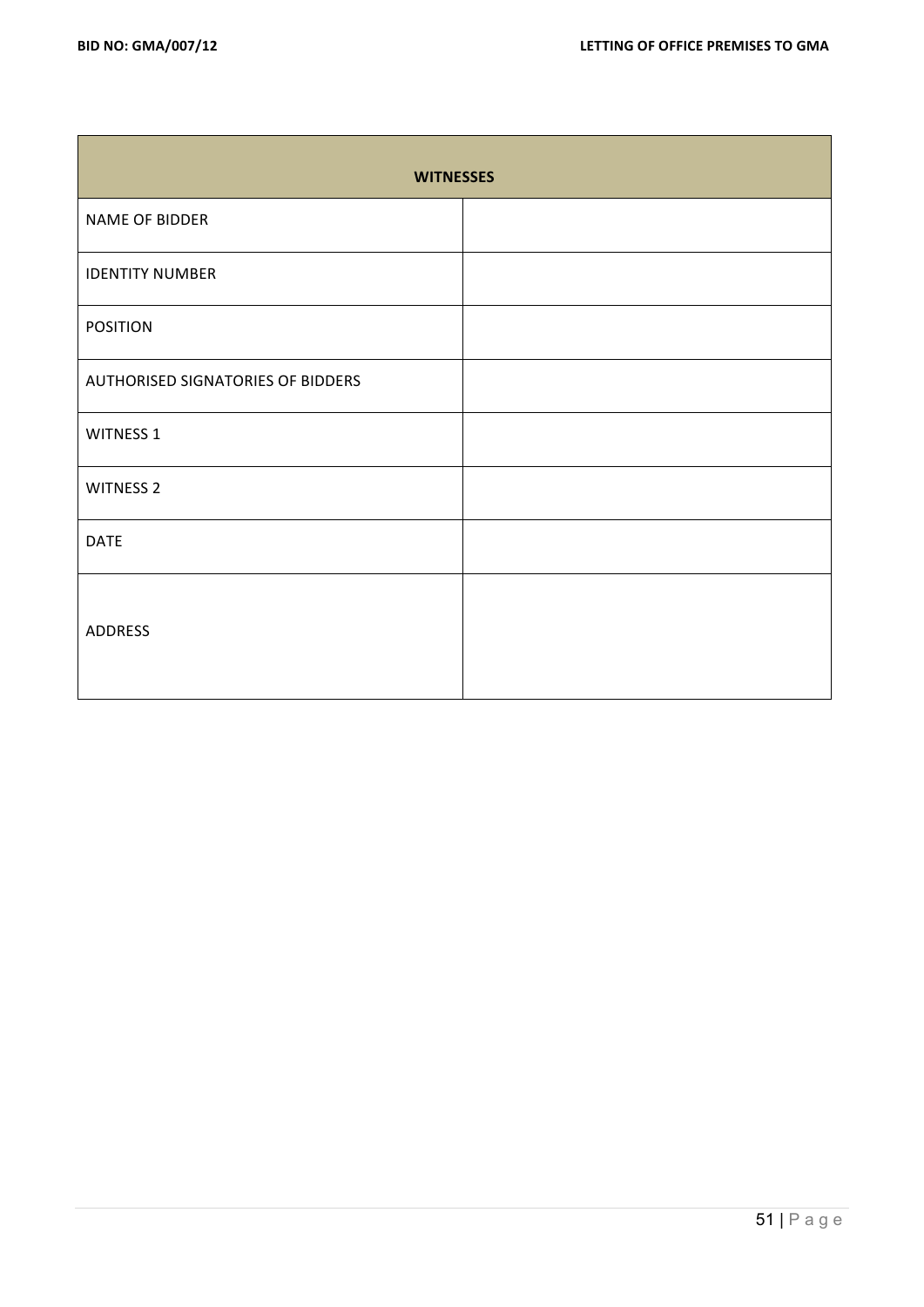| WITNESSES | |
|---|---|
| NAME OF BIDDER | |
| IDENTITY NUMBER | |
| POSITION | |
| AUTHORISED SIGNATORIES OF BIDDERS | |
| WITNESS 1 | |
| WITNESS 2 | |
| DATE | |
| ADDRESS | |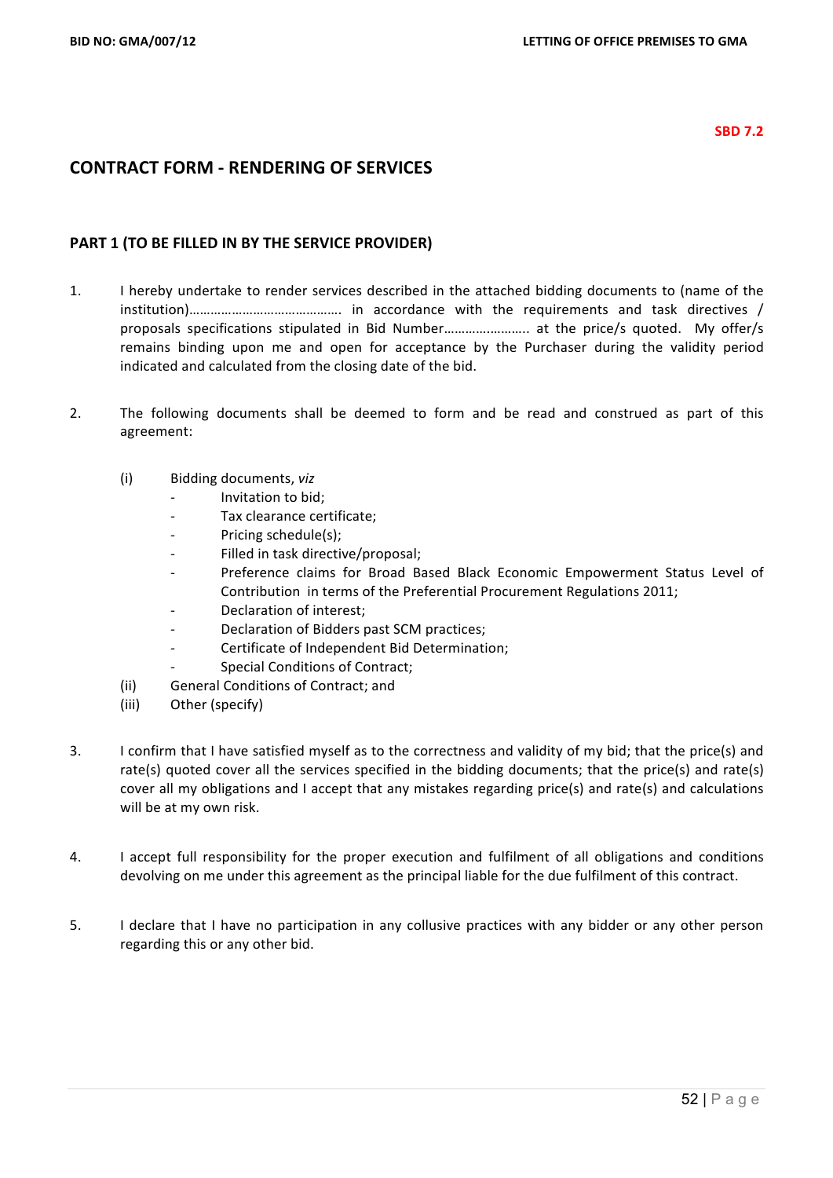SBD 7.2

## CONTRACT FORM - RENDERING OF SERVICES

### PART 1 (TO BE FILLED IN BY THE SERVICE PROVIDER)

1. I hereby undertake to render services described in the attached bidding documents to (name of the institution)……………………………………. in accordance with the requirements and task directives / proposals specifications stipulated in Bid Number………..………….. at the price/s quoted. My offer/s remains binding upon me and open for acceptance by the Purchaser during the validity period indicated and calculated from the closing date of the bid.

2. The following documents shall be deemed to form and be read and construed as part of this agreement:

   (i) Bidding documents, *viz*
   - Invitation to bid;
   - Tax clearance certificate;
   - Pricing schedule(s);
   - Filled in task directive/proposal;
   - Preference claims for Broad Based Black Economic Empowerment Status Level of Contribution in terms of the Preferential Procurement Regulations 2011;
   - Declaration of interest;
   - Declaration of Bidders past SCM practices;
   - Certificate of Independent Bid Determination;
   - Special Conditions of Contract;

   (ii) General Conditions of Contract; and

   (iii) Other (specify)

3. I confirm that I have satisfied myself as to the correctness and validity of my bid; that the price(s) and rate(s) quoted cover all the services specified in the bidding documents; that the price(s) and rate(s) cover all my obligations and I accept that any mistakes regarding price(s) and rate(s) and calculations will be at my own risk.

4. I accept full responsibility for the proper execution and fulfilment of all obligations and conditions devolving on me under this agreement as the principal liable for the due fulfilment of this contract.

5. I declare that I have no participation in any collusive practices with any bidder or any other person regarding this or any other bid.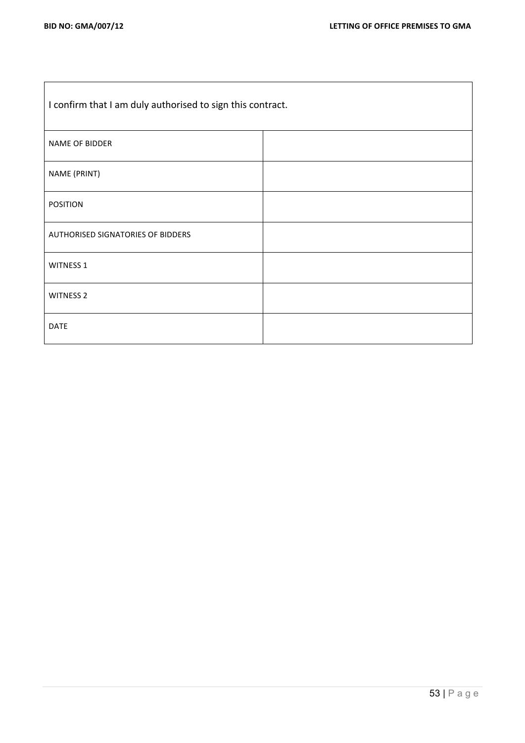| I confirm that I am duly authorised to sign this contract. | |
| --- | --- |
| NAME OF BIDDER | |
| NAME (PRINT) | |
| POSITION | |
| AUTHORISED SIGNATORIES OF BIDDERS | |
| WITNESS 1 | |
| WITNESS 2 | |
| DATE | |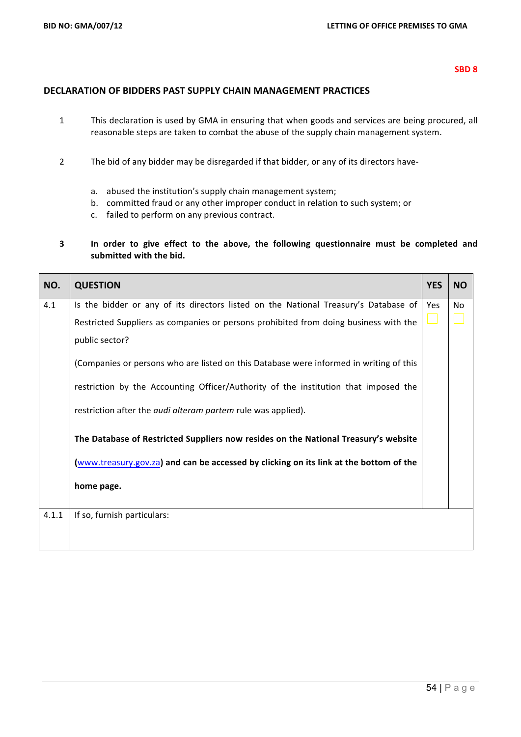SBD 8

## DECLARATION OF BIDDERS PAST SUPPLY CHAIN MANAGEMENT PRACTICES

1. This declaration is used by GMA in ensuring that when goods and services are being procured, all reasonable steps are taken to combat the abuse of the supply chain management system.

2. The bid of any bidder may be disregarded if that bidder, or any of its directors have-

   a. abused the institution's supply chain management system;
   b. committed fraud or any other improper conduct in relation to such system; or
   c. failed to perform on any previous contract.

3. **In order to give effect to the above, the following questionnaire must be completed and submitted with the bid.**

| NO. | QUESTION | YES | NO |
|---|---|---|---|
| 4.1 | Is the bidder or any of its directors listed on the National Treasury's Database of Restricted Suppliers as companies or persons prohibited from doing business with the public sector?<br><br>(Companies or persons who are listed on this Database were informed in writing of this restriction by the Accounting Officer/Authority of the institution that imposed the restriction after the *audi alteram partem* rule was applied).<br><br>**The Database of Restricted Suppliers now resides on the National Treasury's website (www.treasury.gov.za) and can be accessed by clicking on its link at the bottom of the home page.** | Yes ☐ | No ☐ |
| 4.1.1 | If so, furnish particulars: | | |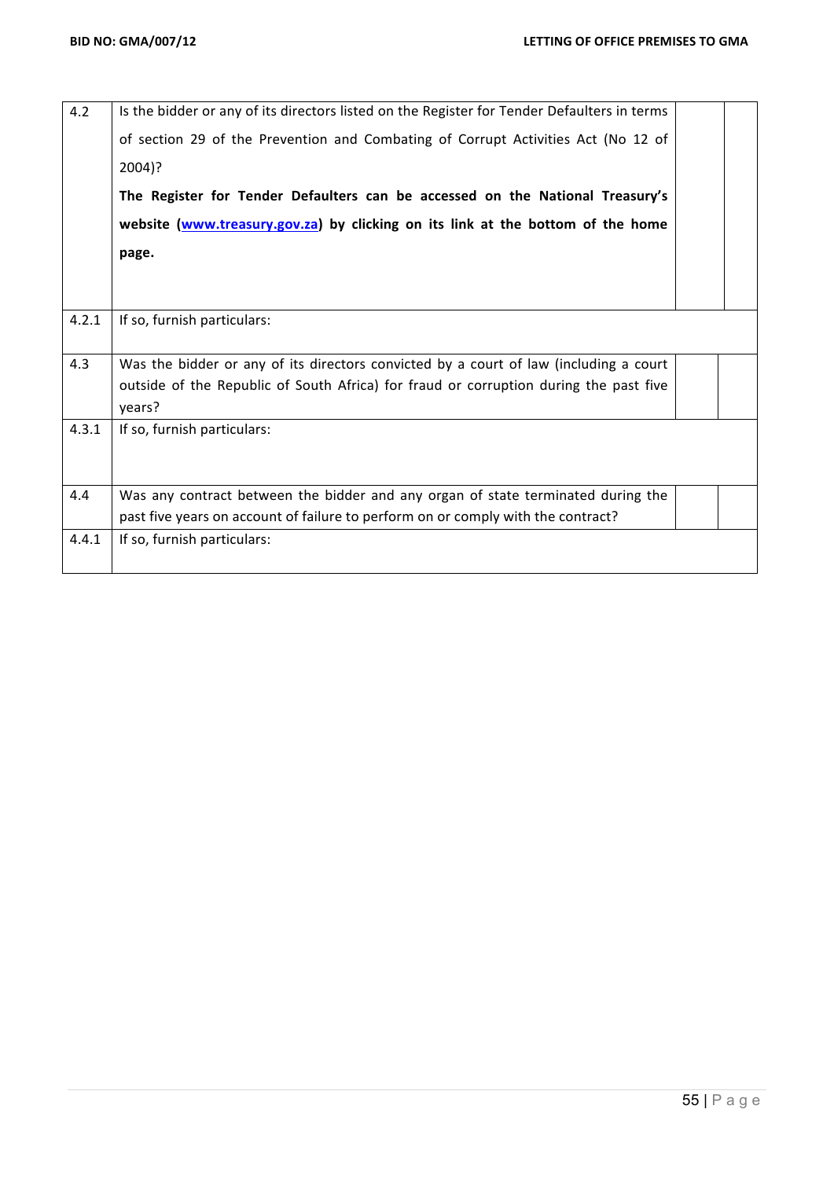| | | | |
|---|---|---|---|
| 4.2 | Is the bidder or any of its directors listed on the Register for Tender Defaulters in terms of section 29 of the Prevention and Combating of Corrupt Activities Act (No 12 of 2004)?<br>**The Register for Tender Defaulters can be accessed on the National Treasury's website ([www.treasury.gov.za](http://www.treasury.gov.za)) by clicking on its link at the bottom of the home page.** | | |
| 4.2.1 | If so, furnish particulars: | | |
| 4.3 | Was the bidder or any of its directors convicted by a court of law (including a court outside of the Republic of South Africa) for fraud or corruption during the past five years? | | |
| 4.3.1 | If so, furnish particulars: | | |
| 4.4 | Was any contract between the bidder and any organ of state terminated during the past five years on account of failure to perform on or comply with the contract? | | |
| 4.4.1 | If so, furnish particulars: | | |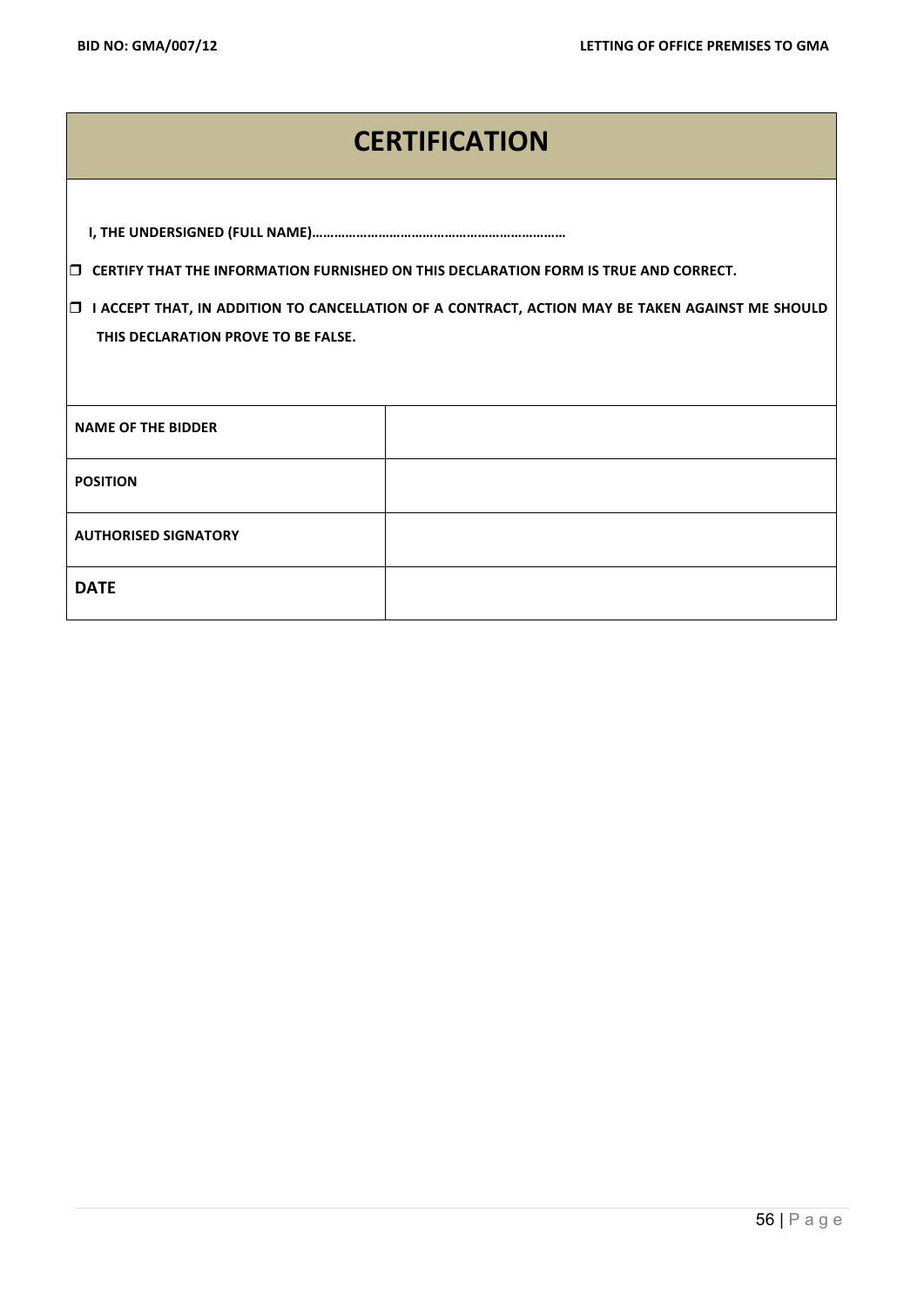# CERTIFICATION

**I, THE UNDERSIGNED (FULL NAME)…………………………………………………………**

- ☐ **CERTIFY THAT THE INFORMATION FURNISHED ON THIS DECLARATION FORM IS TRUE AND CORRECT.**
- ☐ **I ACCEPT THAT, IN ADDITION TO CANCELLATION OF A CONTRACT, ACTION MAY BE TAKEN AGAINST ME SHOULD THIS DECLARATION PROVE TO BE FALSE.**

| | |
|---|---|
| **NAME OF THE BIDDER** | |
| **POSITION** | |
| **AUTHORISED SIGNATORY** | |
| **DATE** | |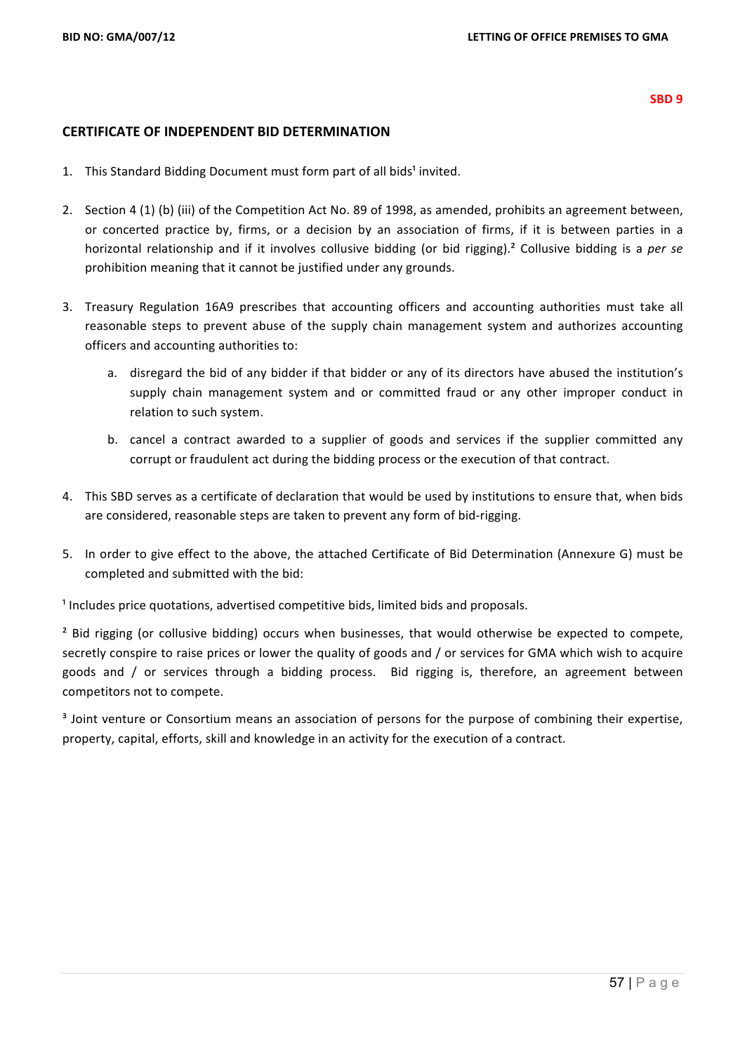**SBD 9**

## CERTIFICATE OF INDEPENDENT BID DETERMINATION

1. This Standard Bidding Document must form part of all bids[1] invited.

2. Section 4 (1) (b) (iii) of the Competition Act No. 89 of 1998, as amended, prohibits an agreement between, or concerted practice by, firms, or a decision by an association of firms, if it is between parties in a horizontal relationship and if it involves collusive bidding (or bid rigging).[2] Collusive bidding is a *per se* prohibition meaning that it cannot be justified under any grounds.

3. Treasury Regulation 16A9 prescribes that accounting officers and accounting authorities must take all reasonable steps to prevent abuse of the supply chain management system and authorizes accounting officers and accounting authorities to:

   a. disregard the bid of any bidder if that bidder or any of its directors have abused the institution's supply chain management system and or committed fraud or any other improper conduct in relation to such system.

   b. cancel a contract awarded to a supplier of goods and services if the supplier committed any corrupt or fraudulent act during the bidding process or the execution of that contract.

4. This SBD serves as a certificate of declaration that would be used by institutions to ensure that, when bids are considered, reasonable steps are taken to prevent any form of bid-rigging.

5. In order to give effect to the above, the attached Certificate of Bid Determination (Annexure G) must be completed and submitted with the bid:

[1] Includes price quotations, advertised competitive bids, limited bids and proposals.

[2] Bid rigging (or collusive bidding) occurs when businesses, that would otherwise be expected to compete, secretly conspire to raise prices or lower the quality of goods and / or services for GMA which wish to acquire goods and / or services through a bidding process. Bid rigging is, therefore, an agreement between competitors not to compete.

[3] Joint venture or Consortium means an association of persons for the purpose of combining their expertise, property, capital, efforts, skill and knowledge in an activity for the execution of a contract.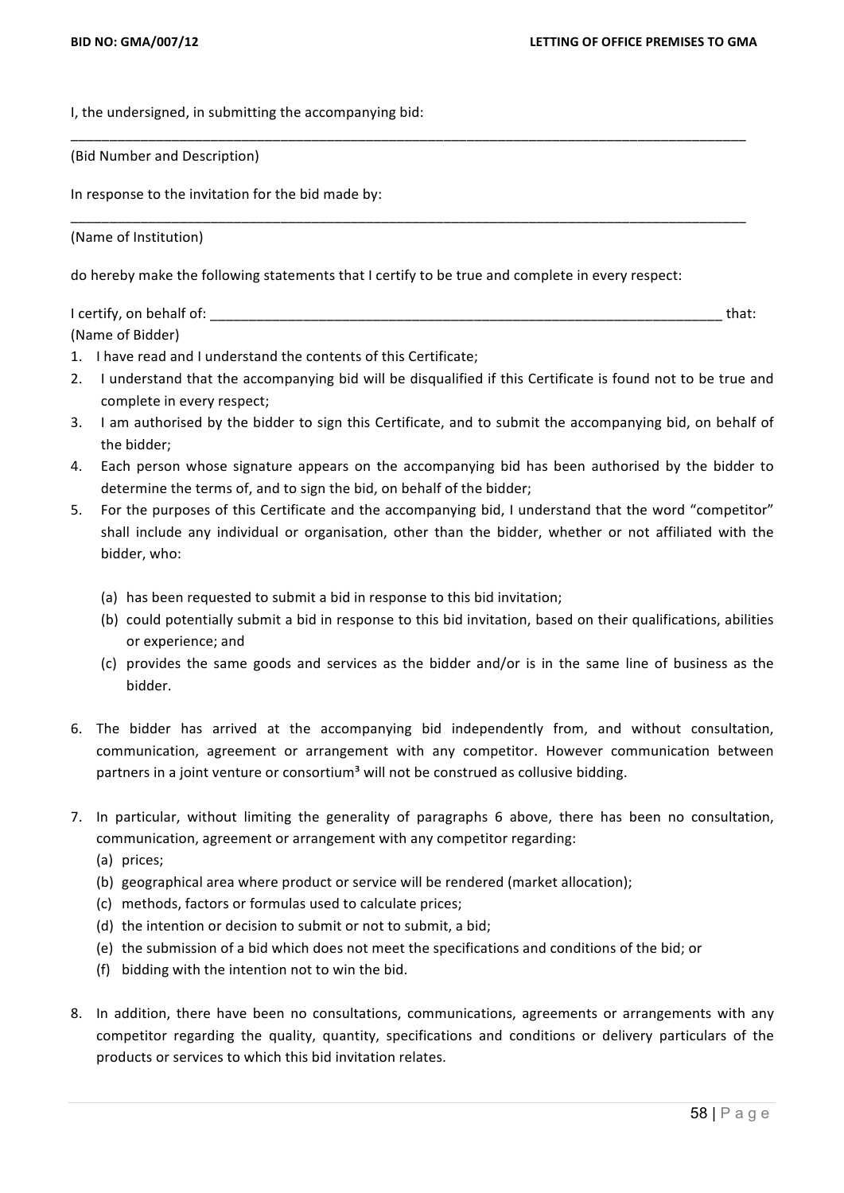I, the undersigned, in submitting the accompanying bid:

_____________________________________________________________________________________________

(Bid Number and Description)

In response to the invitation for the bid made by:

_____________________________________________________________________________________________

(Name of Institution)

do hereby make the following statements that I certify to be true and complete in every respect:

I certify, on behalf of: _______________________________________________________________________ that:
(Name of Bidder)

1. I have read and I understand the contents of this Certificate;
2. I understand that the accompanying bid will be disqualified if this Certificate is found not to be true and complete in every respect;
3. I am authorised by the bidder to sign this Certificate, and to submit the accompanying bid, on behalf of the bidder;
4. Each person whose signature appears on the accompanying bid has been authorised by the bidder to determine the terms of, and to sign the bid, on behalf of the bidder;
5. For the purposes of this Certificate and the accompanying bid, I understand that the word "competitor" shall include any individual or organisation, other than the bidder, whether or not affiliated with the bidder, who:

   (a) has been requested to submit a bid in response to this bid invitation;
   (b) could potentially submit a bid in response to this bid invitation, based on their qualifications, abilities or experience; and
   (c) provides the same goods and services as the bidder and/or is in the same line of business as the bidder.

6. The bidder has arrived at the accompanying bid independently from, and without consultation, communication, agreement or arrangement with any competitor. However communication between partners in a joint venture or consortium[3] will not be construed as collusive bidding.

7. In particular, without limiting the generality of paragraphs 6 above, there has been no consultation, communication, agreement or arrangement with any competitor regarding:
   (a) prices;
   (b) geographical area where product or service will be rendered (market allocation);
   (c) methods, factors or formulas used to calculate prices;
   (d) the intention or decision to submit or not to submit, a bid;
   (e) the submission of a bid which does not meet the specifications and conditions of the bid; or
   (f) bidding with the intention not to win the bid.

8. In addition, there have been no consultations, communications, agreements or arrangements with any competitor regarding the quality, quantity, specifications and conditions or delivery particulars of the products or services to which this bid invitation relates.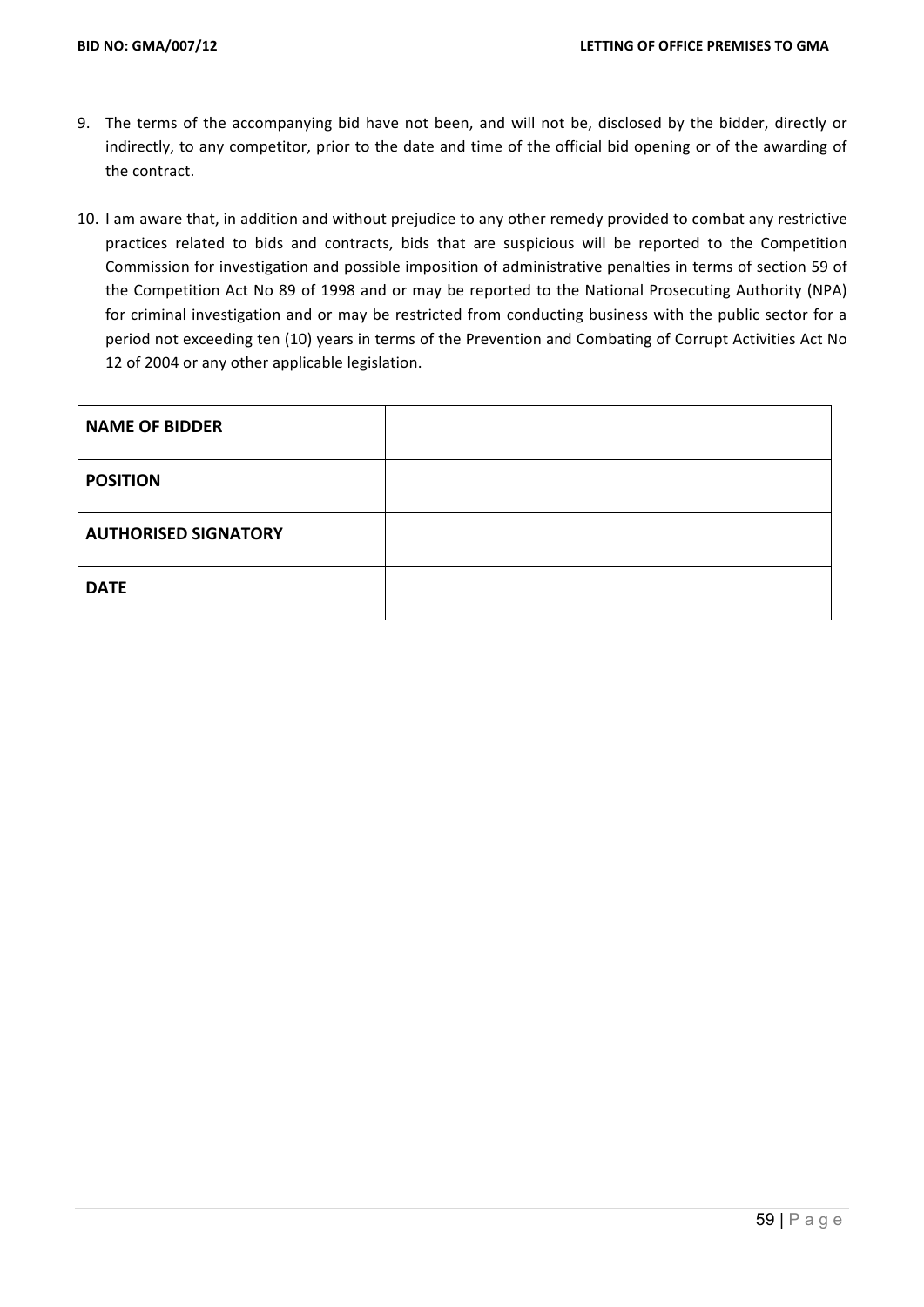9. The terms of the accompanying bid have not been, and will not be, disclosed by the bidder, directly or indirectly, to any competitor, prior to the date and time of the official bid opening or of the awarding of the contract.

10. I am aware that, in addition and without prejudice to any other remedy provided to combat any restrictive practices related to bids and contracts, bids that are suspicious will be reported to the Competition Commission for investigation and possible imposition of administrative penalties in terms of section 59 of the Competition Act No 89 of 1998 and or may be reported to the National Prosecuting Authority (NPA) for criminal investigation and or may be restricted from conducting business with the public sector for a period not exceeding ten (10) years in terms of the Prevention and Combating of Corrupt Activities Act No 12 of 2004 or any other applicable legislation.

| | |
|---|---|
| **NAME OF BIDDER** | |
| **POSITION** | |
| **AUTHORISED SIGNATORY** | |
| **DATE** | |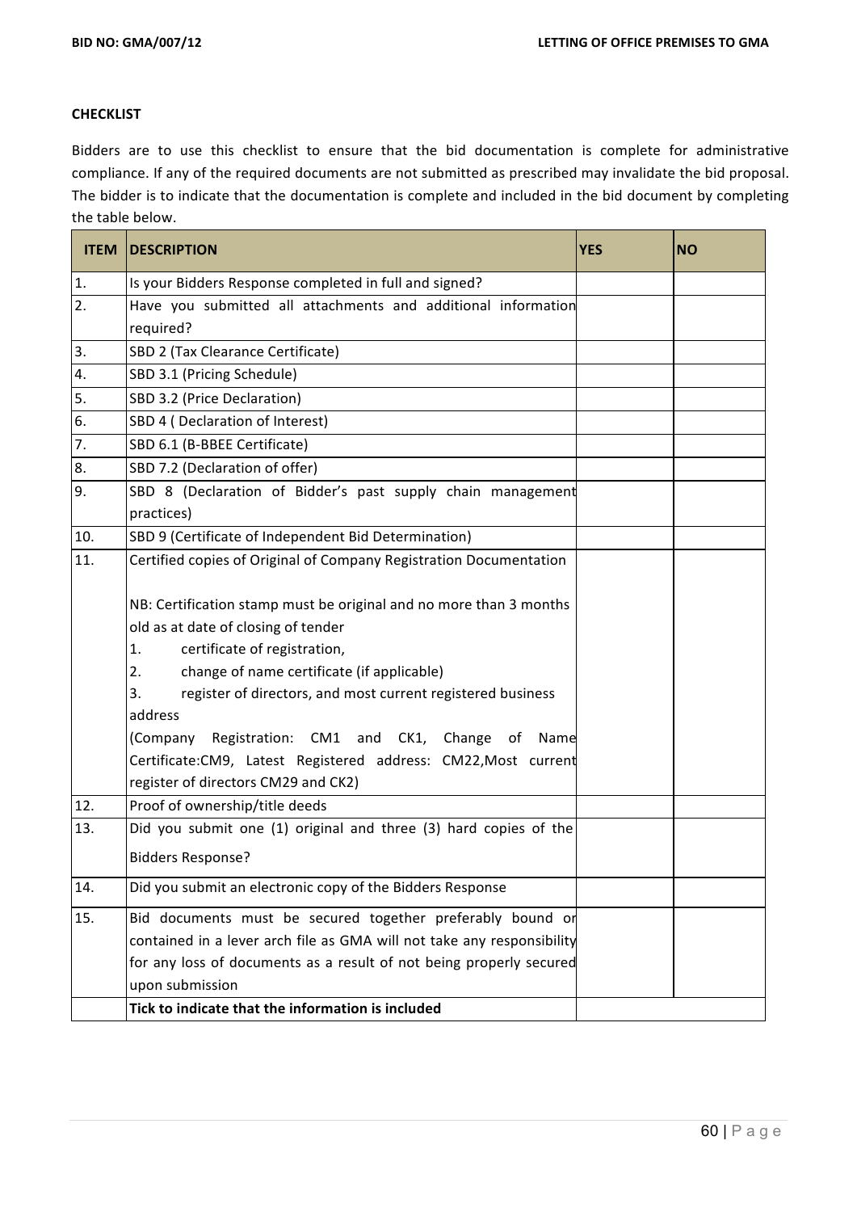**CHECKLIST**

Bidders are to use this checklist to ensure that the bid documentation is complete for administrative compliance. If any of the required documents are not submitted as prescribed may invalidate the bid proposal. The bidder is to indicate that the documentation is complete and included in the bid document by completing the table below.

| ITEM | DESCRIPTION | YES | NO |
|---|---|---|---|
| 1. | Is your Bidders Response completed in full and signed? | | |
| 2. | Have you submitted all attachments and additional information required? | | |
| 3. | SBD 2 (Tax Clearance Certificate) | | |
| 4. | SBD 3.1 (Pricing Schedule) | | |
| 5. | SBD 3.2 (Price Declaration) | | |
| 6. | SBD 4 ( Declaration of Interest) | | |
| 7. | SBD 6.1 (B-BBEE Certificate) | | |
| 8. | SBD 7.2 (Declaration of offer) | | |
| 9. | SBD 8 (Declaration of Bidder's past supply chain management practices) | | |
| 10. | SBD 9 (Certificate of Independent Bid Determination) | | |
| 11. | Certified copies of Original of Company Registration Documentation<br><br>NB: Certification stamp must be original and no more than 3 months old as at date of closing of tender<br>1. certificate of registration,<br>2. change of name certificate (if applicable)<br>3. register of directors, and most current registered business address<br>(Company Registration: CM1 and CK1, Change of Name Certificate:CM9, Latest Registered address: CM22,Most current register of directors CM29 and CK2) | | |
| 12. | Proof of ownership/title deeds | | |
| 13. | Did you submit one (1) original and three (3) hard copies of the Bidders Response? | | |
| 14. | Did you submit an electronic copy of the Bidders Response | | |
| 15. | Bid documents must be secured together preferably bound or contained in a lever arch file as GMA will not take any responsibility for any loss of documents as a result of not being properly secured upon submission | | |
| | **Tick to indicate that the information is included** | | |